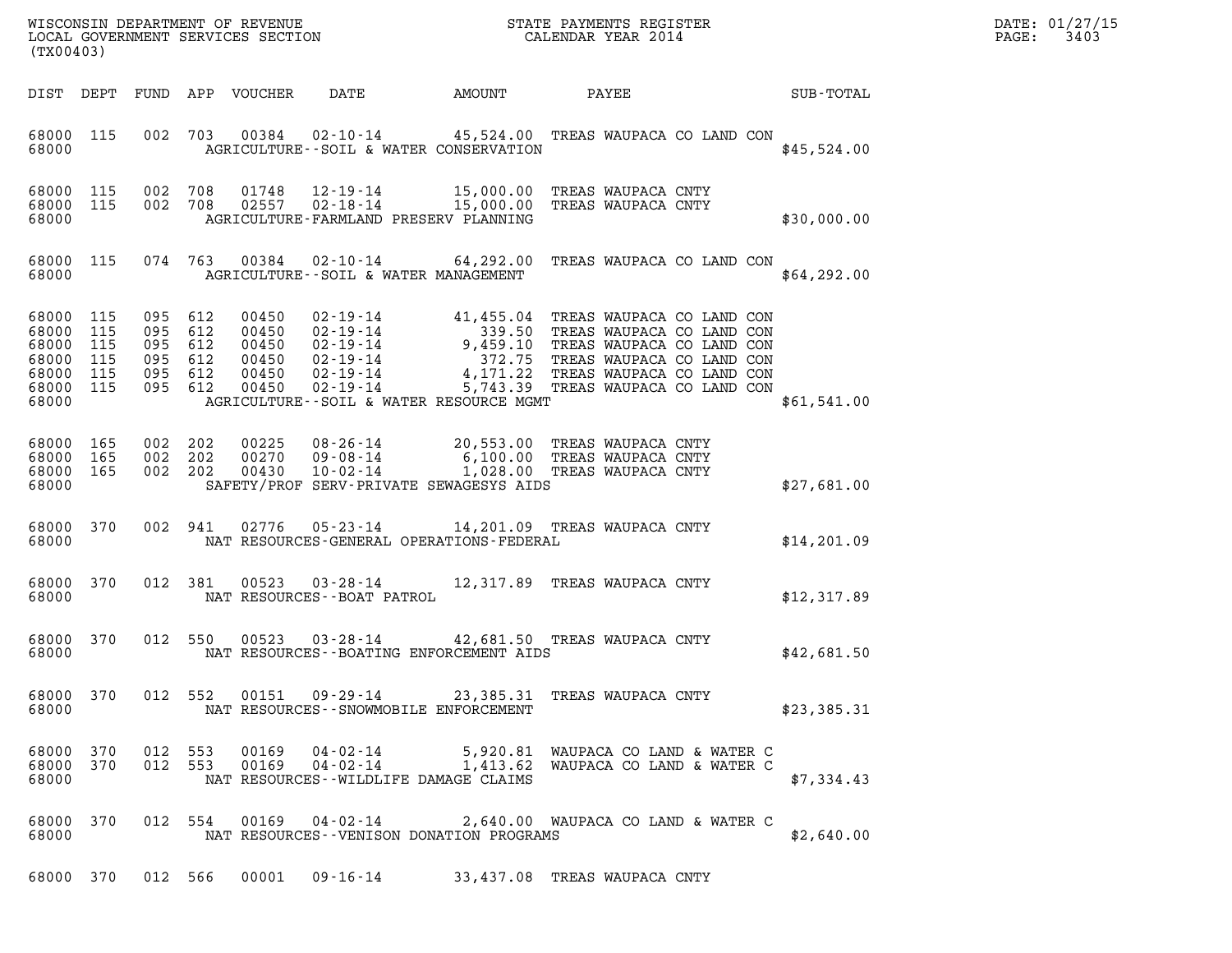WISCONSIN DEPARTMENT OF REVENUE
LOCAL GOVERNMENT SERVICES SECTION
(TX00403)

STATE PAYMENTS REGISTER
CALENDAR YEAR 2014

DATE: 01/27/15

| DIST | DEPT | FUND | APP | VOUCHER | DATE | AMOUNT | PAYEE | SUB-TOTAL |
|---|---|---|---|---|---|---|---|---|
| 68000 | 115 | 002 | 703 | 00384 | 02-10-14 | 45,524.00 | TREAS WAUPACA CO LAND CON | |
| 68000 | | | | | | AGRICULTURE--SOIL & WATER CONSERVATION | | $45,524.00 |
| 68000 | 115 | 002 | 708 | 01748 | 12-19-14 | 15,000.00 | TREAS WAUPACA CNTY | |
| 68000 | 115 | 002 | 708 | 02557 | 02-18-14 | 15,000.00 | TREAS WAUPACA CNTY | |
| 68000 | | | | | | AGRICULTURE-FARMLAND PRESERV PLANNING | | $30,000.00 |
| 68000 | 115 | 074 | 763 | 00384 | 02-10-14 | 64,292.00 | TREAS WAUPACA CO LAND CON | |
| 68000 | | | | | | AGRICULTURE--SOIL & WATER MANAGEMENT | | $64,292.00 |
| 68000 | 115 | 095 | 612 | 00450 | 02-19-14 | 41,455.04 | TREAS WAUPACA CO LAND CON | |
| 68000 | 115 | 095 | 612 | 00450 | 02-19-14 | 339.50 | TREAS WAUPACA CO LAND CON | |
| 68000 | 115 | 095 | 612 | 00450 | 02-19-14 | 9,459.10 | TREAS WAUPACA CO LAND CON | |
| 68000 | 115 | 095 | 612 | 00450 | 02-19-14 | 372.75 | TREAS WAUPACA CO LAND CON | |
| 68000 | 115 | 095 | 612 | 00450 | 02-19-14 | 4,171.22 | TREAS WAUPACA CO LAND CON | |
| 68000 | 115 | 095 | 612 | 00450 | 02-19-14 | 5,743.39 | TREAS WAUPACA CO LAND CON | |
| 68000 | | | | | | AGRICULTURE--SOIL & WATER RESOURCE MGMT | | $61,541.00 |
| 68000 | 165 | 002 | 202 | 00225 | 08-26-14 | 20,553.00 | TREAS WAUPACA CNTY | |
| 68000 | 165 | 002 | 202 | 00270 | 09-08-14 | 6,100.00 | TREAS WAUPACA CNTY | |
| 68000 | 165 | 002 | 202 | 00430 | 10-02-14 | 1,028.00 | TREAS WAUPACA CNTY | |
| 68000 | | | | | | SAFETY/PROF SERV-PRIVATE SEWAGESYS AIDS | | $27,681.00 |
| 68000 | 370 | 002 | 941 | 02776 | 05-23-14 | 14,201.09 | TREAS WAUPACA CNTY | |
| 68000 | | | | | | NAT RESOURCES-GENERAL OPERATIONS-FEDERAL | | $14,201.09 |
| 68000 | 370 | 012 | 381 | 00523 | 03-28-14 | 12,317.89 | TREAS WAUPACA CNTY | |
| 68000 | | | | | | NAT RESOURCES--BOAT PATROL | | $12,317.89 |
| 68000 | 370 | 012 | 550 | 00523 | 03-28-14 | 42,681.50 | TREAS WAUPACA CNTY | |
| 68000 | | | | | | NAT RESOURCES--BOATING ENFORCEMENT AIDS | | $42,681.50 |
| 68000 | 370 | 012 | 552 | 00151 | 09-29-14 | 23,385.31 | TREAS WAUPACA CNTY | |
| 68000 | | | | | | NAT RESOURCES--SNOWMOBILE ENFORCEMENT | | $23,385.31 |
| 68000 | 370 | 012 | 553 | 00169 | 04-02-14 | 5,920.81 | WAUPACA CO LAND & WATER C | |
| 68000 | 370 | 012 | 553 | 00169 | 04-02-14 | 1,413.62 | WAUPACA CO LAND & WATER C | |
| 68000 | | | | | | NAT RESOURCES--WILDLIFE DAMAGE CLAIMS | | $7,334.43 |
| 68000 | 370 | 012 | 554 | 00169 | 04-02-14 | 2,640.00 | WAUPACA CO LAND & WATER C | |
| 68000 | | | | | | NAT RESOURCES--VENISON DONATION PROGRAMS | | $2,640.00 |
| 68000 | 370 | 012 | 566 | 00001 | 09-16-14 | 33,437.08 | TREAS WAUPACA CNTY | |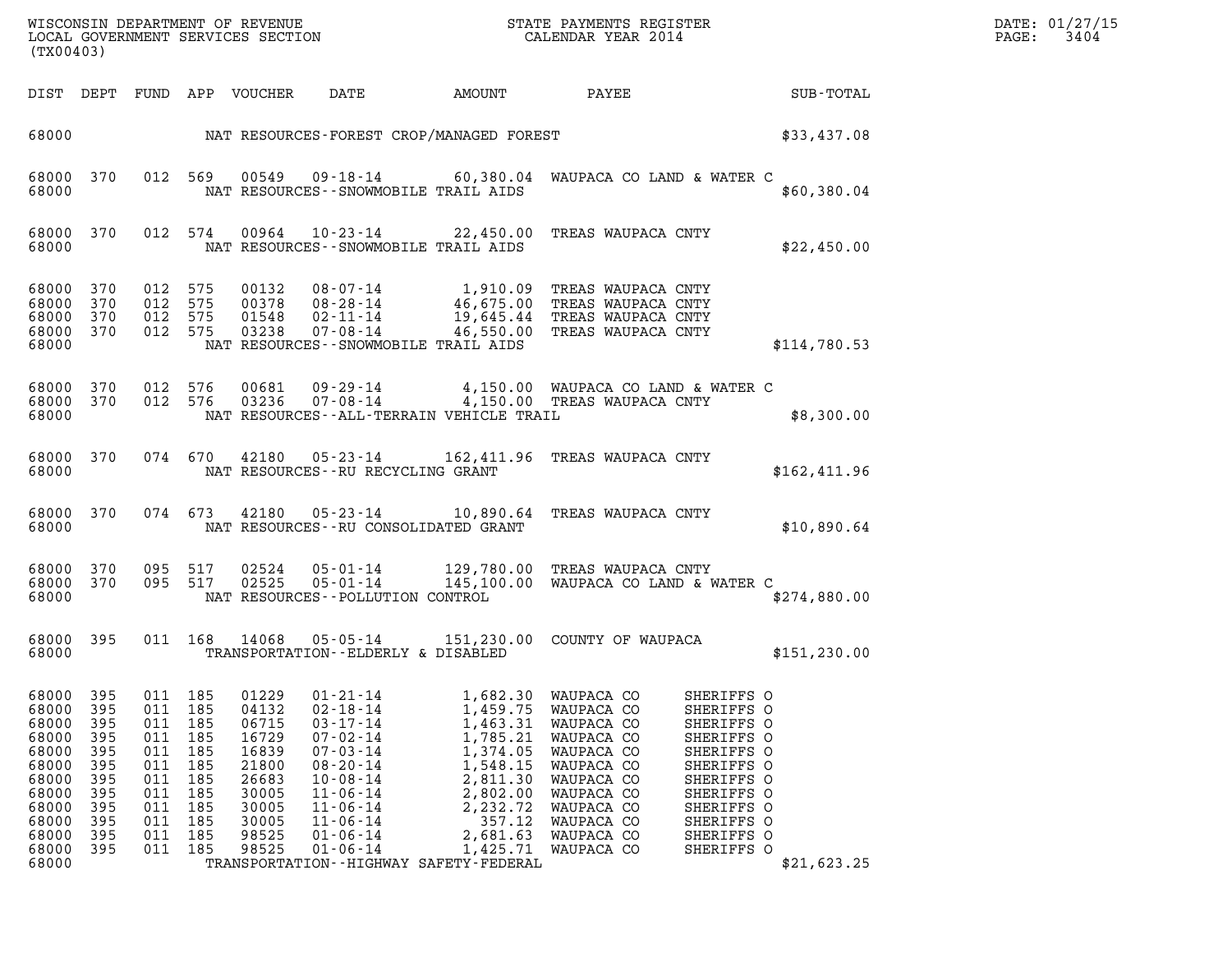WISCONSIN DEPARTMENT OF REVENUE
LOCAL GOVERNMENT SERVICES SECTION
(TX00403)

STATE PAYMENTS REGISTER
CALENDAR YEAR 2014

DATE: 01/27/15
PAGE: 3404

| DIST | DEPT | FUND | APP | VOUCHER | DATE | AMOUNT | PAYEE | SUB-TOTAL |
|---|---|---|---|---|---|---|---|---|
| 68000 | | | | | NAT RESOURCES-FOREST CROP/MANAGED FOREST | | | $33,437.08 |
| 68000 | 370 | 012 | 569 | 00549 | 09-18-14 | 60,380.04 | WAUPACA CO LAND & WATER C | |
| 68000 | | | | | NAT RESOURCES--SNOWMOBILE TRAIL AIDS | | | $60,380.04 |
| 68000 | 370 | 012 | 574 | 00964 | 10-23-14 | 22,450.00 | TREAS WAUPACA CNTY | |
| 68000 | | | | | NAT RESOURCES--SNOWMOBILE TRAIL AIDS | | | $22,450.00 |
| 68000 | 370 | 012 | 575 | 00132 | 08-07-14 | 1,910.09 | TREAS WAUPACA CNTY | |
| 68000 | 370 | 012 | 575 | 00378 | 08-28-14 | 46,675.00 | TREAS WAUPACA CNTY | |
| 68000 | 370 | 012 | 575 | 01548 | 02-11-14 | 19,645.44 | TREAS WAUPACA CNTY | |
| 68000 | 370 | 012 | 575 | 03238 | 07-08-14 | 46,550.00 | TREAS WAUPACA CNTY | |
| 68000 | | | | | NAT RESOURCES--SNOWMOBILE TRAIL AIDS | | | $114,780.53 |
| 68000 | 370 | 012 | 576 | 00681 | 09-29-14 | 4,150.00 | WAUPACA CO LAND & WATER C | |
| 68000 | 370 | 012 | 576 | 03236 | 07-08-14 | 4,150.00 | TREAS WAUPACA CNTY | |
| 68000 | | | | | NAT RESOURCES--ALL-TERRAIN VEHICLE TRAIL | | | $8,300.00 |
| 68000 | 370 | 074 | 670 | 42180 | 05-23-14 | 162,411.96 | TREAS WAUPACA CNTY | |
| 68000 | | | | | NAT RESOURCES--RU RECYCLING GRANT | | | $162,411.96 |
| 68000 | 370 | 074 | 673 | 42180 | 05-23-14 | 10,890.64 | TREAS WAUPACA CNTY | |
| 68000 | | | | | NAT RESOURCES--RU CONSOLIDATED GRANT | | | $10,890.64 |
| 68000 | 370 | 095 | 517 | 02524 | 05-01-14 | 129,780.00 | TREAS WAUPACA CNTY | |
| 68000 | 370 | 095 | 517 | 02525 | 05-01-14 | 145,100.00 | WAUPACA CO LAND & WATER C | |
| 68000 | | | | | NAT RESOURCES--POLLUTION CONTROL | | | $274,880.00 |
| 68000 | 395 | 011 | 168 | 14068 | 05-05-14 | 151,230.00 | COUNTY OF WAUPACA | |
| 68000 | | | | | TRANSPORTATION--ELDERLY & DISABLED | | | $151,230.00 |
| 68000 | 395 | 011 | 185 | 01229 | 01-21-14 | 1,682.30 | WAUPACA CO SHERIFFS O | |
| 68000 | 395 | 011 | 185 | 04132 | 02-18-14 | 1,459.75 | WAUPACA CO SHERIFFS O | |
| 68000 | 395 | 011 | 185 | 06715 | 03-17-14 | 1,463.31 | WAUPACA CO SHERIFFS O | |
| 68000 | 395 | 011 | 185 | 16729 | 07-02-14 | 1,785.21 | WAUPACA CO SHERIFFS O | |
| 68000 | 395 | 011 | 185 | 16839 | 07-03-14 | 1,374.05 | WAUPACA CO SHERIFFS O | |
| 68000 | 395 | 011 | 185 | 21800 | 08-20-14 | 1,548.15 | WAUPACA CO SHERIFFS O | |
| 68000 | 395 | 011 | 185 | 26683 | 10-08-14 | 2,811.30 | WAUPACA CO SHERIFFS O | |
| 68000 | 395 | 011 | 185 | 30005 | 11-06-14 | 2,802.00 | WAUPACA CO SHERIFFS O | |
| 68000 | 395 | 011 | 185 | 30005 | 11-06-14 | 2,232.72 | WAUPACA CO SHERIFFS O | |
| 68000 | 395 | 011 | 185 | 30005 | 11-06-14 | 357.12 | WAUPACA CO SHERIFFS O | |
| 68000 | 395 | 011 | 185 | 98525 | 01-06-14 | 2,681.63 | WAUPACA CO SHERIFFS O | |
| 68000 | 395 | 011 | 185 | 98525 | 01-06-14 | 1,425.71 | WAUPACA CO SHERIFFS O | |
| 68000 | | | | | TRANSPORTATION--HIGHWAY SAFETY-FEDERAL | | | $21,623.25 |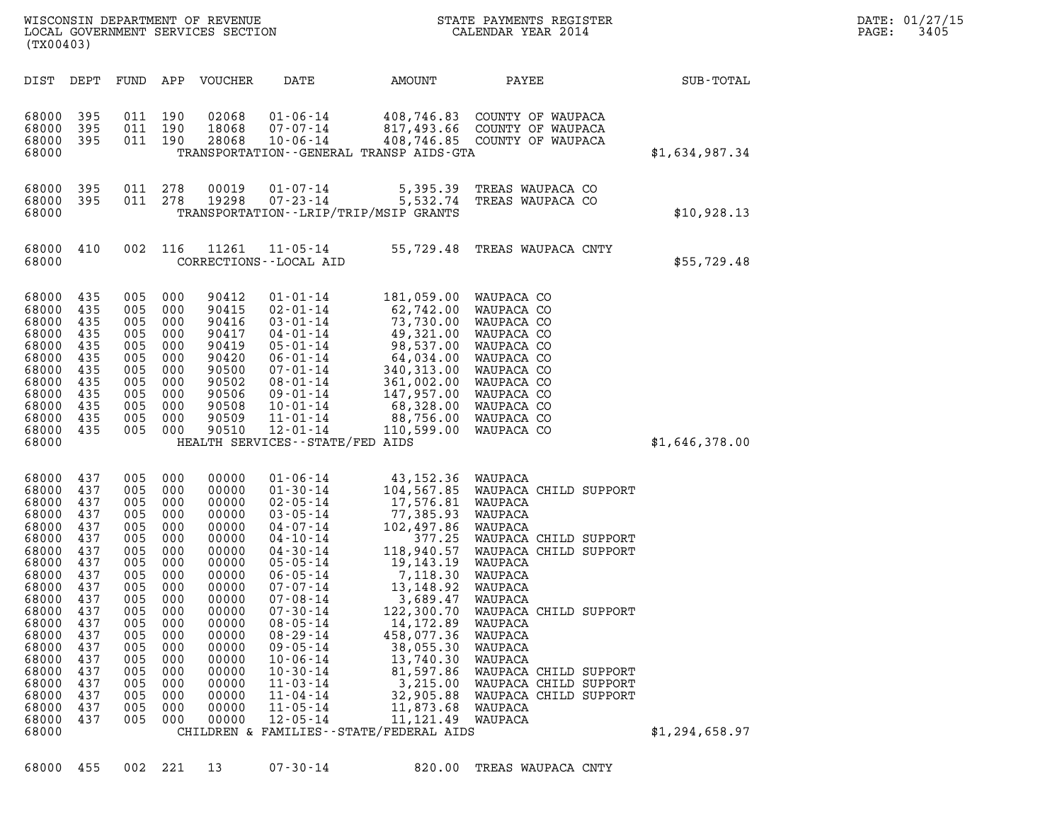WISCONSIN DEPARTMENT OF REVENUE
LOCAL GOVERNMENT SERVICES SECTION
(TX00403)

STATE PAYMENTS REGISTER
CALENDAR YEAR 2014

DATE: 01/27/15
PAGE: 3405

| DIST | DEPT | FUND | APP | VOUCHER | DATE | AMOUNT | PAYEE | SUB-TOTAL |
|---|---|---|---|---|---|---|---|---|
| 68000 | 395 | 011 | 190 | 02068 | 01-06-14 | 408,746.83 | COUNTY OF WAUPACA | |
| 68000 | 395 | 011 | 190 | 18068 | 07-07-14 | 817,493.66 | COUNTY OF WAUPACA | |
| 68000 | 395 | 011 | 190 | 28068 | 10-06-14 | 408,746.85 | COUNTY OF WAUPACA | |
| 68000 | | | | | TRANSPORTATION--GENERAL TRANSP AIDS-GTA | | | $1,634,987.34 |
| 68000 | 395 | 011 | 278 | 00019 | 01-07-14 | 5,395.39 | TREAS WAUPACA CO | |
| 68000 | 395 | 011 | 278 | 19298 | 07-23-14 | 5,532.74 | TREAS WAUPACA CO | |
| 68000 | | | | | TRANSPORTATION--LRIP/TRIP/MSIP GRANTS | | | $10,928.13 |
| 68000 | 410 | 002 | 116 | 11261 | 11-05-14 | 55,729.48 | TREAS WAUPACA CNTY | |
| 68000 | | | | | CORRECTIONS--LOCAL AID | | | $55,729.48 |
| 68000 | 435 | 005 | 000 | 90412 | 01-01-14 | 181,059.00 | WAUPACA CO | |
| 68000 | 435 | 005 | 000 | 90415 | 02-01-14 | 62,742.00 | WAUPACA CO | |
| 68000 | 435 | 005 | 000 | 90416 | 03-01-14 | 73,730.00 | WAUPACA CO | |
| 68000 | 435 | 005 | 000 | 90417 | 04-01-14 | 49,321.00 | WAUPACA CO | |
| 68000 | 435 | 005 | 000 | 90419 | 05-01-14 | 98,537.00 | WAUPACA CO | |
| 68000 | 435 | 005 | 000 | 90420 | 06-01-14 | 64,034.00 | WAUPACA CO | |
| 68000 | 435 | 005 | 000 | 90500 | 07-01-14 | 340,313.00 | WAUPACA CO | |
| 68000 | 435 | 005 | 000 | 90502 | 08-01-14 | 361,002.00 | WAUPACA CO | |
| 68000 | 435 | 005 | 000 | 90506 | 09-01-14 | 147,957.00 | WAUPACA CO | |
| 68000 | 435 | 005 | 000 | 90508 | 10-01-14 | 68,328.00 | WAUPACA CO | |
| 68000 | 435 | 005 | 000 | 90509 | 11-01-14 | 88,756.00 | WAUPACA CO | |
| 68000 | 435 | 005 | 000 | 90510 | 12-01-14 | 110,599.00 | WAUPACA CO | |
| 68000 | | | | | HEALTH SERVICES--STATE/FED AIDS | | | $1,646,378.00 |
| 68000 | 437 | 005 | 000 | 00000 | 01-06-14 | 43,152.36 | WAUPACA | |
| 68000 | 437 | 005 | 000 | 00000 | 01-30-14 | 104,567.85 | WAUPACA CHILD SUPPORT | |
| 68000 | 437 | 005 | 000 | 00000 | 02-05-14 | 17,576.81 | WAUPACA | |
| 68000 | 437 | 005 | 000 | 00000 | 03-05-14 | 77,385.93 | WAUPACA | |
| 68000 | 437 | 005 | 000 | 00000 | 04-07-14 | 102,497.86 | WAUPACA | |
| 68000 | 437 | 005 | 000 | 00000 | 04-10-14 | 377.25 | WAUPACA CHILD SUPPORT | |
| 68000 | 437 | 005 | 000 | 00000 | 04-30-14 | 118,940.57 | WAUPACA CHILD SUPPORT | |
| 68000 | 437 | 005 | 000 | 00000 | 05-05-14 | 19,143.19 | WAUPACA | |
| 68000 | 437 | 005 | 000 | 00000 | 06-05-14 | 7,118.30 | WAUPACA | |
| 68000 | 437 | 005 | 000 | 00000 | 07-07-14 | 13,148.92 | WAUPACA | |
| 68000 | 437 | 005 | 000 | 00000 | 07-08-14 | 3,689.47 | WAUPACA | |
| 68000 | 437 | 005 | 000 | 00000 | 07-30-14 | 122,300.70 | WAUPACA CHILD SUPPORT | |
| 68000 | 437 | 005 | 000 | 00000 | 08-05-14 | 14,172.89 | WAUPACA | |
| 68000 | 437 | 005 | 000 | 00000 | 08-29-14 | 458,077.36 | WAUPACA | |
| 68000 | 437 | 005 | 000 | 00000 | 09-05-14 | 38,055.30 | WAUPACA | |
| 68000 | 437 | 005 | 000 | 00000 | 10-06-14 | 13,740.30 | WAUPACA | |
| 68000 | 437 | 005 | 000 | 00000 | 10-30-14 | 81,597.86 | WAUPACA CHILD SUPPORT | |
| 68000 | 437 | 005 | 000 | 00000 | 11-03-14 | 3,215.00 | WAUPACA CHILD SUPPORT | |
| 68000 | 437 | 005 | 000 | 00000 | 11-04-14 | 32,905.88 | WAUPACA CHILD SUPPORT | |
| 68000 | 437 | 005 | 000 | 00000 | 11-05-14 | 11,873.68 | WAUPACA | |
| 68000 | 437 | 005 | 000 | 00000 | 12-05-14 | 11,121.49 | WAUPACA | |
| 68000 | | | | | CHILDREN & FAMILIES--STATE/FEDERAL AIDS | | | $1,294,658.97 |
| 68000 | 455 | 002 | 221 | 13 | 07-30-14 | 820.00 | TREAS WAUPACA CNTY | |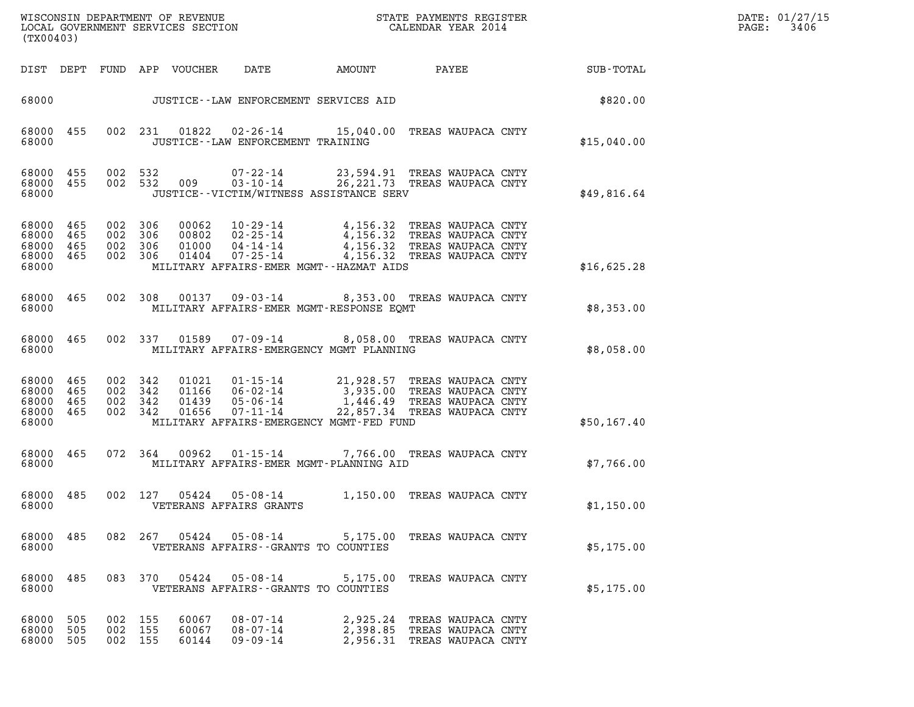WISCONSIN DEPARTMENT OF REVENUE
LOCAL GOVERNMENT SERVICES SECTION
(TX00403)

STATE PAYMENTS REGISTER
CALENDAR YEAR 2014

DATE: 01/27/15

| DIST | DEPT | FUND | APP | VOUCHER | DATE | AMOUNT | PAYEE | SUB-TOTAL |
|---|---|---|---|---|---|---|---|---|
| 68000 | | | | | JUSTICE--LAW ENFORCEMENT SERVICES AID | | | $820.00 |
| 68000 | 455 | 002 | 231 | 01822 | 02-26-14 | 15,040.00 | TREAS WAUPACA CNTY | |
| 68000 | | | | | JUSTICE--LAW ENFORCEMENT TRAINING | | | $15,040.00 |
| 68000 | 455 | 002 | 532 | | 07-22-14 | 23,594.91 | TREAS WAUPACA CNTY | |
| 68000 | 455 | 002 | 532 | 009 | 03-10-14 | 26,221.73 | TREAS WAUPACA CNTY | |
| 68000 | | | | | JUSTICE--VICTIM/WITNESS ASSISTANCE SERV | | | $49,816.64 |
| 68000 | 465 | 002 | 306 | 00062 | 10-29-14 | 4,156.32 | TREAS WAUPACA CNTY | |
| 68000 | 465 | 002 | 306 | 00802 | 02-25-14 | 4,156.32 | TREAS WAUPACA CNTY | |
| 68000 | 465 | 002 | 306 | 01000 | 04-14-14 | 4,156.32 | TREAS WAUPACA CNTY | |
| 68000 | 465 | 002 | 306 | 01404 | 07-25-14 | 4,156.32 | TREAS WAUPACA CNTY | |
| 68000 | | | | | MILITARY AFFAIRS-EMER MGMT--HAZMAT AIDS | | | $16,625.28 |
| 68000 | 465 | 002 | 308 | 00137 | 09-03-14 | 8,353.00 | TREAS WAUPACA CNTY | |
| 68000 | | | | | MILITARY AFFAIRS-EMER MGMT-RESPONSE EQMT | | | $8,353.00 |
| 68000 | 465 | 002 | 337 | 01589 | 07-09-14 | 8,058.00 | TREAS WAUPACA CNTY | |
| 68000 | | | | | MILITARY AFFAIRS-EMERGENCY MGMT PLANNING | | | $8,058.00 |
| 68000 | 465 | 002 | 342 | 01021 | 01-15-14 | 21,928.57 | TREAS WAUPACA CNTY | |
| 68000 | 465 | 002 | 342 | 01166 | 06-02-14 | 3,935.00 | TREAS WAUPACA CNTY | |
| 68000 | 465 | 002 | 342 | 01439 | 05-06-14 | 1,446.49 | TREAS WAUPACA CNTY | |
| 68000 | 465 | 002 | 342 | 01656 | 07-11-14 | 22,857.34 | TREAS WAUPACA CNTY | |
| 68000 | | | | | MILITARY AFFAIRS-EMERGENCY MGMT-FED FUND | | | $50,167.40 |
| 68000 | 465 | 072 | 364 | 00962 | 01-15-14 | 7,766.00 | TREAS WAUPACA CNTY | |
| 68000 | | | | | MILITARY AFFAIRS-EMER MGMT-PLANNING AID | | | $7,766.00 |
| 68000 | 485 | 002 | 127 | 05424 | 05-08-14 | 1,150.00 | TREAS WAUPACA CNTY | |
| 68000 | | | | | VETERANS AFFAIRS GRANTS | | | $1,150.00 |
| 68000 | 485 | 082 | 267 | 05424 | 05-08-14 | 5,175.00 | TREAS WAUPACA CNTY | |
| 68000 | | | | | VETERANS AFFAIRS--GRANTS TO COUNTIES | | | $5,175.00 |
| 68000 | 485 | 083 | 370 | 05424 | 05-08-14 | 5,175.00 | TREAS WAUPACA CNTY | |
| 68000 | | | | | VETERANS AFFAIRS--GRANTS TO COUNTIES | | | $5,175.00 |
| 68000 | 505 | 002 | 155 | 60067 | 08-07-14 | 2,925.24 | TREAS WAUPACA CNTY | |
| 68000 | 505 | 002 | 155 | 60067 | 08-07-14 | 2,398.85 | TREAS WAUPACA CNTY | |
| 68000 | 505 | 002 | 155 | 60144 | 09-09-14 | 2,956.31 | TREAS WAUPACA CNTY | |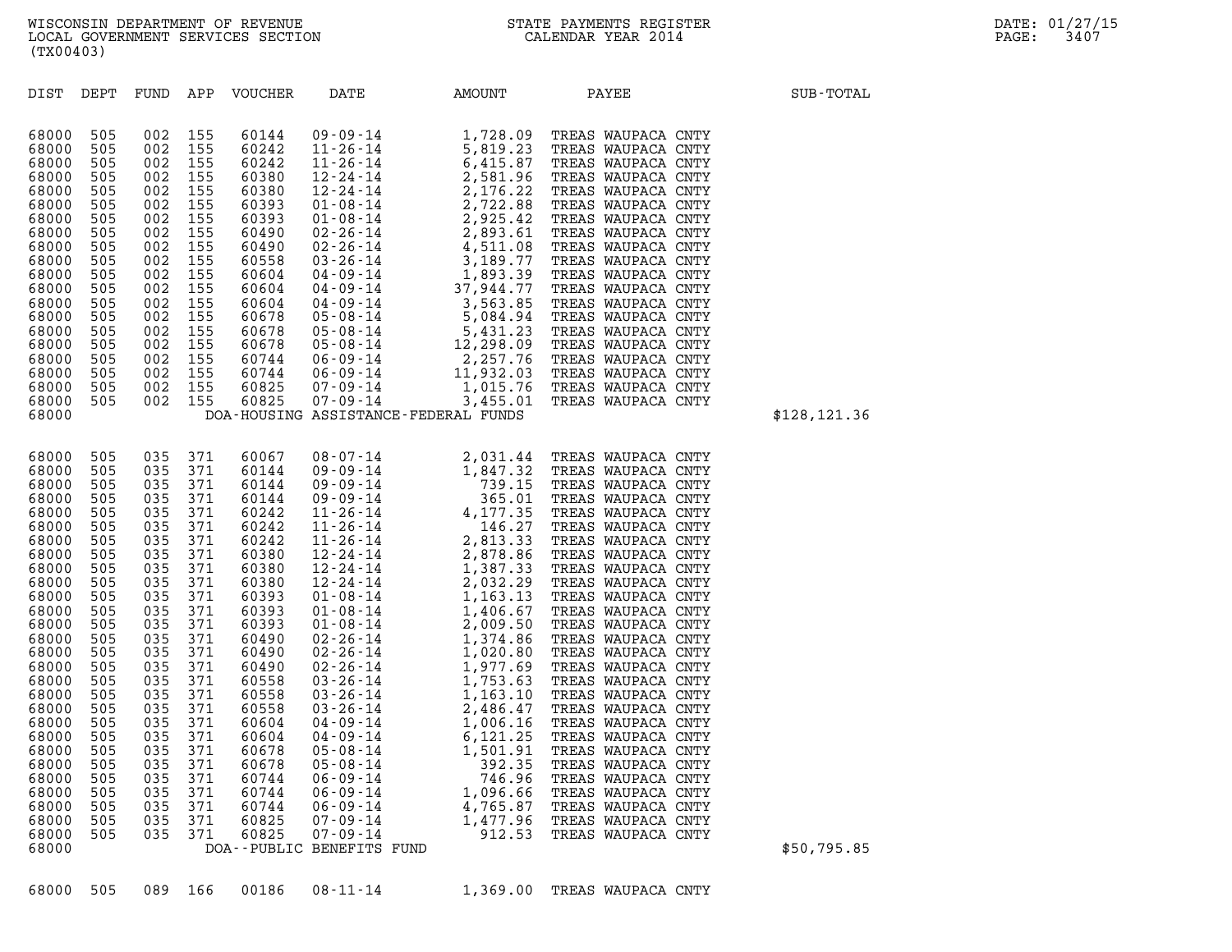| DIST | DEPT | FUND | APP | VOUCHER | DATE | AMOUNT | PAYEE | SUB-TOTAL |
|---|---|---|---|---|---|---|---|---|
| 68000 | 505 | 002 | 155 | 60144 | 09-09-14 | 1,728.09 | TREAS WAUPACA CNTY | |
| 68000 | 505 | 002 | 155 | 60242 | 11-26-14 | 5,819.23 | TREAS WAUPACA CNTY | |
| 68000 | 505 | 002 | 155 | 60242 | 11-26-14 | 6,415.87 | TREAS WAUPACA CNTY | |
| 68000 | 505 | 002 | 155 | 60380 | 12-24-14 | 2,581.96 | TREAS WAUPACA CNTY | |
| 68000 | 505 | 002 | 155 | 60380 | 12-24-14 | 2,176.22 | TREAS WAUPACA CNTY | |
| 68000 | 505 | 002 | 155 | 60393 | 01-08-14 | 2,722.88 | TREAS WAUPACA CNTY | |
| 68000 | 505 | 002 | 155 | 60393 | 01-08-14 | 2,925.42 | TREAS WAUPACA CNTY | |
| 68000 | 505 | 002 | 155 | 60490 | 02-26-14 | 2,893.61 | TREAS WAUPACA CNTY | |
| 68000 | 505 | 002 | 155 | 60490 | 02-26-14 | 4,511.08 | TREAS WAUPACA CNTY | |
| 68000 | 505 | 002 | 155 | 60558 | 03-26-14 | 3,189.77 | TREAS WAUPACA CNTY | |
| 68000 | 505 | 002 | 155 | 60604 | 04-09-14 | 1,893.39 | TREAS WAUPACA CNTY | |
| 68000 | 505 | 002 | 155 | 60604 | 04-09-14 | 37,944.77 | TREAS WAUPACA CNTY | |
| 68000 | 505 | 002 | 155 | 60604 | 04-09-14 | 3,563.85 | TREAS WAUPACA CNTY | |
| 68000 | 505 | 002 | 155 | 60678 | 05-08-14 | 5,084.94 | TREAS WAUPACA CNTY | |
| 68000 | 505 | 002 | 155 | 60678 | 05-08-14 | 5,431.23 | TREAS WAUPACA CNTY | |
| 68000 | 505 | 002 | 155 | 60678 | 05-08-14 | 12,298.09 | TREAS WAUPACA CNTY | |
| 68000 | 505 | 002 | 155 | 60744 | 06-09-14 | 2,257.76 | TREAS WAUPACA CNTY | |
| 68000 | 505 | 002 | 155 | 60744 | 06-09-14 | 11,932.03 | TREAS WAUPACA CNTY | |
| 68000 | 505 | 002 | 155 | 60825 | 07-09-14 | 1,015.76 | TREAS WAUPACA CNTY | |
| 68000 | 505 | 002 | 155 | 60825 | 07-09-14 | 3,455.01 | TREAS WAUPACA CNTY | |
| 68000 | | | | DOA-HOUSING ASSISTANCE-FEDERAL FUNDS | | | | $128,121.36 |
| 68000 | 505 | 035 | 371 | 60067 | 08-07-14 | 2,031.44 | TREAS WAUPACA CNTY | |
| 68000 | 505 | 035 | 371 | 60144 | 09-09-14 | 1,847.32 | TREAS WAUPACA CNTY | |
| 68000 | 505 | 035 | 371 | 60144 | 09-09-14 | 739.15 | TREAS WAUPACA CNTY | |
| 68000 | 505 | 035 | 371 | 60144 | 09-09-14 | 365.01 | TREAS WAUPACA CNTY | |
| 68000 | 505 | 035 | 371 | 60242 | 11-26-14 | 4,177.35 | TREAS WAUPACA CNTY | |
| 68000 | 505 | 035 | 371 | 60242 | 11-26-14 | 146.27 | TREAS WAUPACA CNTY | |
| 68000 | 505 | 035 | 371 | 60242 | 11-26-14 | 2,813.33 | TREAS WAUPACA CNTY | |
| 68000 | 505 | 035 | 371 | 60380 | 12-24-14 | 2,878.86 | TREAS WAUPACA CNTY | |
| 68000 | 505 | 035 | 371 | 60380 | 12-24-14 | 1,387.33 | TREAS WAUPACA CNTY | |
| 68000 | 505 | 035 | 371 | 60380 | 12-24-14 | 2,032.29 | TREAS WAUPACA CNTY | |
| 68000 | 505 | 035 | 371 | 60393 | 01-08-14 | 1,163.13 | TREAS WAUPACA CNTY | |
| 68000 | 505 | 035 | 371 | 60393 | 01-08-14 | 1,406.67 | TREAS WAUPACA CNTY | |
| 68000 | 505 | 035 | 371 | 60393 | 01-08-14 | 2,009.50 | TREAS WAUPACA CNTY | |
| 68000 | 505 | 035 | 371 | 60490 | 02-26-14 | 1,374.86 | TREAS WAUPACA CNTY | |
| 68000 | 505 | 035 | 371 | 60490 | 02-26-14 | 1,020.80 | TREAS WAUPACA CNTY | |
| 68000 | 505 | 035 | 371 | 60490 | 02-26-14 | 1,977.69 | TREAS WAUPACA CNTY | |
| 68000 | 505 | 035 | 371 | 60558 | 03-26-14 | 1,753.63 | TREAS WAUPACA CNTY | |
| 68000 | 505 | 035 | 371 | 60558 | 03-26-14 | 1,163.10 | TREAS WAUPACA CNTY | |
| 68000 | 505 | 035 | 371 | 60558 | 03-26-14 | 2,486.47 | TREAS WAUPACA CNTY | |
| 68000 | 505 | 035 | 371 | 60604 | 04-09-14 | 1,006.16 | TREAS WAUPACA CNTY | |
| 68000 | 505 | 035 | 371 | 60604 | 04-09-14 | 6,121.25 | TREAS WAUPACA CNTY | |
| 68000 | 505 | 035 | 371 | 60678 | 05-08-14 | 1,501.91 | TREAS WAUPACA CNTY | |
| 68000 | 505 | 035 | 371 | 60678 | 05-08-14 | 392.35 | TREAS WAUPACA CNTY | |
| 68000 | 505 | 035 | 371 | 60744 | 06-09-14 | 746.96 | TREAS WAUPACA CNTY | |
| 68000 | 505 | 035 | 371 | 60744 | 06-09-14 | 1,096.66 | TREAS WAUPACA CNTY | |
| 68000 | 505 | 035 | 371 | 60744 | 06-09-14 | 4,765.87 | TREAS WAUPACA CNTY | |
| 68000 | 505 | 035 | 371 | 60825 | 07-09-14 | 1,477.96 | TREAS WAUPACA CNTY | |
| 68000 | 505 | 035 | 371 | 60825 | 07-09-14 | 912.53 | TREAS WAUPACA CNTY | |
| 68000 | | | | DOA--PUBLIC BENEFITS FUND | | | | $50,795.85 |
| 68000 | 505 | 089 | 166 | 00186 | 08-11-14 | 1,369.00 | TREAS WAUPACA CNTY | |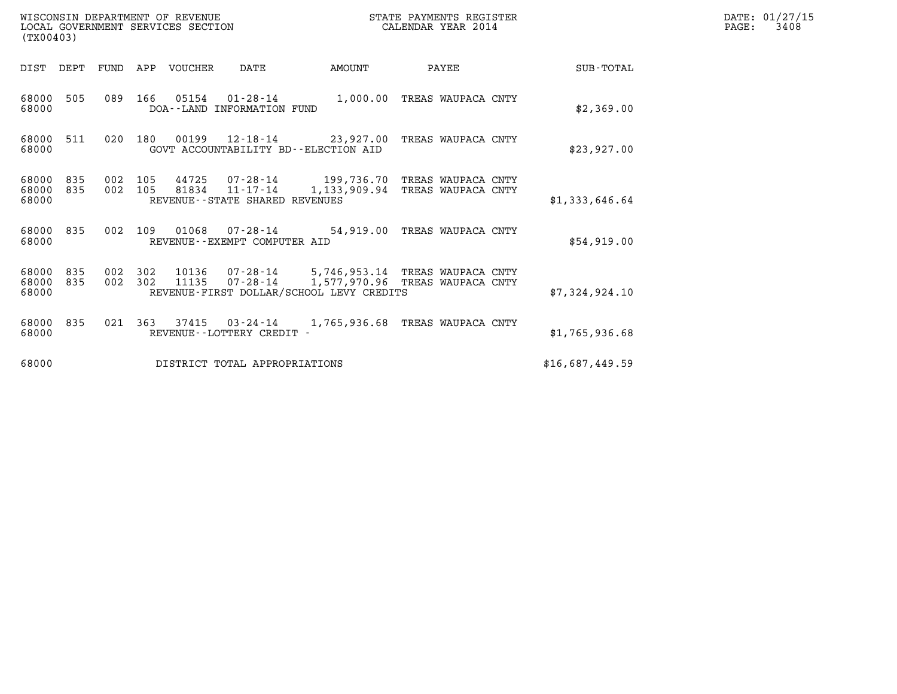WISCONSIN DEPARTMENT OF REVENUE
LOCAL GOVERNMENT SERVICES SECTION
(TX00403)

STATE PAYMENTS REGISTER
CALENDAR YEAR 2014

DATE: 01/27/15
PAGE: 3408

| DIST | DEPT | FUND | APP | VOUCHER | DATE | AMOUNT | PAYEE | SUB-TOTAL |
|---|---|---|---|---|---|---|---|---|
| 68000 | 505 | 089 | 166 | 05154 | 01-28-14 | 1,000.00 | TREAS WAUPACA CNTY | |
| 68000 | | | | DOA--LAND INFORMATION FUND | | | | $2,369.00 |
| 68000 | 511 | 020 | 180 | 00199 | 12-18-14 | 23,927.00 | TREAS WAUPACA CNTY | |
| 68000 | | | | GOVT ACCOUNTABILITY BD--ELECTION AID | | | | $23,927.00 |
| 68000 | 835 | 002 | 105 | 44725 | 07-28-14 | 199,736.70 | TREAS WAUPACA CNTY | |
| 68000 | 835 | 002 | 105 | 81834 | 11-17-14 | 1,133,909.94 | TREAS WAUPACA CNTY | |
| 68000 | | | | REVENUE--STATE SHARED REVENUES | | | | $1,333,646.64 |
| 68000 | 835 | 002 | 109 | 01068 | 07-28-14 | 54,919.00 | TREAS WAUPACA CNTY | |
| 68000 | | | | REVENUE--EXEMPT COMPUTER AID | | | | $54,919.00 |
| 68000 | 835 | 002 | 302 | 10136 | 07-28-14 | 5,746,953.14 | TREAS WAUPACA CNTY | |
| 68000 | 835 | 002 | 302 | 11135 | 07-28-14 | 1,577,970.96 | TREAS WAUPACA CNTY | |
| 68000 | | | | REVENUE-FIRST DOLLAR/SCHOOL LEVY CREDITS | | | | $7,324,924.10 |
| 68000 | 835 | 021 | 363 | 37415 | 03-24-14 | 1,765,936.68 | TREAS WAUPACA CNTY | |
| 68000 | | | | REVENUE--LOTTERY CREDIT - | | | | $1,765,936.68 |
| 68000 | | | | DISTRICT TOTAL APPROPRIATIONS | | | | $16,687,449.59 |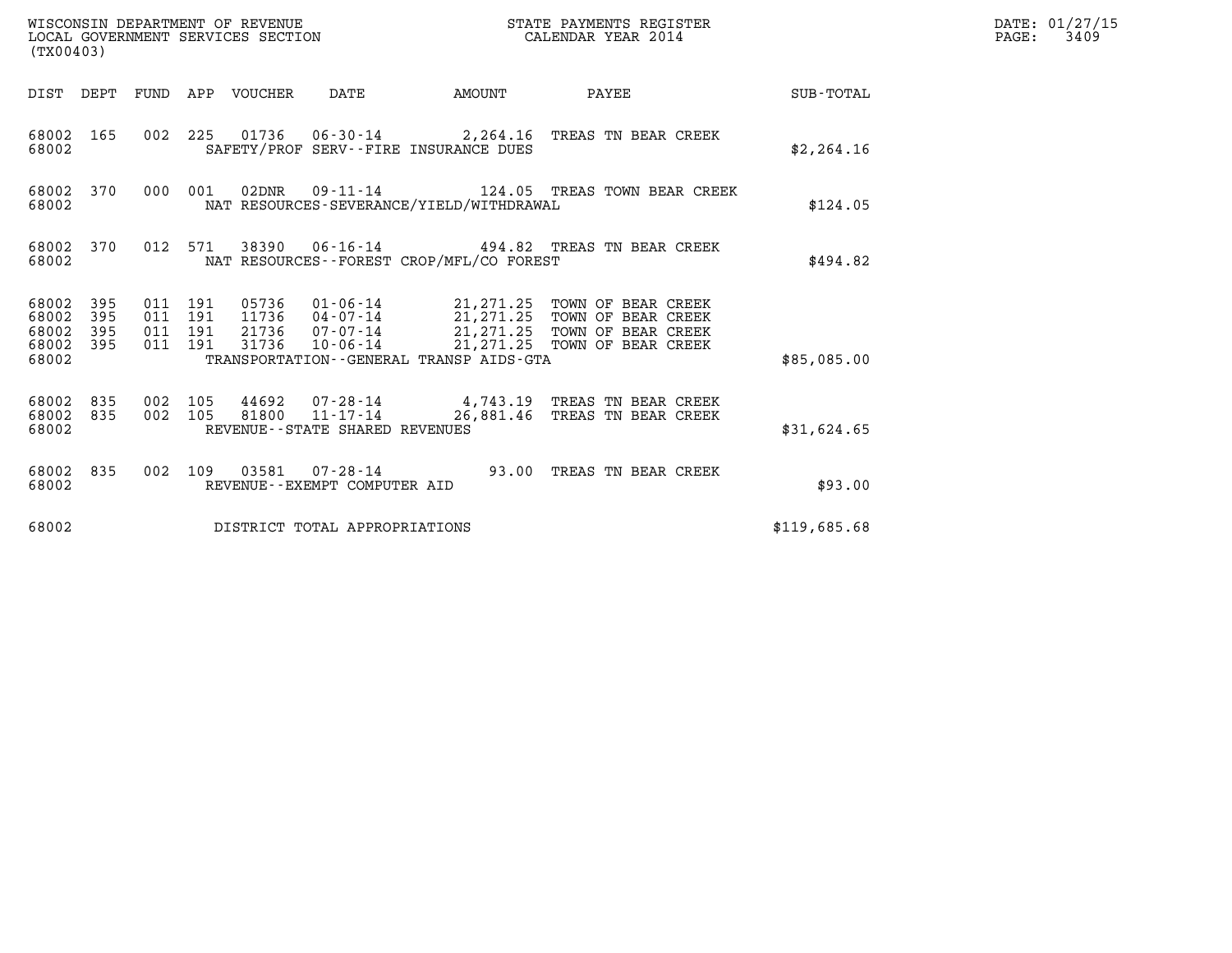WISCONSIN DEPARTMENT OF REVENUE
LOCAL GOVERNMENT SERVICES SECTION
(TX00403)

STATE PAYMENTS REGISTER
CALENDAR YEAR 2014

DATE: 01/27/15
PAGE: 3409

| DIST | DEPT | FUND | APP | VOUCHER | DATE | AMOUNT | PAYEE | SUB-TOTAL |
|---|---|---|---|---|---|---|---|---|
| 68002 | 165 | 002 | 225 | 01736 | 06-30-14 | 2,264.16 | TREAS TN BEAR CREEK | |
| 68002 | | | | SAFETY/PROF SERV--FIRE INSURANCE DUES | | | | $2,264.16 |
| 68002 | 370 | 000 | 001 | 02DNR | 09-11-14 | 124.05 | TREAS TOWN BEAR CREEK | |
| 68002 | | | | NAT RESOURCES-SEVERANCE/YIELD/WITHDRAWAL | | | | $124.05 |
| 68002 | 370 | 012 | 571 | 38390 | 06-16-14 | 494.82 | TREAS TN BEAR CREEK | |
| 68002 | | | | NAT RESOURCES--FOREST CROP/MFL/CO FOREST | | | | $494.82 |
| 68002 | 395 | 011 | 191 | 05736 | 01-06-14 | 21,271.25 | TOWN OF BEAR CREEK | |
| 68002 | 395 | 011 | 191 | 11736 | 04-07-14 | 21,271.25 | TOWN OF BEAR CREEK | |
| 68002 | 395 | 011 | 191 | 21736 | 07-07-14 | 21,271.25 | TOWN OF BEAR CREEK | |
| 68002 | 395 | 011 | 191 | 31736 | 10-06-14 | 21,271.25 | TOWN OF BEAR CREEK | |
| 68002 | | | | TRANSPORTATION--GENERAL TRANSP AIDS-GTA | | | | $85,085.00 |
| 68002 | 835 | 002 | 105 | 44692 | 07-28-14 | 4,743.19 | TREAS TN BEAR CREEK | |
| 68002 | 835 | 002 | 105 | 81800 | 11-17-14 | 26,881.46 | TREAS TN BEAR CREEK | |
| 68002 | | | | REVENUE--STATE SHARED REVENUES | | | | $31,624.65 |
| 68002 | 835 | 002 | 109 | 03581 | 07-28-14 | 93.00 | TREAS TN BEAR CREEK | |
| 68002 | | | | REVENUE--EXEMPT COMPUTER AID | | | | $93.00 |
| 68002 | | | | DISTRICT TOTAL APPROPRIATIONS | | | | $119,685.68 |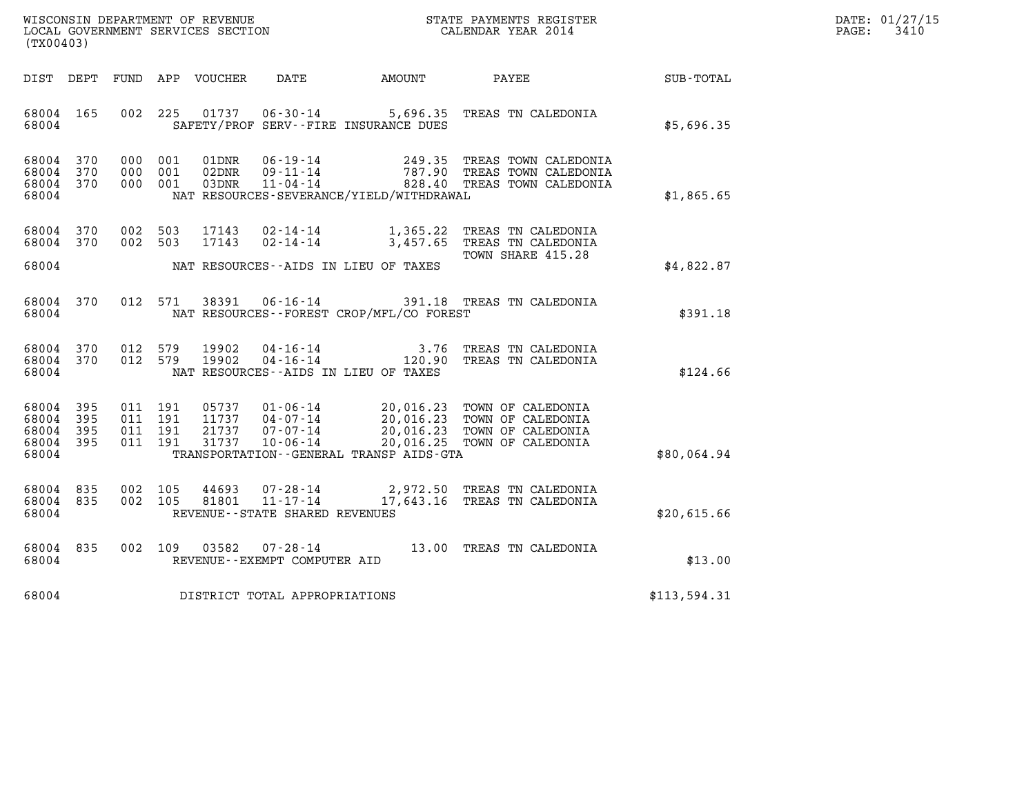WISCONSIN DEPARTMENT OF REVENUE
LOCAL GOVERNMENT SERVICES SECTION
(TX00403)

STATE PAYMENTS REGISTER
CALENDAR YEAR 2014

DATE: 01/27/15
PAGE: 3410

| DIST | DEPT | FUND | APP | VOUCHER | DATE | AMOUNT | PAYEE | SUB-TOTAL |
|---|---|---|---|---|---|---|---|---|
| 68004 | 165 | 002 | 225 | 01737 | 06-30-14 | 5,696.35 | TREAS TN CALEDONIA | |
| 68004 | | | | | SAFETY/PROF SERV--FIRE INSURANCE DUES | | | $5,696.35 |
| 68004 | 370 | 000 | 001 | 01DNR | 06-19-14 | 249.35 | TREAS TOWN CALEDONIA | |
| 68004 | 370 | 000 | 001 | 02DNR | 09-11-14 | 787.90 | TREAS TOWN CALEDONIA | |
| 68004 | 370 | 000 | 001 | 03DNR | 11-04-14 | 828.40 | TREAS TOWN CALEDONIA | |
| 68004 | | | | | NAT RESOURCES-SEVERANCE/YIELD/WITHDRAWAL | | | $1,865.65 |
| 68004 | 370 | 002 | 503 | 17143 | 02-14-14 | 1,365.22 | TREAS TN CALEDONIA | |
| 68004 | 370 | 002 | 503 | 17143 | 02-14-14 | 3,457.65 | TREAS TN CALEDONIA TOWN SHARE 415.28 | |
| 68004 | | | | | NAT RESOURCES--AIDS IN LIEU OF TAXES | | | $4,822.87 |
| 68004 | 370 | 012 | 571 | 38391 | 06-16-14 | 391.18 | TREAS TN CALEDONIA | |
| 68004 | | | | | NAT RESOURCES--FOREST CROP/MFL/CO FOREST | | | $391.18 |
| 68004 | 370 | 012 | 579 | 19902 | 04-16-14 | 3.76 | TREAS TN CALEDONIA | |
| 68004 | 370 | 012 | 579 | 19902 | 04-16-14 | 120.90 | TREAS TN CALEDONIA | |
| 68004 | | | | | NAT RESOURCES--AIDS IN LIEU OF TAXES | | | $124.66 |
| 68004 | 395 | 011 | 191 | 05737 | 01-06-14 | 20,016.23 | TOWN OF CALEDONIA | |
| 68004 | 395 | 011 | 191 | 11737 | 04-07-14 | 20,016.23 | TOWN OF CALEDONIA | |
| 68004 | 395 | 011 | 191 | 21737 | 07-07-14 | 20,016.23 | TOWN OF CALEDONIA | |
| 68004 | 395 | 011 | 191 | 31737 | 10-06-14 | 20,016.25 | TOWN OF CALEDONIA | |
| 68004 | | | | | TRANSPORTATION--GENERAL TRANSP AIDS-GTA | | | $80,064.94 |
| 68004 | 835 | 002 | 105 | 44693 | 07-28-14 | 2,972.50 | TREAS TN CALEDONIA | |
| 68004 | 835 | 002 | 105 | 81801 | 11-17-14 | 17,643.16 | TREAS TN CALEDONIA | |
| 68004 | | | | | REVENUE--STATE SHARED REVENUES | | | $20,615.66 |
| 68004 | 835 | 002 | 109 | 03582 | 07-28-14 | 13.00 | TREAS TN CALEDONIA | |
| 68004 | | | | | REVENUE--EXEMPT COMPUTER AID | | | $13.00 |
| 68004 | | | | | DISTRICT TOTAL APPROPRIATIONS | | | $113,594.31 |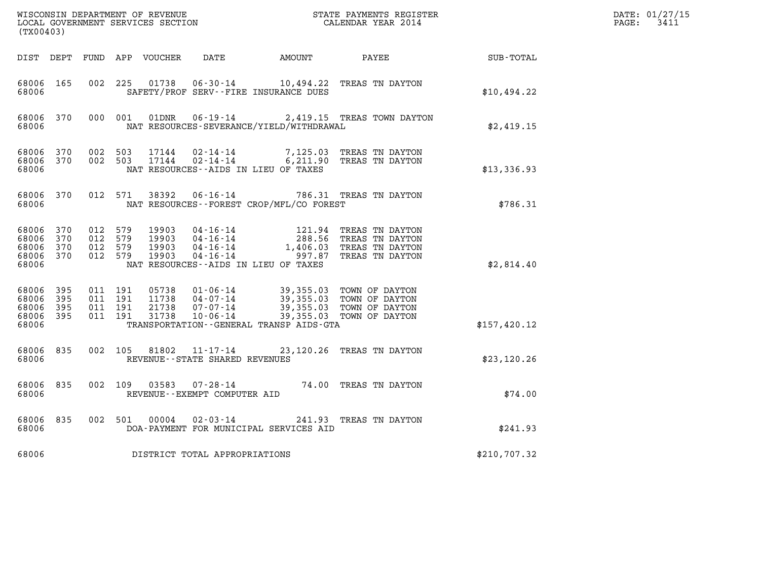WISCONSIN DEPARTMENT OF REVENUE
LOCAL GOVERNMENT SERVICES SECTION
(TX00403)

STATE PAYMENTS REGISTER
CALENDAR YEAR 2014

DATE: 01/27/15

| DIST | DEPT | FUND | APP | VOUCHER | DATE | AMOUNT | PAYEE | SUB-TOTAL |
|---|---|---|---|---|---|---|---|---|
| 68006 | 165 | 002 | 225 | 01738 | 06-30-14 | 10,494.22 | TREAS TN DAYTON | |
| 68006 | | | | | SAFETY/PROF SERV--FIRE INSURANCE DUES | | | $10,494.22 |
| 68006 | 370 | 000 | 001 | 01DNR | 06-19-14 | 2,419.15 | TREAS TOWN DAYTON | |
| 68006 | | | | | NAT RESOURCES-SEVERANCE/YIELD/WITHDRAWAL | | | $2,419.15 |
| 68006 | 370 | 002 | 503 | 17144 | 02-14-14 | 7,125.03 | TREAS TN DAYTON | |
| 68006 | 370 | 002 | 503 | 17144 | 02-14-14 | 6,211.90 | TREAS TN DAYTON | |
| 68006 | | | | | NAT RESOURCES--AIDS IN LIEU OF TAXES | | | $13,336.93 |
| 68006 | 370 | 012 | 571 | 38392 | 06-16-14 | 786.31 | TREAS TN DAYTON | |
| 68006 | | | | | NAT RESOURCES--FOREST CROP/MFL/CO FOREST | | | $786.31 |
| 68006 | 370 | 012 | 579 | 19903 | 04-16-14 | 121.94 | TREAS TN DAYTON | |
| 68006 | 370 | 012 | 579 | 19903 | 04-16-14 | 288.56 | TREAS TN DAYTON | |
| 68006 | 370 | 012 | 579 | 19903 | 04-16-14 | 1,406.03 | TREAS TN DAYTON | |
| 68006 | 370 | 012 | 579 | 19903 | 04-16-14 | 997.87 | TREAS TN DAYTON | |
| 68006 | | | | | NAT RESOURCES--AIDS IN LIEU OF TAXES | | | $2,814.40 |
| 68006 | 395 | 011 | 191 | 05738 | 01-06-14 | 39,355.03 | TOWN OF DAYTON | |
| 68006 | 395 | 011 | 191 | 11738 | 04-07-14 | 39,355.03 | TOWN OF DAYTON | |
| 68006 | 395 | 011 | 191 | 21738 | 07-07-14 | 39,355.03 | TOWN OF DAYTON | |
| 68006 | 395 | 011 | 191 | 31738 | 10-06-14 | 39,355.03 | TOWN OF DAYTON | |
| 68006 | | | | | TRANSPORTATION--GENERAL TRANSP AIDS-GTA | | | $157,420.12 |
| 68006 | 835 | 002 | 105 | 81802 | 11-17-14 | 23,120.26 | TREAS TN DAYTON | |
| 68006 | | | | | REVENUE--STATE SHARED REVENUES | | | $23,120.26 |
| 68006 | 835 | 002 | 109 | 03583 | 07-28-14 | 74.00 | TREAS TN DAYTON | |
| 68006 | | | | | REVENUE--EXEMPT COMPUTER AID | | | $74.00 |
| 68006 | 835 | 002 | 501 | 00004 | 02-03-14 | 241.93 | TREAS TN DAYTON | |
| 68006 | | | | | DOA-PAYMENT FOR MUNICIPAL SERVICES AID | | | $241.93 |
| 68006 | | | | | DISTRICT TOTAL APPROPRIATIONS | | | $210,707.32 |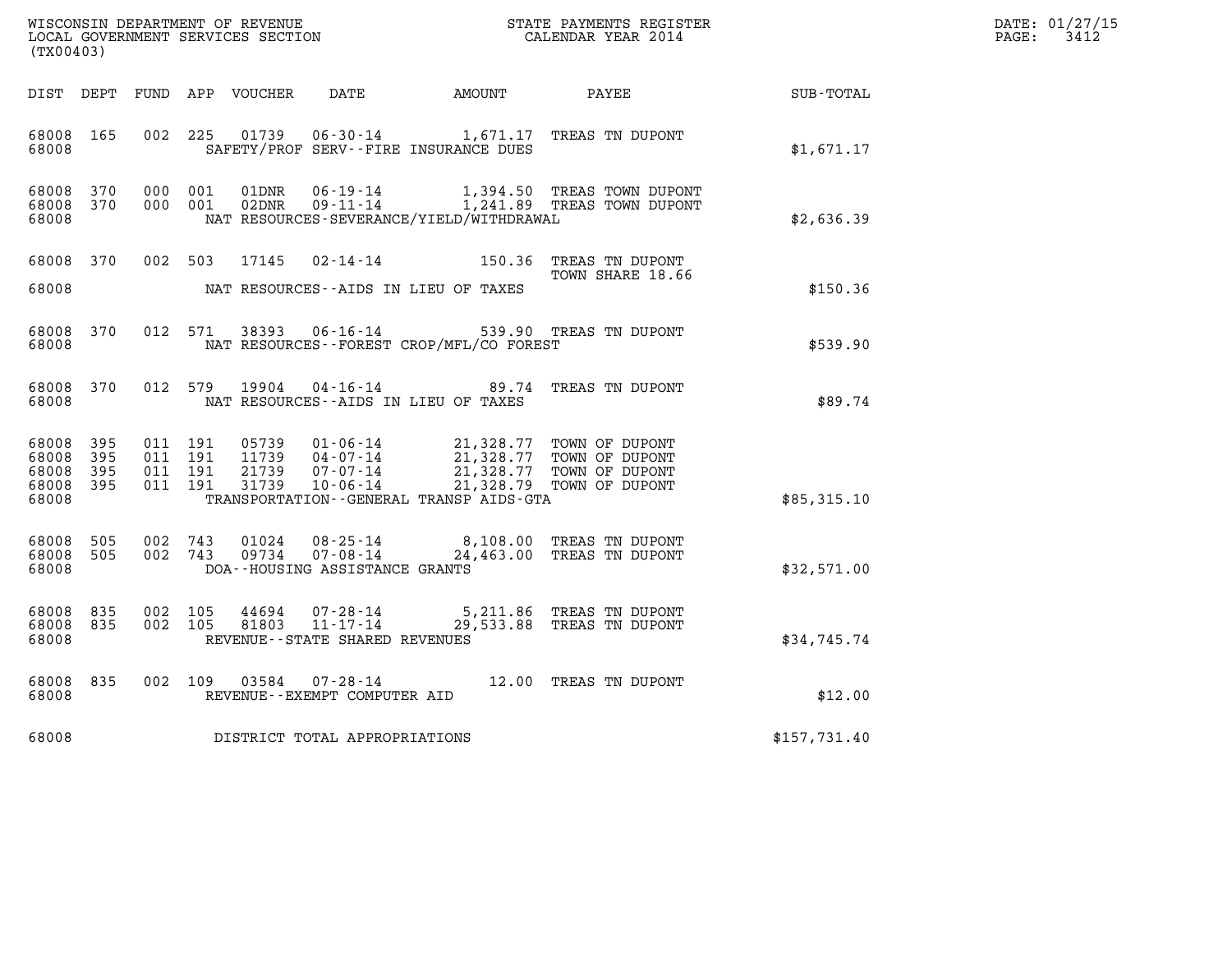WISCONSIN DEPARTMENT OF REVENUE
LOCAL GOVERNMENT SERVICES SECTION
(TX00403)

STATE PAYMENTS REGISTER
CALENDAR YEAR 2014

DATE: 01/27/15
PAGE: 3412

| DIST | DEPT | FUND | APP | VOUCHER | DATE | AMOUNT | PAYEE | SUB-TOTAL |
|---|---|---|---|---|---|---|---|---|
| 68008 | 165 | 002 | 225 | 01739 | 06-30-14 | 1,671.17 | TREAS TN DUPONT | |
| 68008 | | | | | SAFETY/PROF SERV--FIRE INSURANCE DUES | | | $1,671.17 |
| 68008 | 370 | 000 | 001 | 01DNR | 06-19-14 | 1,394.50 | TREAS TOWN DUPONT | |
| 68008 | 370 | 000 | 001 | 02DNR | 09-11-14 | 1,241.89 | TREAS TOWN DUPONT | |
| 68008 | | | | | NAT RESOURCES-SEVERANCE/YIELD/WITHDRAWAL | | | $2,636.39 |
| 68008 | 370 | 002 | 503 | 17145 | 02-14-14 | 150.36 | TREAS TN DUPONT TOWN SHARE 18.66 | |
| 68008 | | | | | NAT RESOURCES--AIDS IN LIEU OF TAXES | | | $150.36 |
| 68008 | 370 | 012 | 571 | 38393 | 06-16-14 | 539.90 | TREAS TN DUPONT | |
| 68008 | | | | | NAT RESOURCES--FOREST CROP/MFL/CO FOREST | | | $539.90 |
| 68008 | 370 | 012 | 579 | 19904 | 04-16-14 | 89.74 | TREAS TN DUPONT | |
| 68008 | | | | | NAT RESOURCES--AIDS IN LIEU OF TAXES | | | $89.74 |
| 68008 | 395 | 011 | 191 | 05739 | 01-06-14 | 21,328.77 | TOWN OF DUPONT | |
| 68008 | 395 | 011 | 191 | 11739 | 04-07-14 | 21,328.77 | TOWN OF DUPONT | |
| 68008 | 395 | 011 | 191 | 21739 | 07-07-14 | 21,328.77 | TOWN OF DUPONT | |
| 68008 | 395 | 011 | 191 | 31739 | 10-06-14 | 21,328.79 | TOWN OF DUPONT | |
| 68008 | | | | | TRANSPORTATION--GENERAL TRANSP AIDS-GTA | | | $85,315.10 |
| 68008 | 505 | 002 | 743 | 01024 | 08-25-14 | 8,108.00 | TREAS TN DUPONT | |
| 68008 | 505 | 002 | 743 | 09734 | 07-08-14 | 24,463.00 | TREAS TN DUPONT | |
| 68008 | | | | | DOA--HOUSING ASSISTANCE GRANTS | | | $32,571.00 |
| 68008 | 835 | 002 | 105 | 44694 | 07-28-14 | 5,211.86 | TREAS TN DUPONT | |
| 68008 | 835 | 002 | 105 | 81803 | 11-17-14 | 29,533.88 | TREAS TN DUPONT | |
| 68008 | | | | | REVENUE--STATE SHARED REVENUES | | | $34,745.74 |
| 68008 | 835 | 002 | 109 | 03584 | 07-28-14 | 12.00 | TREAS TN DUPONT | |
| 68008 | | | | | REVENUE--EXEMPT COMPUTER AID | | | $12.00 |
| 68008 | | | | | DISTRICT TOTAL APPROPRIATIONS | | | $157,731.40 |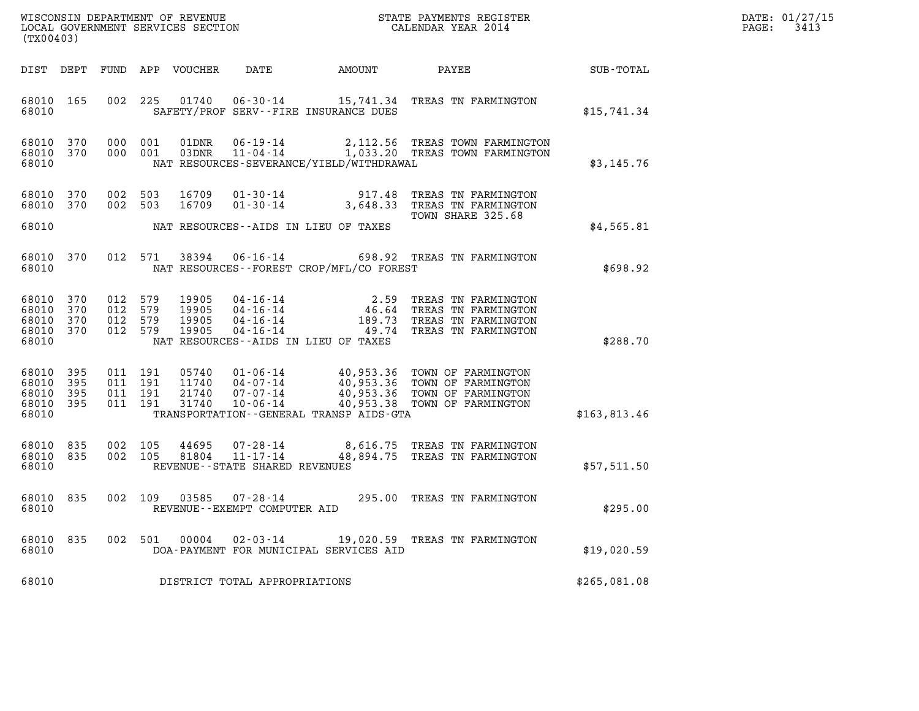WISCONSIN DEPARTMENT OF REVENUE
LOCAL GOVERNMENT SERVICES SECTION
(TX00403)

STATE PAYMENTS REGISTER
CALENDAR YEAR 2014

DATE: 01/27/15
PAGE: 3413

| DIST | DEPT | FUND | APP | VOUCHER | DATE | AMOUNT | PAYEE | SUB-TOTAL |
|---|---|---|---|---|---|---|---|---|
| 68010 | 165 | 002 | 225 | 01740 | 06-30-14 | 15,741.34 | TREAS TN FARMINGTON | |
| 68010 | | | | | SAFETY/PROF SERV--FIRE INSURANCE DUES | | | $15,741.34 |
| 68010 | 370 | 000 | 001 | 01DNR | 06-19-14 | 2,112.56 | TREAS TOWN FARMINGTON | |
| 68010 | 370 | 000 | 001 | 03DNR | 11-04-14 | 1,033.20 | TREAS TOWN FARMINGTON | |
| 68010 | | | | | NAT RESOURCES-SEVERANCE/YIELD/WITHDRAWAL | | | $3,145.76 |
| 68010 | 370 | 002 | 503 | 16709 | 01-30-14 | 917.48 | TREAS TN FARMINGTON | |
| 68010 | 370 | 002 | 503 | 16709 | 01-30-14 | 3,648.33 | TREAS TN FARMINGTON TOWN SHARE 325.68 | |
| 68010 | | | | | NAT RESOURCES--AIDS IN LIEU OF TAXES | | | $4,565.81 |
| 68010 | 370 | 012 | 571 | 38394 | 06-16-14 | 698.92 | TREAS TN FARMINGTON | |
| 68010 | | | | | NAT RESOURCES--FOREST CROP/MFL/CO FOREST | | | $698.92 |
| 68010 | 370 | 012 | 579 | 19905 | 04-16-14 | 2.59 | TREAS TN FARMINGTON | |
| 68010 | 370 | 012 | 579 | 19905 | 04-16-14 | 46.64 | TREAS TN FARMINGTON | |
| 68010 | 370 | 012 | 579 | 19905 | 04-16-14 | 189.73 | TREAS TN FARMINGTON | |
| 68010 | 370 | 012 | 579 | 19905 | 04-16-14 | 49.74 | TREAS TN FARMINGTON | |
| 68010 | | | | | NAT RESOURCES--AIDS IN LIEU OF TAXES | | | $288.70 |
| 68010 | 395 | 011 | 191 | 05740 | 01-06-14 | 40,953.36 | TOWN OF FARMINGTON | |
| 68010 | 395 | 011 | 191 | 11740 | 04-07-14 | 40,953.36 | TOWN OF FARMINGTON | |
| 68010 | 395 | 011 | 191 | 21740 | 07-07-14 | 40,953.36 | TOWN OF FARMINGTON | |
| 68010 | 395 | 011 | 191 | 31740 | 10-06-14 | 40,953.38 | TOWN OF FARMINGTON | |
| 68010 | | | | | TRANSPORTATION--GENERAL TRANSP AIDS-GTA | | | $163,813.46 |
| 68010 | 835 | 002 | 105 | 44695 | 07-28-14 | 8,616.75 | TREAS TN FARMINGTON | |
| 68010 | 835 | 002 | 105 | 81804 | 11-17-14 | 48,894.75 | TREAS TN FARMINGTON | |
| 68010 | | | | | REVENUE--STATE SHARED REVENUES | | | $57,511.50 |
| 68010 | 835 | 002 | 109 | 03585 | 07-28-14 | 295.00 | TREAS TN FARMINGTON | |
| 68010 | | | | | REVENUE--EXEMPT COMPUTER AID | | | $295.00 |
| 68010 | 835 | 002 | 501 | 00004 | 02-03-14 | 19,020.59 | TREAS TN FARMINGTON | |
| 68010 | | | | | DOA-PAYMENT FOR MUNICIPAL SERVICES AID | | | $19,020.59 |
| 68010 | | | | | DISTRICT TOTAL APPROPRIATIONS | | | $265,081.08 |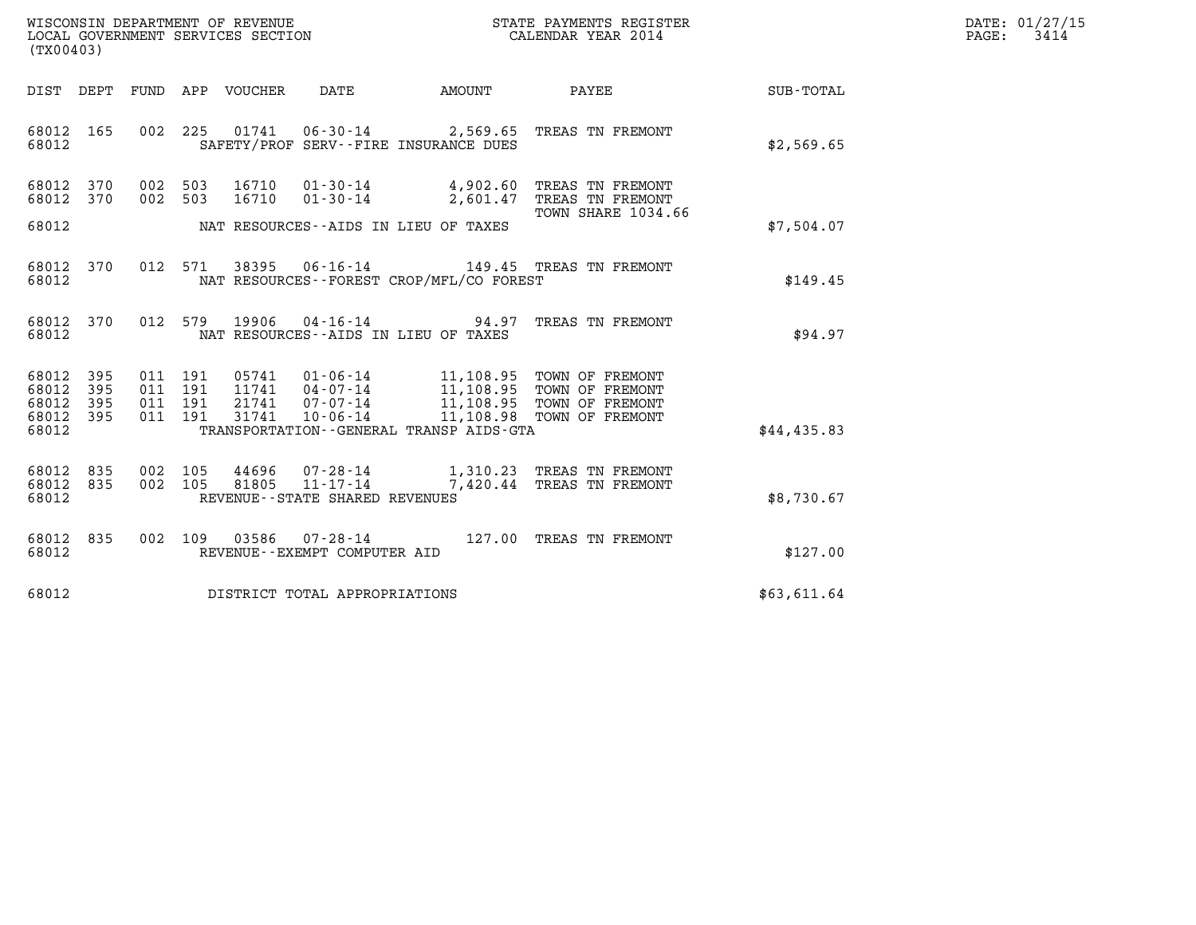WISCONSIN DEPARTMENT OF REVENUE
LOCAL GOVERNMENT SERVICES SECTION
(TX00403)

STATE PAYMENTS REGISTER
CALENDAR YEAR 2014

DATE: 01/27/15
PAGE: 3414

| DIST | DEPT | FUND | APP | VOUCHER | DATE | AMOUNT | PAYEE | SUB-TOTAL |
|---|---|---|---|---|---|---|---|---|
| 68012 | 165 | 002 | 225 | 01741 | 06-30-14 | 2,569.65 | TREAS TN FREMONT | |
| 68012 | | | | | SAFETY/PROF SERV--FIRE INSURANCE DUES | | | $2,569.65 |
| 68012 | 370 | 002 | 503 | 16710 | 01-30-14 | 4,902.60 | TREAS TN FREMONT | |
| 68012 | 370 | 002 | 503 | 16710 | 01-30-14 | 2,601.47 | TREAS TN FREMONT TOWN SHARE 1034.66 | |
| 68012 | | | | | NAT RESOURCES--AIDS IN LIEU OF TAXES | | | $7,504.07 |
| 68012 | 370 | 012 | 571 | 38395 | 06-16-14 | 149.45 | TREAS TN FREMONT | |
| 68012 | | | | | NAT RESOURCES--FOREST CROP/MFL/CO FOREST | | | $149.45 |
| 68012 | 370 | 012 | 579 | 19906 | 04-16-14 | 94.97 | TREAS TN FREMONT | |
| 68012 | | | | | NAT RESOURCES--AIDS IN LIEU OF TAXES | | | $94.97 |
| 68012 | 395 | 011 | 191 | 05741 | 01-06-14 | 11,108.95 | TOWN OF FREMONT | |
| 68012 | 395 | 011 | 191 | 11741 | 04-07-14 | 11,108.95 | TOWN OF FREMONT | |
| 68012 | 395 | 011 | 191 | 21741 | 07-07-14 | 11,108.95 | TOWN OF FREMONT | |
| 68012 | 395 | 011 | 191 | 31741 | 10-06-14 | 11,108.98 | TOWN OF FREMONT | |
| 68012 | | | | | TRANSPORTATION--GENERAL TRANSP AIDS-GTA | | | $44,435.83 |
| 68012 | 835 | 002 | 105 | 44696 | 07-28-14 | 1,310.23 | TREAS TN FREMONT | |
| 68012 | 835 | 002 | 105 | 81805 | 11-17-14 | 7,420.44 | TREAS TN FREMONT | |
| 68012 | | | | | REVENUE--STATE SHARED REVENUES | | | $8,730.67 |
| 68012 | 835 | 002 | 109 | 03586 | 07-28-14 | 127.00 | TREAS TN FREMONT | |
| 68012 | | | | | REVENUE--EXEMPT COMPUTER AID | | | $127.00 |
| 68012 | | | | | DISTRICT TOTAL APPROPRIATIONS | | | $63,611.64 |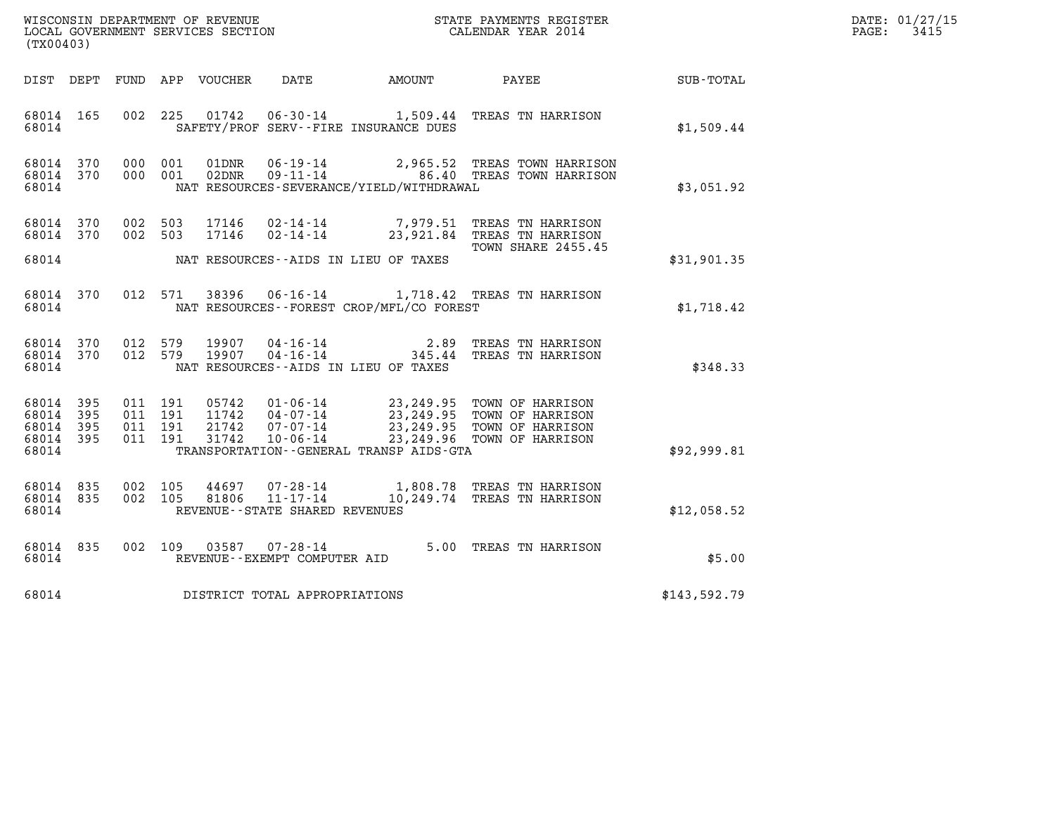WISCONSIN DEPARTMENT OF REVENUE
LOCAL GOVERNMENT SERVICES SECTION
(TX00403)

STATE PAYMENTS REGISTER
CALENDAR YEAR 2014

DATE: 01/27/15
PAGE: 3415

| DIST | DEPT | FUND | APP | VOUCHER | DATE | AMOUNT | PAYEE | SUB-TOTAL |
|---|---|---|---|---|---|---|---|---|
| 68014 | 165 | 002 | 225 | 01742 | 06-30-14 | 1,509.44 | TREAS TN HARRISON | |
| 68014 | | | | | SAFETY/PROF SERV--FIRE INSURANCE DUES | | | $1,509.44 |
| 68014 | 370 | 000 | 001 | 01DNR | 06-19-14 | 2,965.52 | TREAS TOWN HARRISON | |
| 68014 | 370 | 000 | 001 | 02DNR | 09-11-14 | 86.40 | TREAS TOWN HARRISON | |
| 68014 | | | | | NAT RESOURCES-SEVERANCE/YIELD/WITHDRAWAL | | | $3,051.92 |
| 68014 | 370 | 002 | 503 | 17146 | 02-14-14 | 7,979.51 | TREAS TN HARRISON | |
| 68014 | 370 | 002 | 503 | 17146 | 02-14-14 | 23,921.84 | TREAS TN HARRISON TOWN SHARE 2455.45 | |
| 68014 | | | | | NAT RESOURCES--AIDS IN LIEU OF TAXES | | | $31,901.35 |
| 68014 | 370 | 012 | 571 | 38396 | 06-16-14 | 1,718.42 | TREAS TN HARRISON | |
| 68014 | | | | | NAT RESOURCES--FOREST CROP/MFL/CO FOREST | | | $1,718.42 |
| 68014 | 370 | 012 | 579 | 19907 | 04-16-14 | 2.89 | TREAS TN HARRISON | |
| 68014 | 370 | 012 | 579 | 19907 | 04-16-14 | 345.44 | TREAS TN HARRISON | |
| 68014 | | | | | NAT RESOURCES--AIDS IN LIEU OF TAXES | | | $348.33 |
| 68014 | 395 | 011 | 191 | 05742 | 01-06-14 | 23,249.95 | TOWN OF HARRISON | |
| 68014 | 395 | 011 | 191 | 11742 | 04-07-14 | 23,249.95 | TOWN OF HARRISON | |
| 68014 | 395 | 011 | 191 | 21742 | 07-07-14 | 23,249.95 | TOWN OF HARRISON | |
| 68014 | 395 | 011 | 191 | 31742 | 10-06-14 | 23,249.96 | TOWN OF HARRISON | |
| 68014 | | | | | TRANSPORTATION--GENERAL TRANSP AIDS-GTA | | | $92,999.81 |
| 68014 | 835 | 002 | 105 | 44697 | 07-28-14 | 1,808.78 | TREAS TN HARRISON | |
| 68014 | 835 | 002 | 105 | 81806 | 11-17-14 | 10,249.74 | TREAS TN HARRISON | |
| 68014 | | | | | REVENUE--STATE SHARED REVENUES | | | $12,058.52 |
| 68014 | 835 | 002 | 109 | 03587 | 07-28-14 | 5.00 | TREAS TN HARRISON | |
| 68014 | | | | | REVENUE--EXEMPT COMPUTER AID | | | $5.00 |
| 68014 | | | | | DISTRICT TOTAL APPROPRIATIONS | | | $143,592.79 |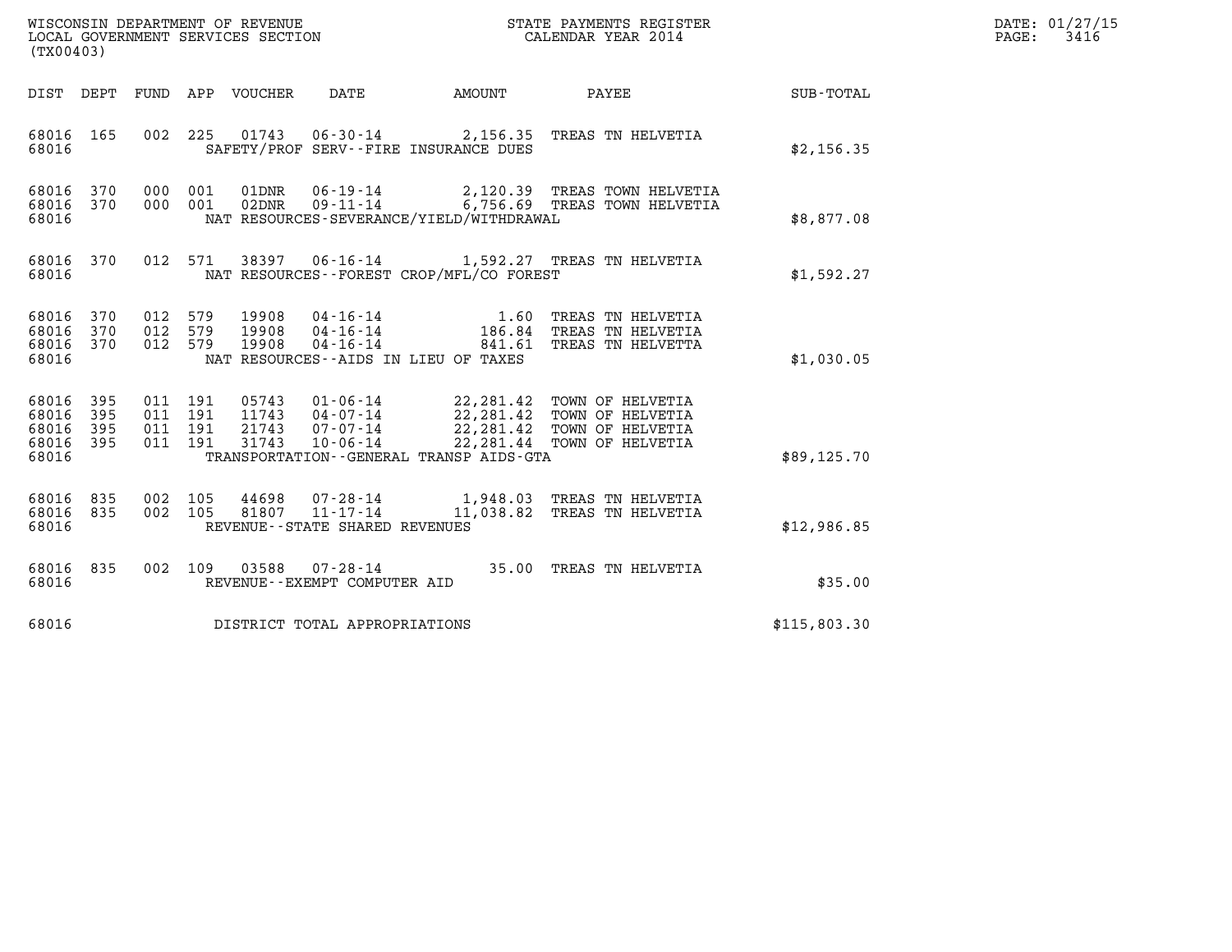WISCONSIN DEPARTMENT OF REVENUE
LOCAL GOVERNMENT SERVICES SECTION
(TX00403)

STATE PAYMENTS REGISTER
CALENDAR YEAR 2014

DATE: 01/27/15

| DIST | DEPT | FUND | APP | VOUCHER | DATE | AMOUNT | PAYEE | SUB-TOTAL |
|---|---|---|---|---|---|---|---|---|
| 68016 | 165 | 002 | 225 | 01743 | 06-30-14 | 2,156.35 | TREAS TN HELVETIA | |
| 68016 | | | | | SAFETY/PROF SERV--FIRE INSURANCE DUES | | | $2,156.35 |
| 68016 | 370 | 000 | 001 | 01DNR | 06-19-14 | 2,120.39 | TREAS TOWN HELVETIA | |
| 68016 | 370 | 000 | 001 | 02DNR | 09-11-14 | 6,756.69 | TREAS TOWN HELVETIA | |
| 68016 | | | | | NAT RESOURCES-SEVERANCE/YIELD/WITHDRAWAL | | | $8,877.08 |
| 68016 | 370 | 012 | 571 | 38397 | 06-16-14 | 1,592.27 | TREAS TN HELVETIA | |
| 68016 | | | | | NAT RESOURCES--FOREST CROP/MFL/CO FOREST | | | $1,592.27 |
| 68016 | 370 | 012 | 579 | 19908 | 04-16-14 | 1.60 | TREAS TN HELVETIA | |
| 68016 | 370 | 012 | 579 | 19908 | 04-16-14 | 186.84 | TREAS TN HELVETIA | |
| 68016 | 370 | 012 | 579 | 19908 | 04-16-14 | 841.61 | TREAS TN HELVETTA | |
| 68016 | | | | | NAT RESOURCES--AIDS IN LIEU OF TAXES | | | $1,030.05 |
| 68016 | 395 | 011 | 191 | 05743 | 01-06-14 | 22,281.42 | TOWN OF HELVETIA | |
| 68016 | 395 | 011 | 191 | 11743 | 04-07-14 | 22,281.42 | TOWN OF HELVETIA | |
| 68016 | 395 | 011 | 191 | 21743 | 07-07-14 | 22,281.42 | TOWN OF HELVETIA | |
| 68016 | 395 | 011 | 191 | 31743 | 10-06-14 | 22,281.44 | TOWN OF HELVETIA | |
| 68016 | | | | | TRANSPORTATION--GENERAL TRANSP AIDS-GTA | | | $89,125.70 |
| 68016 | 835 | 002 | 105 | 44698 | 07-28-14 | 1,948.03 | TREAS TN HELVETIA | |
| 68016 | 835 | 002 | 105 | 81807 | 11-17-14 | 11,038.82 | TREAS TN HELVETIA | |
| 68016 | | | | | REVENUE--STATE SHARED REVENUES | | | $12,986.85 |
| 68016 | 835 | 002 | 109 | 03588 | 07-28-14 | 35.00 | TREAS TN HELVETIA | |
| 68016 | | | | | REVENUE--EXEMPT COMPUTER AID | | | $35.00 |
| 68016 | | | | | DISTRICT TOTAL APPROPRIATIONS | | | $115,803.30 |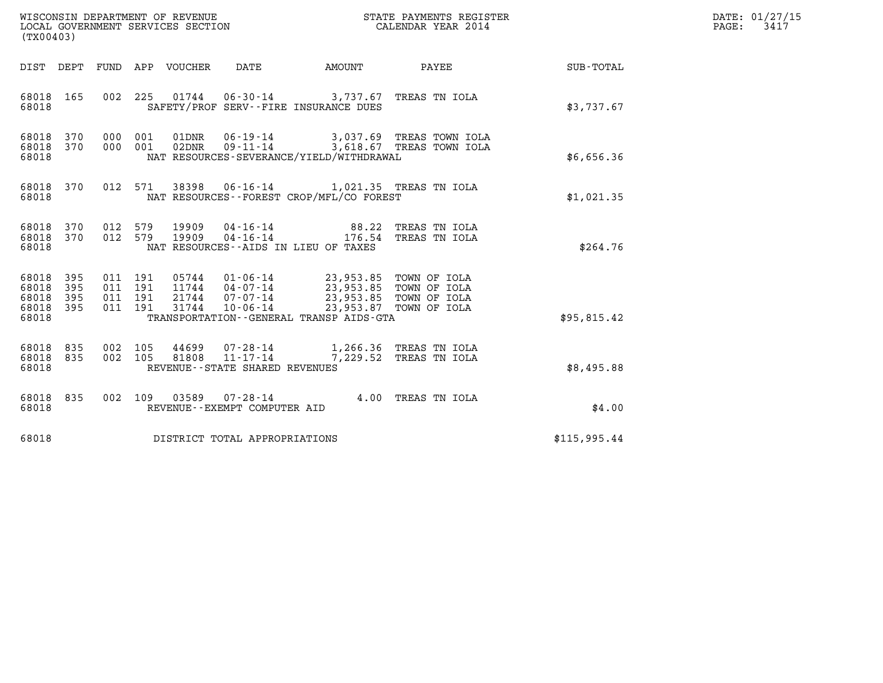WISCONSIN DEPARTMENT OF REVENUE
LOCAL GOVERNMENT SERVICES SECTION
(TX00403)

STATE PAYMENTS REGISTER
CALENDAR YEAR 2014

DATE: 01/27/15
PAGE: 3417

| DIST | DEPT | FUND | APP | VOUCHER | DATE | AMOUNT | PAYEE | SUB-TOTAL |
|---|---|---|---|---|---|---|---|---|
| 68018 | 165 | 002 | 225 | 01744 | 06-30-14 | 3,737.67 | TREAS TN IOLA | |
| 68018 | | | | SAFETY/PROF SERV--FIRE INSURANCE DUES | | | | $3,737.67 |
| 68018 | 370 | 000 | 001 | 01DNR | 06-19-14 | 3,037.69 | TREAS TOWN IOLA | |
| 68018 | 370 | 000 | 001 | 02DNR | 09-11-14 | 3,618.67 | TREAS TOWN IOLA | |
| 68018 | | | | NAT RESOURCES-SEVERANCE/YIELD/WITHDRAWAL | | | | $6,656.36 |
| 68018 | 370 | 012 | 571 | 38398 | 06-16-14 | 1,021.35 | TREAS TN IOLA | |
| 68018 | | | | NAT RESOURCES--FOREST CROP/MFL/CO FOREST | | | | $1,021.35 |
| 68018 | 370 | 012 | 579 | 19909 | 04-16-14 | 88.22 | TREAS TN IOLA | |
| 68018 | 370 | 012 | 579 | 19909 | 04-16-14 | 176.54 | TREAS TN IOLA | |
| 68018 | | | | NAT RESOURCES--AIDS IN LIEU OF TAXES | | | | $264.76 |
| 68018 | 395 | 011 | 191 | 05744 | 01-06-14 | 23,953.85 | TOWN OF IOLA | |
| 68018 | 395 | 011 | 191 | 11744 | 04-07-14 | 23,953.85 | TOWN OF IOLA | |
| 68018 | 395 | 011 | 191 | 21744 | 07-07-14 | 23,953.85 | TOWN OF IOLA | |
| 68018 | 395 | 011 | 191 | 31744 | 10-06-14 | 23,953.87 | TOWN OF IOLA | |
| 68018 | | | | TRANSPORTATION--GENERAL TRANSP AIDS-GTA | | | | $95,815.42 |
| 68018 | 835 | 002 | 105 | 44699 | 07-28-14 | 1,266.36 | TREAS TN IOLA | |
| 68018 | 835 | 002 | 105 | 81808 | 11-17-14 | 7,229.52 | TREAS TN IOLA | |
| 68018 | | | | REVENUE--STATE SHARED REVENUES | | | | $8,495.88 |
| 68018 | 835 | 002 | 109 | 03589 | 07-28-14 | 4.00 | TREAS TN IOLA | |
| 68018 | | | | REVENUE--EXEMPT COMPUTER AID | | | | $4.00 |
| 68018 | | | | DISTRICT TOTAL APPROPRIATIONS | | | | $115,995.44 |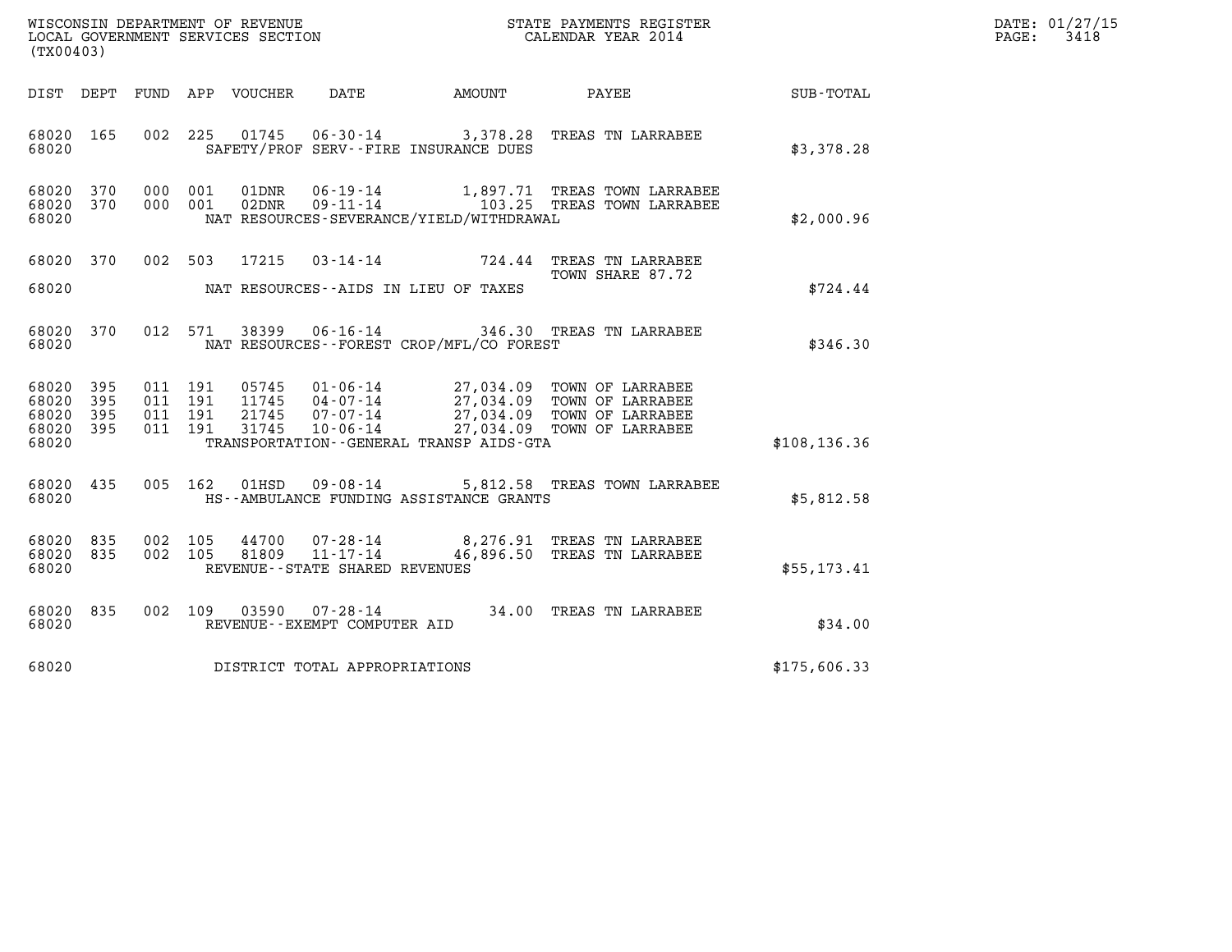WISCONSIN DEPARTMENT OF REVENUE
LOCAL GOVERNMENT SERVICES SECTION
(TX00403)

STATE PAYMENTS REGISTER
CALENDAR YEAR 2014

DATE: 01/27/15
PAGE: 3418

| DIST | DEPT | FUND | APP | VOUCHER | DATE | AMOUNT | PAYEE | SUB-TOTAL |
|---|---|---|---|---|---|---|---|---|
| 68020 | 165 | 002 | 225 | 01745 | 06-30-14 | 3,378.28 | TREAS TN LARRABEE | |
| 68020 | | | | | SAFETY/PROF SERV--FIRE INSURANCE DUES | | | $3,378.28 |
| 68020 | 370 | 000 | 001 | 01DNR | 06-19-14 | 1,897.71 | TREAS TOWN LARRABEE | |
| 68020 | 370 | 000 | 001 | 02DNR | 09-11-14 | 103.25 | TREAS TOWN LARRABEE | |
| 68020 | | | | | NAT RESOURCES-SEVERANCE/YIELD/WITHDRAWAL | | | $2,000.96 |
| 68020 | 370 | 002 | 503 | 17215 | 03-14-14 | 724.44 | TREAS TN LARRABEE TOWN SHARE 87.72 | |
| 68020 | | | | | NAT RESOURCES--AIDS IN LIEU OF TAXES | | | $724.44 |
| 68020 | 370 | 012 | 571 | 38399 | 06-16-14 | 346.30 | TREAS TN LARRABEE | |
| 68020 | | | | | NAT RESOURCES--FOREST CROP/MFL/CO FOREST | | | $346.30 |
| 68020 | 395 | 011 | 191 | 05745 | 01-06-14 | 27,034.09 | TOWN OF LARRABEE | |
| 68020 | 395 | 011 | 191 | 11745 | 04-07-14 | 27,034.09 | TOWN OF LARRABEE | |
| 68020 | 395 | 011 | 191 | 21745 | 07-07-14 | 27,034.09 | TOWN OF LARRABEE | |
| 68020 | 395 | 011 | 191 | 31745 | 10-06-14 | 27,034.09 | TOWN OF LARRABEE | |
| 68020 | | | | | TRANSPORTATION--GENERAL TRANSP AIDS-GTA | | | $108,136.36 |
| 68020 | 435 | 005 | 162 | 01HSD | 09-08-14 | 5,812.58 | TREAS TOWN LARRABEE | |
| 68020 | | | | | HS--AMBULANCE FUNDING ASSISTANCE GRANTS | | | $5,812.58 |
| 68020 | 835 | 002 | 105 | 44700 | 07-28-14 | 8,276.91 | TREAS TN LARRABEE | |
| 68020 | 835 | 002 | 105 | 81809 | 11-17-14 | 46,896.50 | TREAS TN LARRABEE | |
| 68020 | | | | | REVENUE--STATE SHARED REVENUES | | | $55,173.41 |
| 68020 | 835 | 002 | 109 | 03590 | 07-28-14 | 34.00 | TREAS TN LARRABEE | |
| 68020 | | | | | REVENUE--EXEMPT COMPUTER AID | | | $34.00 |
| 68020 | | | | | DISTRICT TOTAL APPROPRIATIONS | | | $175,606.33 |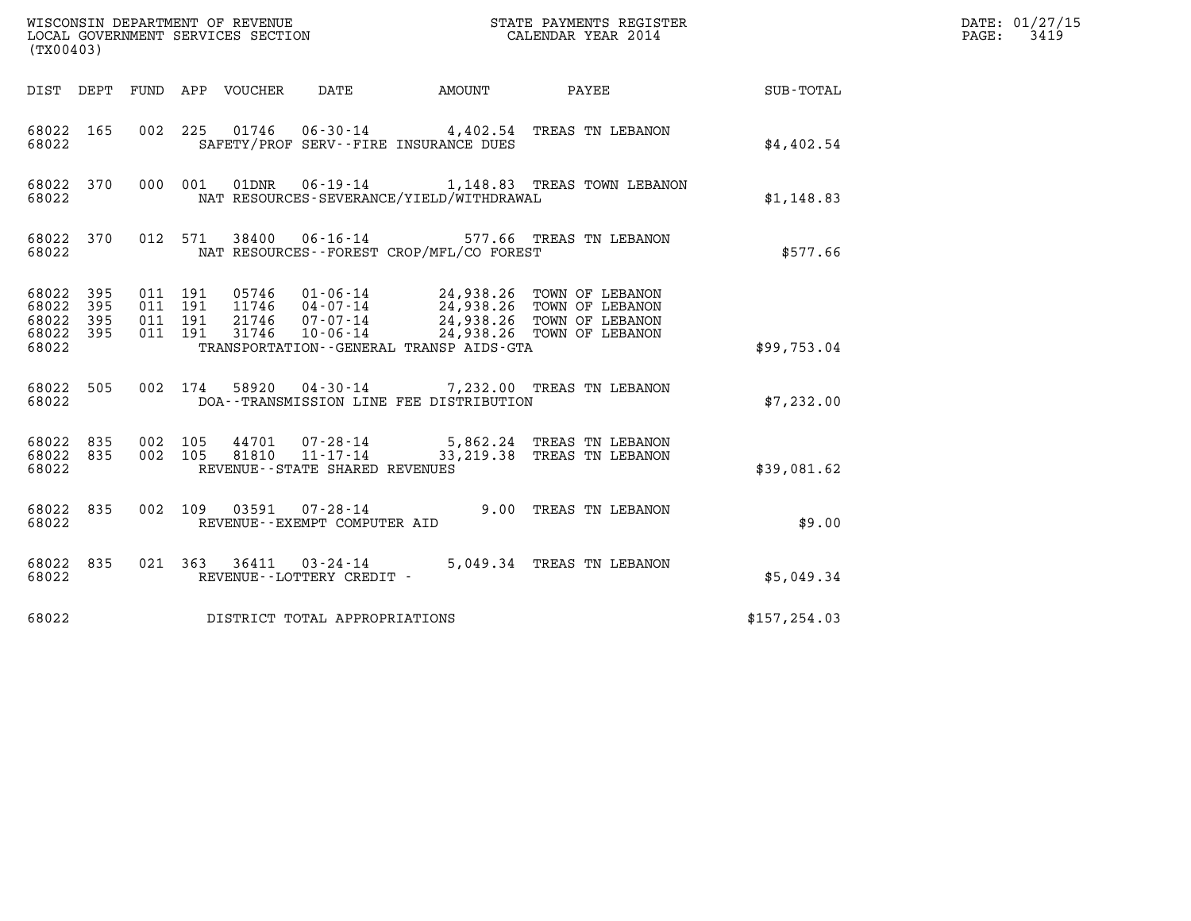WISCONSIN DEPARTMENT OF REVENUE
LOCAL GOVERNMENT SERVICES SECTION
(TX00403)

STATE PAYMENTS REGISTER
CALENDAR YEAR 2014

DATE: 01/27/15
PAGE: 3419

| DIST | DEPT | FUND | APP | VOUCHER | DATE | AMOUNT | PAYEE | SUB-TOTAL |
|---|---|---|---|---|---|---|---|---|
| 68022 | 165 | 002 | 225 | 01746 | 06-30-14 | 4,402.54 | TREAS TN LEBANON | |
| 68022 | | | | SAFETY/PROF SERV--FIRE INSURANCE DUES | | | | $4,402.54 |
| 68022 | 370 | 000 | 001 | 01DNR | 06-19-14 | 1,148.83 | TREAS TOWN LEBANON | |
| 68022 | | | | NAT RESOURCES-SEVERANCE/YIELD/WITHDRAWAL | | | | $1,148.83 |
| 68022 | 370 | 012 | 571 | 38400 | 06-16-14 | 577.66 | TREAS TN LEBANON | |
| 68022 | | | | NAT RESOURCES--FOREST CROP/MFL/CO FOREST | | | | $577.66 |
| 68022 | 395 | 011 | 191 | 05746 | 01-06-14 | 24,938.26 | TOWN OF LEBANON | |
| 68022 | 395 | 011 | 191 | 11746 | 04-07-14 | 24,938.26 | TOWN OF LEBANON | |
| 68022 | 395 | 011 | 191 | 21746 | 07-07-14 | 24,938.26 | TOWN OF LEBANON | |
| 68022 | 395 | 011 | 191 | 31746 | 10-06-14 | 24,938.26 | TOWN OF LEBANON | |
| 68022 | | | | TRANSPORTATION--GENERAL TRANSP AIDS-GTA | | | | $99,753.04 |
| 68022 | 505 | 002 | 174 | 58920 | 04-30-14 | 7,232.00 | TREAS TN LEBANON | |
| 68022 | | | | DOA--TRANSMISSION LINE FEE DISTRIBUTION | | | | $7,232.00 |
| 68022 | 835 | 002 | 105 | 44701 | 07-28-14 | 5,862.24 | TREAS TN LEBANON | |
| 68022 | 835 | 002 | 105 | 81810 | 11-17-14 | 33,219.38 | TREAS TN LEBANON | |
| 68022 | | | | REVENUE--STATE SHARED REVENUES | | | | $39,081.62 |
| 68022 | 835 | 002 | 109 | 03591 | 07-28-14 | 9.00 | TREAS TN LEBANON | |
| 68022 | | | | REVENUE--EXEMPT COMPUTER AID | | | | $9.00 |
| 68022 | 835 | 021 | 363 | 36411 | 03-24-14 | 5,049.34 | TREAS TN LEBANON | |
| 68022 | | | | REVENUE--LOTTERY CREDIT - | | | | $5,049.34 |
| 68022 | | | | DISTRICT TOTAL APPROPRIATIONS | | | | $157,254.03 |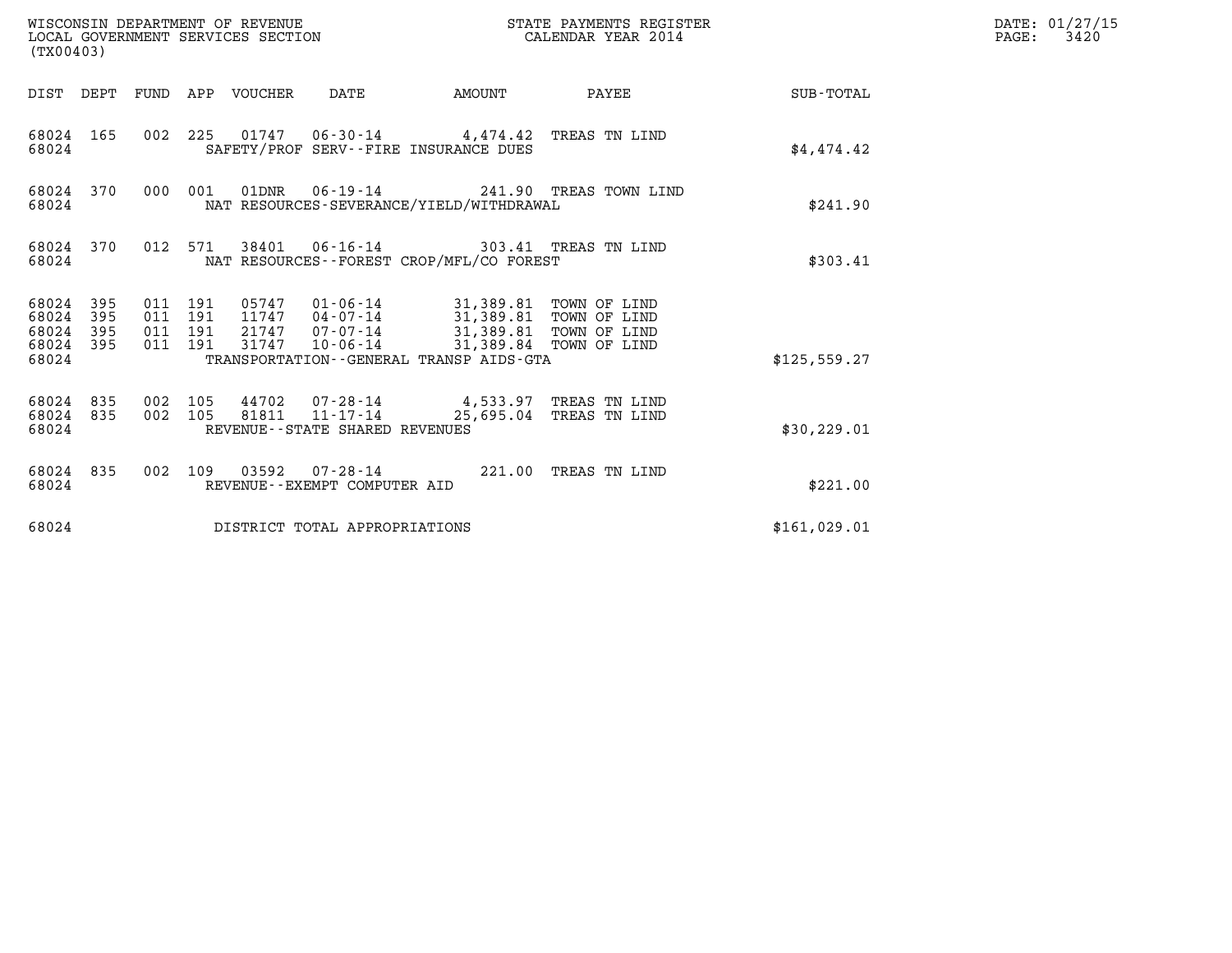WISCONSIN DEPARTMENT OF REVENUE
LOCAL GOVERNMENT SERVICES SECTION
(TX00403)

STATE PAYMENTS REGISTER
CALENDAR YEAR 2014

DATE: 01/27/15
PAGE: 3420

| DIST | DEPT | FUND | APP | VOUCHER | DATE | AMOUNT | PAYEE | SUB-TOTAL |
|---|---|---|---|---|---|---|---|---|
| 68024 | 165 | 002 | 225 | 01747 | 06-30-14 | 4,474.42 | TREAS TN LIND | |
| 68024 | | | | SAFETY/PROF SERV--FIRE INSURANCE DUES | | | | $4,474.42 |
| 68024 | 370 | 000 | 001 | 01DNR | 06-19-14 | 241.90 | TREAS TOWN LIND | |
| 68024 | | | | NAT RESOURCES-SEVERANCE/YIELD/WITHDRAWAL | | | | $241.90 |
| 68024 | 370 | 012 | 571 | 38401 | 06-16-14 | 303.41 | TREAS TN LIND | |
| 68024 | | | | NAT RESOURCES--FOREST CROP/MFL/CO FOREST | | | | $303.41 |
| 68024 | 395 | 011 | 191 | 05747 | 01-06-14 | 31,389.81 | TOWN OF LIND | |
| 68024 | 395 | 011 | 191 | 11747 | 04-07-14 | 31,389.81 | TOWN OF LIND | |
| 68024 | 395 | 011 | 191 | 21747 | 07-07-14 | 31,389.81 | TOWN OF LIND | |
| 68024 | 395 | 011 | 191 | 31747 | 10-06-14 | 31,389.84 | TOWN OF LIND | |
| 68024 | | | | TRANSPORTATION--GENERAL TRANSP AIDS-GTA | | | | $125,559.27 |
| 68024 | 835 | 002 | 105 | 44702 | 07-28-14 | 4,533.97 | TREAS TN LIND | |
| 68024 | 835 | 002 | 105 | 81811 | 11-17-14 | 25,695.04 | TREAS TN LIND | |
| 68024 | | | | REVENUE--STATE SHARED REVENUES | | | | $30,229.01 |
| 68024 | 835 | 002 | 109 | 03592 | 07-28-14 | 221.00 | TREAS TN LIND | |
| 68024 | | | | REVENUE--EXEMPT COMPUTER AID | | | | $221.00 |
| 68024 | | | | DISTRICT TOTAL APPROPRIATIONS | | | | $161,029.01 |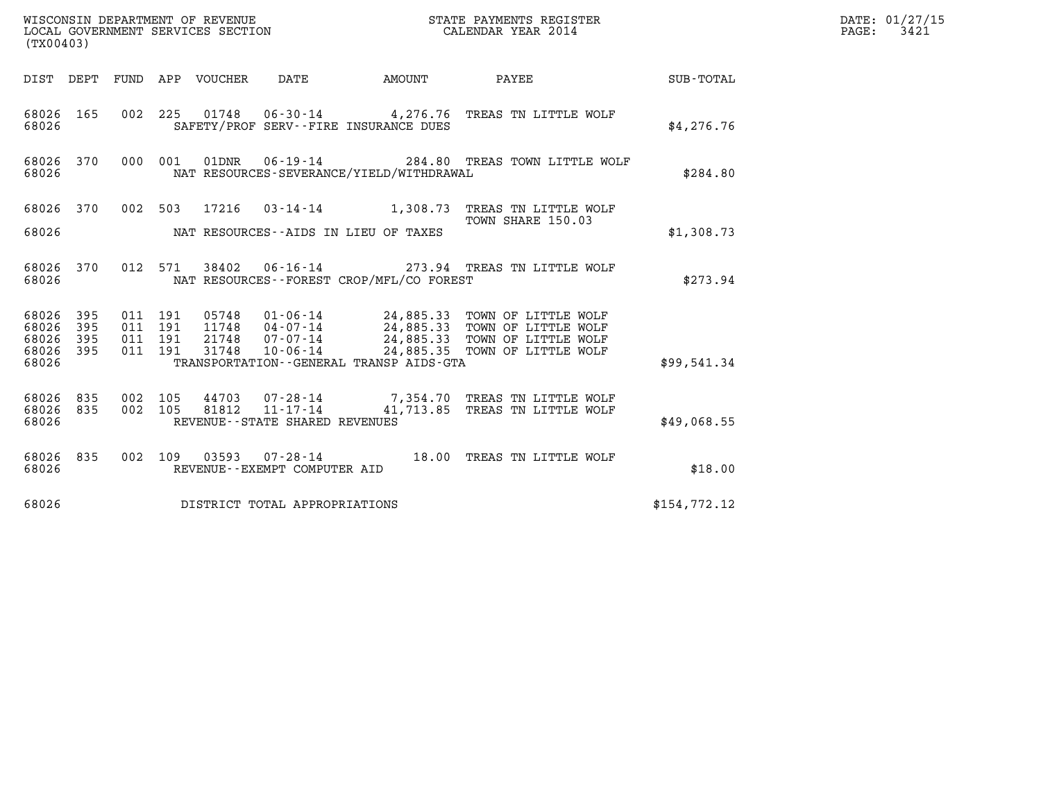WISCONSIN DEPARTMENT OF REVENUE
LOCAL GOVERNMENT SERVICES SECTION
(TX00403)

STATE PAYMENTS REGISTER
CALENDAR YEAR 2014

DATE: 01/27/15

| DIST | DEPT | FUND | APP | VOUCHER | DATE | AMOUNT | PAYEE | SUB-TOTAL |
|---|---|---|---|---|---|---|---|---|
| 68026 | 165 | 002 | 225 | 01748 | 06-30-14 | 4,276.76 | TREAS TN LITTLE WOLF | |
| 68026 | | | | | SAFETY/PROF SERV--FIRE INSURANCE DUES | | | $4,276.76 |
| 68026 | 370 | 000 | 001 | 01DNR | 06-19-14 | 284.80 | TREAS TOWN LITTLE WOLF | |
| 68026 | | | | | NAT RESOURCES-SEVERANCE/YIELD/WITHDRAWAL | | | $284.80 |
| 68026 | 370 | 002 | 503 | 17216 | 03-14-14 | 1,308.73 | TREAS TN LITTLE WOLF TOWN SHARE 150.03 | |
| 68026 | | | | | NAT RESOURCES--AIDS IN LIEU OF TAXES | | | $1,308.73 |
| 68026 | 370 | 012 | 571 | 38402 | 06-16-14 | 273.94 | TREAS TN LITTLE WOLF | |
| 68026 | | | | | NAT RESOURCES--FOREST CROP/MFL/CO FOREST | | | $273.94 |
| 68026 | 395 | 011 | 191 | 05748 | 01-06-14 | 24,885.33 | TOWN OF LITTLE WOLF | |
| 68026 | 395 | 011 | 191 | 11748 | 04-07-14 | 24,885.33 | TOWN OF LITTLE WOLF | |
| 68026 | 395 | 011 | 191 | 21748 | 07-07-14 | 24,885.33 | TOWN OF LITTLE WOLF | |
| 68026 | 395 | 011 | 191 | 31748 | 10-06-14 | 24,885.35 | TOWN OF LITTLE WOLF | |
| 68026 | | | | | TRANSPORTATION--GENERAL TRANSP AIDS-GTA | | | $99,541.34 |
| 68026 | 835 | 002 | 105 | 44703 | 07-28-14 | 7,354.70 | TREAS TN LITTLE WOLF | |
| 68026 | 835 | 002 | 105 | 81812 | 11-17-14 | 41,713.85 | TREAS TN LITTLE WOLF | |
| 68026 | | | | | REVENUE--STATE SHARED REVENUES | | | $49,068.55 |
| 68026 | 835 | 002 | 109 | 03593 | 07-28-14 | 18.00 | TREAS TN LITTLE WOLF | |
| 68026 | | | | | REVENUE--EXEMPT COMPUTER AID | | | $18.00 |
| 68026 | | | | | DISTRICT TOTAL APPROPRIATIONS | | | $154,772.12 |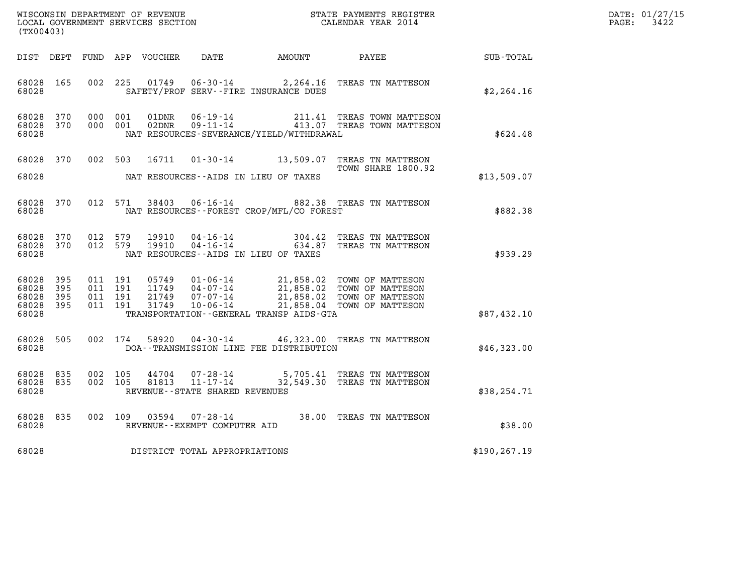WISCONSIN DEPARTMENT OF REVENUE
LOCAL GOVERNMENT SERVICES SECTION
(TX00403)

STATE PAYMENTS REGISTER
CALENDAR YEAR 2014

DATE: 01/27/15
PAGE: 3422

| DIST | DEPT | FUND | APP | VOUCHER | DATE | AMOUNT | PAYEE | SUB-TOTAL |
|---|---|---|---|---|---|---|---|---|
| 68028 | 165 | 002 | 225 | 01749 | 06-30-14 | 2,264.16 | TREAS TN MATTESON | |
| 68028 | | | | | SAFETY/PROF SERV--FIRE INSURANCE DUES | | | $2,264.16 |
| 68028 | 370 | 000 | 001 | 01DNR | 06-19-14 | 211.41 | TREAS TOWN MATTESON | |
| 68028 | 370 | 000 | 001 | 02DNR | 09-11-14 | 413.07 | TREAS TOWN MATTESON | |
| 68028 | | | | | NAT RESOURCES-SEVERANCE/YIELD/WITHDRAWAL | | | $624.48 |
| 68028 | 370 | 002 | 503 | 16711 | 01-30-14 | 13,509.07 | TREAS TN MATTESON TOWN SHARE 1800.92 | |
| 68028 | | | | | NAT RESOURCES--AIDS IN LIEU OF TAXES | | | $13,509.07 |
| 68028 | 370 | 012 | 571 | 38403 | 06-16-14 | 882.38 | TREAS TN MATTESON | |
| 68028 | | | | | NAT RESOURCES--FOREST CROP/MFL/CO FOREST | | | $882.38 |
| 68028 | 370 | 012 | 579 | 19910 | 04-16-14 | 304.42 | TREAS TN MATTESON | |
| 68028 | 370 | 012 | 579 | 19910 | 04-16-14 | 634.87 | TREAS TN MATTESON | |
| 68028 | | | | | NAT RESOURCES--AIDS IN LIEU OF TAXES | | | $939.29 |
| 68028 | 395 | 011 | 191 | 05749 | 01-06-14 | 21,858.02 | TOWN OF MATTESON | |
| 68028 | 395 | 011 | 191 | 11749 | 04-07-14 | 21,858.02 | TOWN OF MATTESON | |
| 68028 | 395 | 011 | 191 | 21749 | 07-07-14 | 21,858.02 | TOWN OF MATTESON | |
| 68028 | 395 | 011 | 191 | 31749 | 10-06-14 | 21,858.04 | TOWN OF MATTESON | |
| 68028 | | | | | TRANSPORTATION--GENERAL TRANSP AIDS-GTA | | | $87,432.10 |
| 68028 | 505 | 002 | 174 | 58920 | 04-30-14 | 46,323.00 | TREAS TN MATTESON | |
| 68028 | | | | | DOA--TRANSMISSION LINE FEE DISTRIBUTION | | | $46,323.00 |
| 68028 | 835 | 002 | 105 | 44704 | 07-28-14 | 5,705.41 | TREAS TN MATTESON | |
| 68028 | 835 | 002 | 105 | 81813 | 11-17-14 | 32,549.30 | TREAS TN MATTESON | |
| 68028 | | | | | REVENUE--STATE SHARED REVENUES | | | $38,254.71 |
| 68028 | 835 | 002 | 109 | 03594 | 07-28-14 | 38.00 | TREAS TN MATTESON | |
| 68028 | | | | | REVENUE--EXEMPT COMPUTER AID | | | $38.00 |
| 68028 | | | | | DISTRICT TOTAL APPROPRIATIONS | | | $190,267.19 |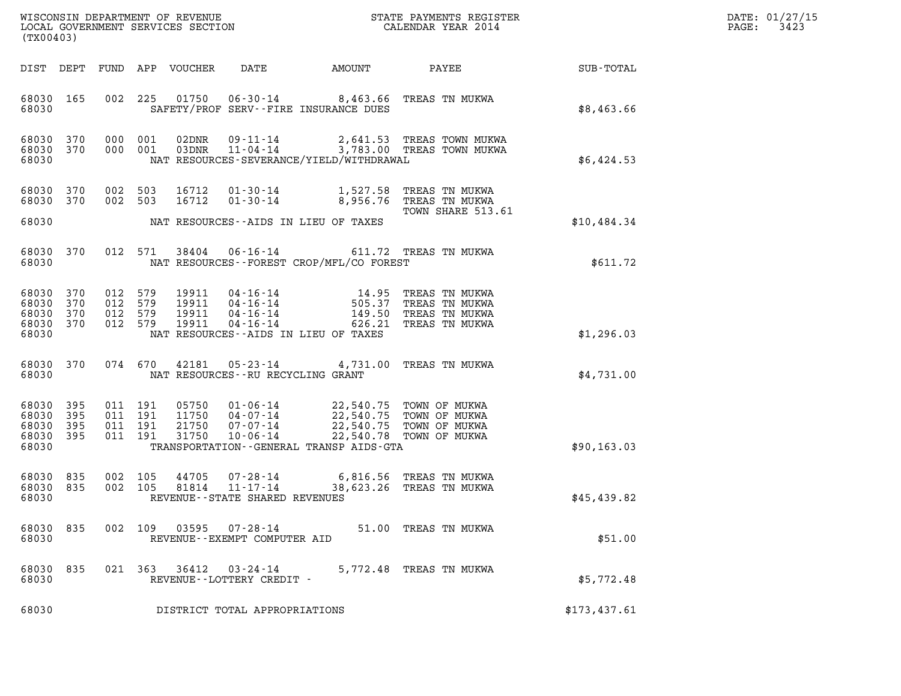WISCONSIN DEPARTMENT OF REVENUE
LOCAL GOVERNMENT SERVICES SECTION
(TX00403)

STATE PAYMENTS REGISTER
CALENDAR YEAR 2014

DATE: 01/27/15
PAGE: 3423

| DIST | DEPT | FUND | APP | VOUCHER | DATE | AMOUNT | PAYEE | SUB-TOTAL |
|---|---|---|---|---|---|---|---|---|
| 68030 | 165 | 002 | 225 | 01750 | 06-30-14 | 8,463.66 | TREAS TN MUKWA | |
| 68030 | | | | SAFETY/PROF SERV--FIRE INSURANCE DUES | | | | $8,463.66 |
| 68030 | 370 | 000 | 001 | 02DNR | 09-11-14 | 2,641.53 | TREAS TOWN MUKWA | |
| 68030 | 370 | 000 | 001 | 03DNR | 11-04-14 | 3,783.00 | TREAS TOWN MUKWA | |
| 68030 | | | | NAT RESOURCES-SEVERANCE/YIELD/WITHDRAWAL | | | | $6,424.53 |
| 68030 | 370 | 002 | 503 | 16712 | 01-30-14 | 1,527.58 | TREAS TN MUKWA | |
| 68030 | 370 | 002 | 503 | 16712 | 01-30-14 | 8,956.76 | TREAS TN MUKWA TOWN SHARE 513.61 | |
| 68030 | | | | NAT RESOURCES--AIDS IN LIEU OF TAXES | | | | $10,484.34 |
| 68030 | 370 | 012 | 571 | 38404 | 06-16-14 | 611.72 | TREAS TN MUKWA | |
| 68030 | | | | NAT RESOURCES--FOREST CROP/MFL/CO FOREST | | | | $611.72 |
| 68030 | 370 | 012 | 579 | 19911 | 04-16-14 | 14.95 | TREAS TN MUKWA | |
| 68030 | 370 | 012 | 579 | 19911 | 04-16-14 | 505.37 | TREAS TN MUKWA | |
| 68030 | 370 | 012 | 579 | 19911 | 04-16-14 | 149.50 | TREAS TN MUKWA | |
| 68030 | 370 | 012 | 579 | 19911 | 04-16-14 | 626.21 | TREAS TN MUKWA | |
| 68030 | | | | NAT RESOURCES--AIDS IN LIEU OF TAXES | | | | $1,296.03 |
| 68030 | 370 | 074 | 670 | 42181 | 05-23-14 | 4,731.00 | TREAS TN MUKWA | |
| 68030 | | | | NAT RESOURCES--RU RECYCLING GRANT | | | | $4,731.00 |
| 68030 | 395 | 011 | 191 | 05750 | 01-06-14 | 22,540.75 | TOWN OF MUKWA | |
| 68030 | 395 | 011 | 191 | 11750 | 04-07-14 | 22,540.75 | TOWN OF MUKWA | |
| 68030 | 395 | 011 | 191 | 21750 | 07-07-14 | 22,540.75 | TOWN OF MUKWA | |
| 68030 | 395 | 011 | 191 | 31750 | 10-06-14 | 22,540.78 | TOWN OF MUKWA | |
| 68030 | | | | TRANSPORTATION--GENERAL TRANSP AIDS-GTA | | | | $90,163.03 |
| 68030 | 835 | 002 | 105 | 44705 | 07-28-14 | 6,816.56 | TREAS TN MUKWA | |
| 68030 | 835 | 002 | 105 | 81814 | 11-17-14 | 38,623.26 | TREAS TN MUKWA | |
| 68030 | | | | REVENUE--STATE SHARED REVENUES | | | | $45,439.82 |
| 68030 | 835 | 002 | 109 | 03595 | 07-28-14 | 51.00 | TREAS TN MUKWA | |
| 68030 | | | | REVENUE--EXEMPT COMPUTER AID | | | | $51.00 |
| 68030 | 835 | 021 | 363 | 36412 | 03-24-14 | 5,772.48 | TREAS TN MUKWA | |
| 68030 | | | | REVENUE--LOTTERY CREDIT - | | | | $5,772.48 |
| 68030 | | | | DISTRICT TOTAL APPROPRIATIONS | | | | $173,437.61 |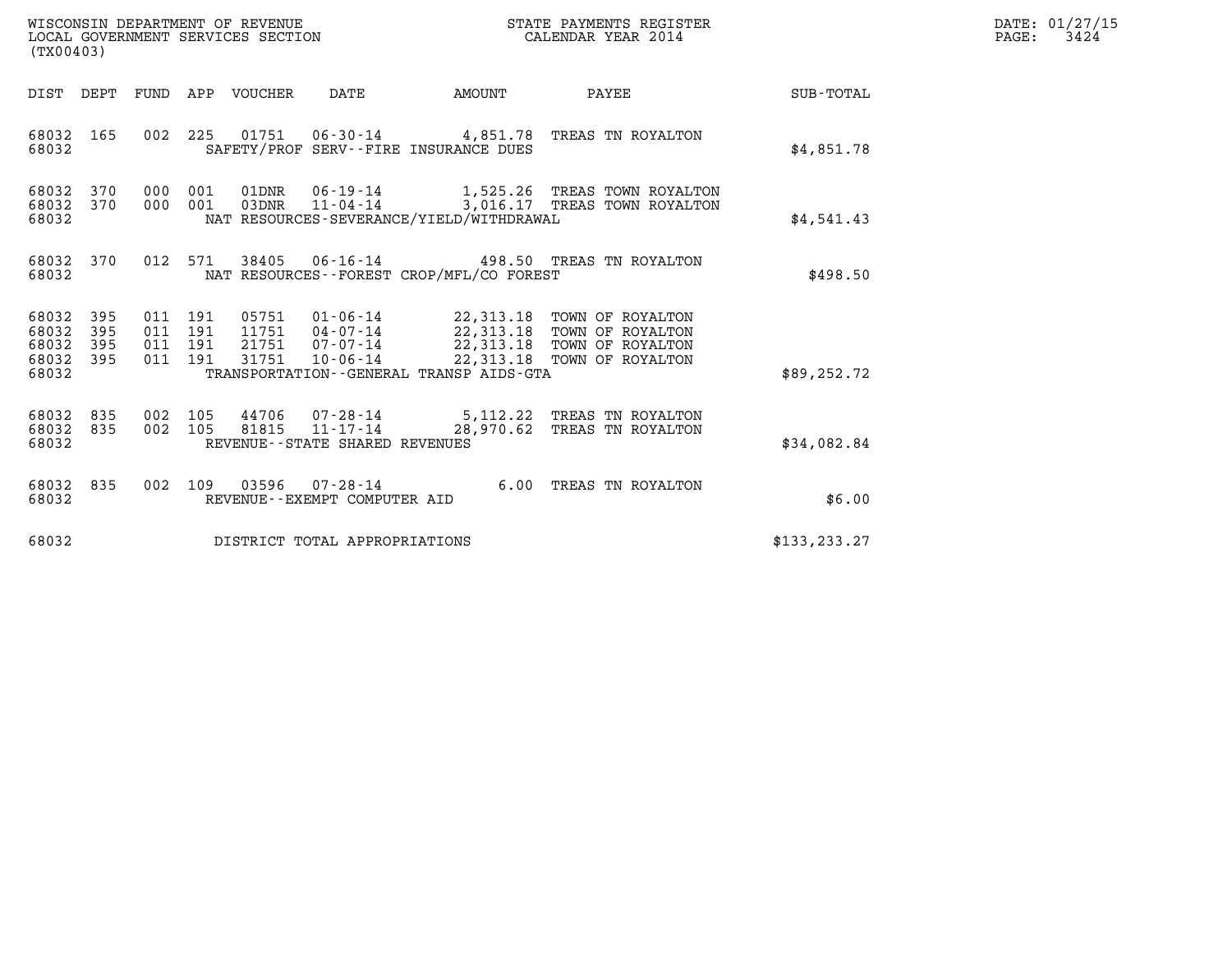WISCONSIN DEPARTMENT OF REVENUE
LOCAL GOVERNMENT SERVICES SECTION
(TX00403)

STATE PAYMENTS REGISTER
CALENDAR YEAR 2014

DATE: 01/27/15

| DIST | DEPT | FUND | APP | VOUCHER | DATE | AMOUNT | PAYEE | SUB-TOTAL |
|---|---|---|---|---|---|---|---|---|
| 68032 | 165 | 002 | 225 | 01751 | 06-30-14 | 4,851.78 | TREAS TN ROYALTON | |
| 68032 | | | | | SAFETY/PROF SERV--FIRE INSURANCE DUES | | | $4,851.78 |
| 68032 | 370 | 000 | 001 | 01DNR | 06-19-14 | 1,525.26 | TREAS TOWN ROYALTON | |
| 68032 | 370 | 000 | 001 | 03DNR | 11-04-14 | 3,016.17 | TREAS TOWN ROYALTON | |
| 68032 | | | | | NAT RESOURCES-SEVERANCE/YIELD/WITHDRAWAL | | | $4,541.43 |
| 68032 | 370 | 012 | 571 | 38405 | 06-16-14 | 498.50 | TREAS TN ROYALTON | |
| 68032 | | | | | NAT RESOURCES--FOREST CROP/MFL/CO FOREST | | | $498.50 |
| 68032 | 395 | 011 | 191 | 05751 | 01-06-14 | 22,313.18 | TOWN OF ROYALTON | |
| 68032 | 395 | 011 | 191 | 11751 | 04-07-14 | 22,313.18 | TOWN OF ROYALTON | |
| 68032 | 395 | 011 | 191 | 21751 | 07-07-14 | 22,313.18 | TOWN OF ROYALTON | |
| 68032 | 395 | 011 | 191 | 31751 | 10-06-14 | 22,313.18 | TOWN OF ROYALTON | |
| 68032 | | | | | TRANSPORTATION--GENERAL TRANSP AIDS-GTA | | | $89,252.72 |
| 68032 | 835 | 002 | 105 | 44706 | 07-28-14 | 5,112.22 | TREAS TN ROYALTON | |
| 68032 | 835 | 002 | 105 | 81815 | 11-17-14 | 28,970.62 | TREAS TN ROYALTON | |
| 68032 | | | | | REVENUE--STATE SHARED REVENUES | | | $34,082.84 |
| 68032 | 835 | 002 | 109 | 03596 | 07-28-14 | 6.00 | TREAS TN ROYALTON | |
| 68032 | | | | | REVENUE--EXEMPT COMPUTER AID | | | $6.00 |
| 68032 | | | | | DISTRICT TOTAL APPROPRIATIONS | | | $133,233.27 |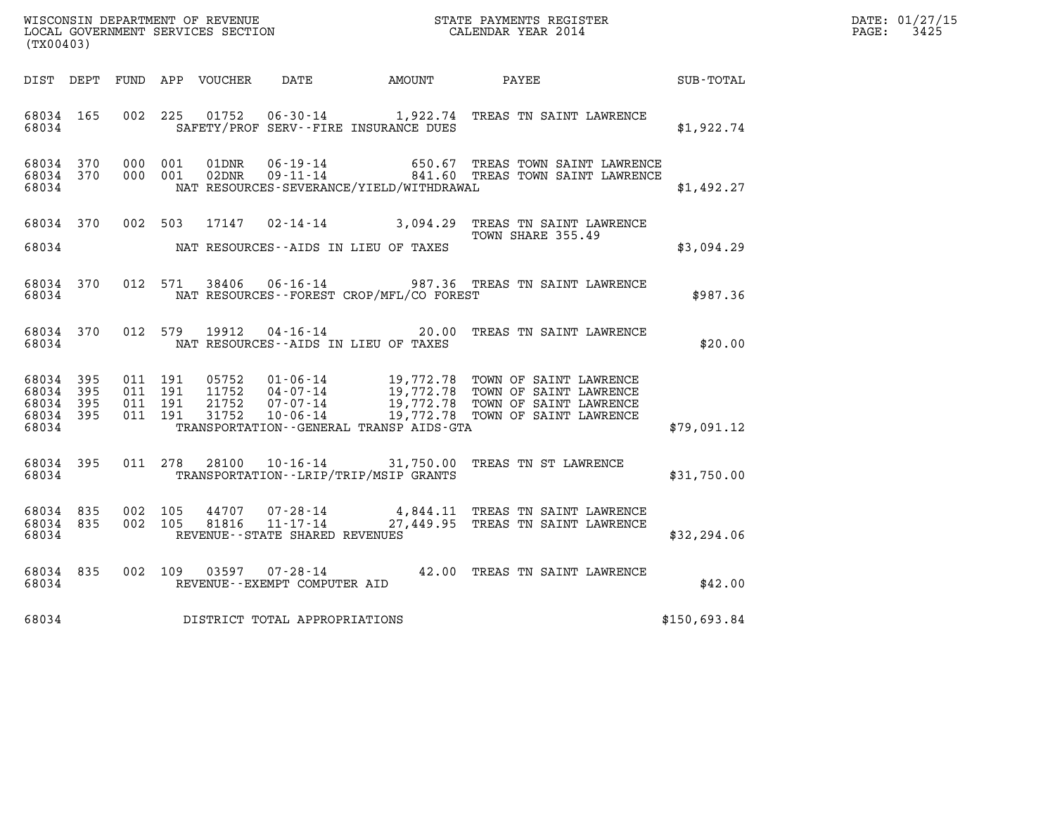WISCONSIN DEPARTMENT OF REVENUE
LOCAL GOVERNMENT SERVICES SECTION
(TX00403)

STATE PAYMENTS REGISTER
CALENDAR YEAR 2014

DATE: 01/27/15
PAGE: 3425

| DIST | DEPT | FUND | APP | VOUCHER | DATE | AMOUNT | PAYEE | SUB-TOTAL |
|---|---|---|---|---|---|---|---|---|
| 68034 | 165 | 002 | 225 | 01752 | 06-30-14 | 1,922.74 | TREAS TN SAINT LAWRENCE | |
| 68034 | | | | | SAFETY/PROF SERV--FIRE INSURANCE DUES | | | $1,922.74 |
| 68034 | 370 | 000 | 001 | 01DNR | 06-19-14 | 650.67 | TREAS TOWN SAINT LAWRENCE | |
| 68034 | 370 | 000 | 001 | 02DNR | 09-11-14 | 841.60 | TREAS TOWN SAINT LAWRENCE | |
| 68034 | | | | | NAT RESOURCES-SEVERANCE/YIELD/WITHDRAWAL | | | $1,492.27 |
| 68034 | 370 | 002 | 503 | 17147 | 02-14-14 | 3,094.29 | TREAS TN SAINT LAWRENCE TOWN SHARE 355.49 | |
| 68034 | | | | | NAT RESOURCES--AIDS IN LIEU OF TAXES | | | $3,094.29 |
| 68034 | 370 | 012 | 571 | 38406 | 06-16-14 | 987.36 | TREAS TN SAINT LAWRENCE | |
| 68034 | | | | | NAT RESOURCES--FOREST CROP/MFL/CO FOREST | | | $987.36 |
| 68034 | 370 | 012 | 579 | 19912 | 04-16-14 | 20.00 | TREAS TN SAINT LAWRENCE | |
| 68034 | | | | | NAT RESOURCES--AIDS IN LIEU OF TAXES | | | $20.00 |
| 68034 | 395 | 011 | 191 | 05752 | 01-06-14 | 19,772.78 | TOWN OF SAINT LAWRENCE | |
| 68034 | 395 | 011 | 191 | 11752 | 04-07-14 | 19,772.78 | TOWN OF SAINT LAWRENCE | |
| 68034 | 395 | 011 | 191 | 21752 | 07-07-14 | 19,772.78 | TOWN OF SAINT LAWRENCE | |
| 68034 | 395 | 011 | 191 | 31752 | 10-06-14 | 19,772.78 | TOWN OF SAINT LAWRENCE | |
| 68034 | | | | | TRANSPORTATION--GENERAL TRANSP AIDS-GTA | | | $79,091.12 |
| 68034 | 395 | 011 | 278 | 28100 | 10-16-14 | 31,750.00 | TREAS TN ST LAWRENCE | |
| 68034 | | | | | TRANSPORTATION--LRIP/TRIP/MSIP GRANTS | | | $31,750.00 |
| 68034 | 835 | 002 | 105 | 44707 | 07-28-14 | 4,844.11 | TREAS TN SAINT LAWRENCE | |
| 68034 | 835 | 002 | 105 | 81816 | 11-17-14 | 27,449.95 | TREAS TN SAINT LAWRENCE | |
| 68034 | | | | | REVENUE--STATE SHARED REVENUES | | | $32,294.06 |
| 68034 | 835 | 002 | 109 | 03597 | 07-28-14 | 42.00 | TREAS TN SAINT LAWRENCE | |
| 68034 | | | | | REVENUE--EXEMPT COMPUTER AID | | | $42.00 |
| 68034 | | | | | DISTRICT TOTAL APPROPRIATIONS | | | $150,693.84 |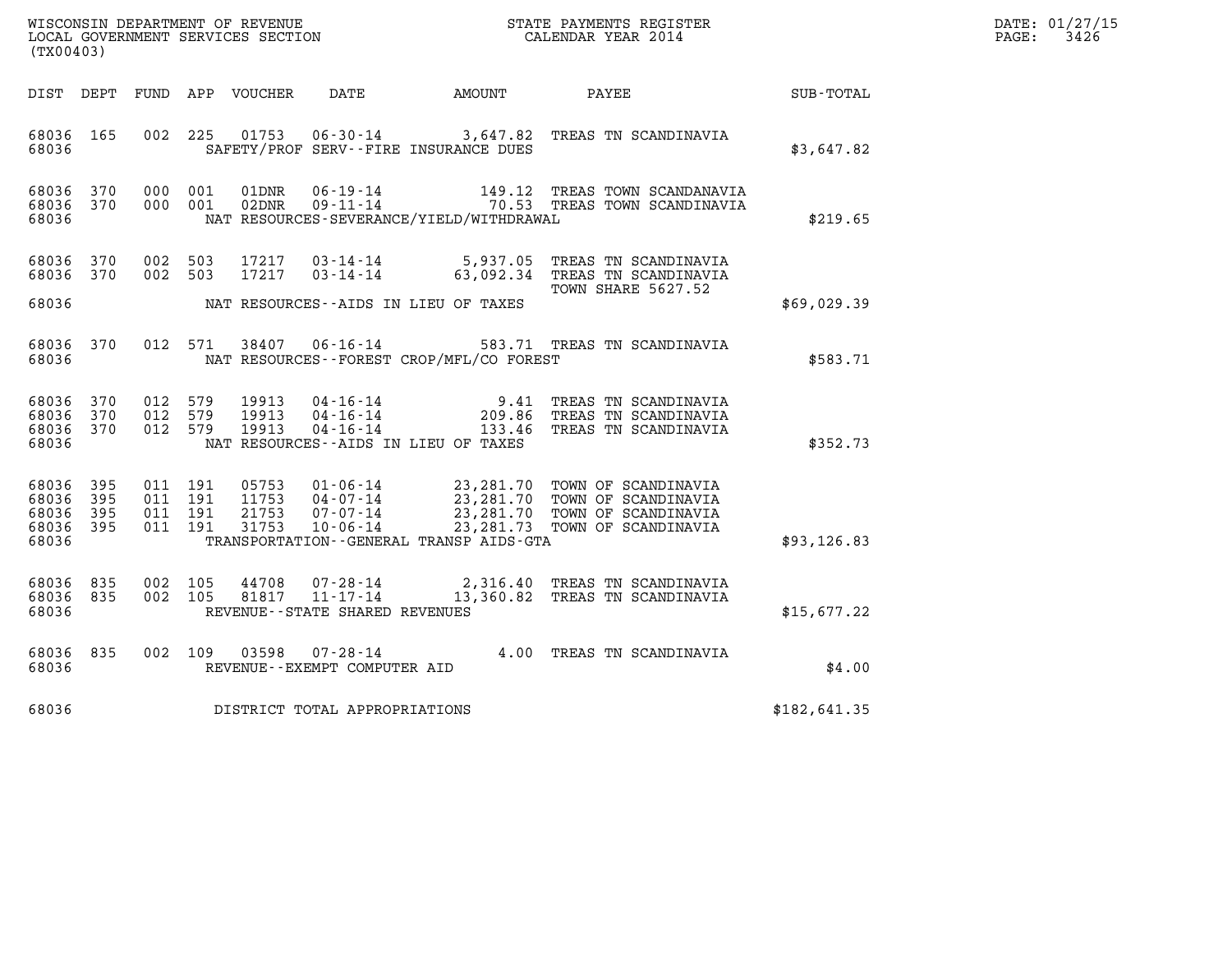WISCONSIN DEPARTMENT OF REVENUE
LOCAL GOVERNMENT SERVICES SECTION
(TX00403)

STATE PAYMENTS REGISTER
CALENDAR YEAR 2014

DATE: 01/27/15
PAGE: 3426

| DIST | DEPT | FUND | APP | VOUCHER | DATE | AMOUNT | PAYEE | SUB-TOTAL |
|---|---|---|---|---|---|---|---|---|
| 68036 | 165 | 002 | 225 | 01753 | 06-30-14 | 3,647.82 | TREAS TN SCANDINAVIA | |
| 68036 | | | | | SAFETY/PROF SERV--FIRE INSURANCE DUES | | | $3,647.82 |
| 68036 | 370 | 000 | 001 | 01DNR | 06-19-14 | 149.12 | TREAS TOWN SCANDANAVIA | |
| 68036 | 370 | 000 | 001 | 02DNR | 09-11-14 | 70.53 | TREAS TOWN SCANDINAVIA | |
| 68036 | | | | | NAT RESOURCES-SEVERANCE/YIELD/WITHDRAWAL | | | $219.65 |
| 68036 | 370 | 002 | 503 | 17217 | 03-14-14 | 5,937.05 | TREAS TN SCANDINAVIA | |
| 68036 | 370 | 002 | 503 | 17217 | 03-14-14 | 63,092.34 | TREAS TN SCANDINAVIA TOWN SHARE 5627.52 | |
| 68036 | | | | | NAT RESOURCES--AIDS IN LIEU OF TAXES | | | $69,029.39 |
| 68036 | 370 | 012 | 571 | 38407 | 06-16-14 | 583.71 | TREAS TN SCANDINAVIA | |
| 68036 | | | | | NAT RESOURCES--FOREST CROP/MFL/CO FOREST | | | $583.71 |
| 68036 | 370 | 012 | 579 | 19913 | 04-16-14 | 9.41 | TREAS TN SCANDINAVIA | |
| 68036 | 370 | 012 | 579 | 19913 | 04-16-14 | 209.86 | TREAS TN SCANDINAVIA | |
| 68036 | 370 | 012 | 579 | 19913 | 04-16-14 | 133.46 | TREAS TN SCANDINAVIA | |
| 68036 | | | | | NAT RESOURCES--AIDS IN LIEU OF TAXES | | | $352.73 |
| 68036 | 395 | 011 | 191 | 05753 | 01-06-14 | 23,281.70 | TOWN OF SCANDINAVIA | |
| 68036 | 395 | 011 | 191 | 11753 | 04-07-14 | 23,281.70 | TOWN OF SCANDINAVIA | |
| 68036 | 395 | 011 | 191 | 21753 | 07-07-14 | 23,281.70 | TOWN OF SCANDINAVIA | |
| 68036 | 395 | 011 | 191 | 31753 | 10-06-14 | 23,281.73 | TOWN OF SCANDINAVIA | |
| 68036 | | | | | TRANSPORTATION--GENERAL TRANSP AIDS-GTA | | | $93,126.83 |
| 68036 | 835 | 002 | 105 | 44708 | 07-28-14 | 2,316.40 | TREAS TN SCANDINAVIA | |
| 68036 | 835 | 002 | 105 | 81817 | 11-17-14 | 13,360.82 | TREAS TN SCANDINAVIA | |
| 68036 | | | | | REVENUE--STATE SHARED REVENUES | | | $15,677.22 |
| 68036 | 835 | 002 | 109 | 03598 | 07-28-14 | 4.00 | TREAS TN SCANDINAVIA | |
| 68036 | | | | | REVENUE--EXEMPT COMPUTER AID | | | $4.00 |
| 68036 | | | | | DISTRICT TOTAL APPROPRIATIONS | | | $182,641.35 |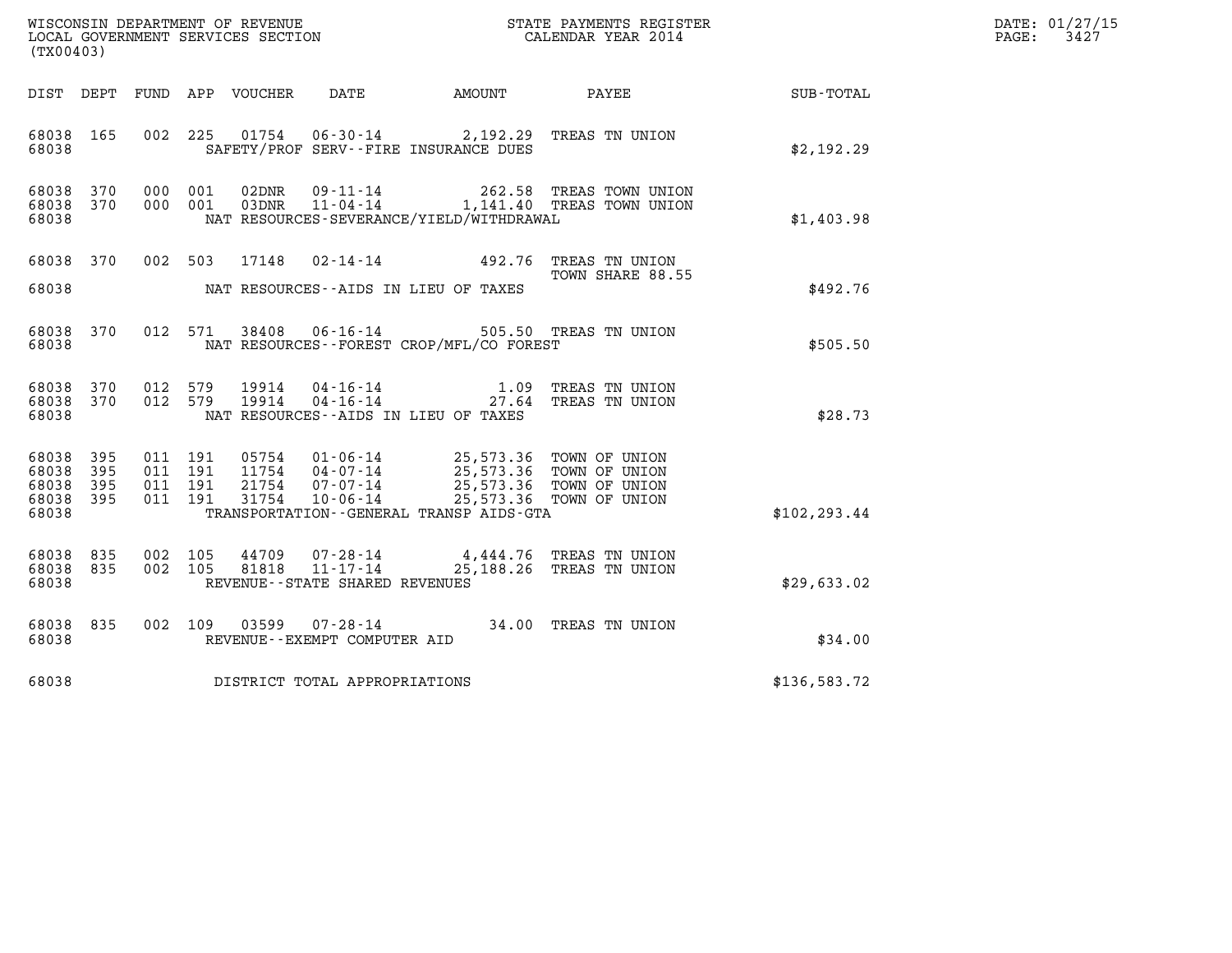WISCONSIN DEPARTMENT OF REVENUE
LOCAL GOVERNMENT SERVICES SECTION
(TX00403)

STATE PAYMENTS REGISTER
CALENDAR YEAR 2014

DATE: 01/27/15
PAGE: 3427

| DIST | DEPT | FUND | APP | VOUCHER | DATE | AMOUNT | PAYEE | SUB-TOTAL |
|---|---|---|---|---|---|---|---|---|
| 68038 | 165 | 002 | 225 | 01754 | 06-30-14 | 2,192.29 | TREAS TN UNION | |
| 68038 | | | | SAFETY/PROF SERV--FIRE INSURANCE DUES | | | | $2,192.29 |
| 68038 | 370 | 000 | 001 | 02DNR | 09-11-14 | 262.58 | TREAS TOWN UNION | |
| 68038 | 370 | 000 | 001 | 03DNR | 11-04-14 | 1,141.40 | TREAS TOWN UNION | |
| 68038 | | | | NAT RESOURCES-SEVERANCE/YIELD/WITHDRAWAL | | | | $1,403.98 |
| 68038 | 370 | 002 | 503 | 17148 | 02-14-14 | 492.76 | TREAS TN UNION TOWN SHARE 88.55 | |
| 68038 | | | | NAT RESOURCES--AIDS IN LIEU OF TAXES | | | | $492.76 |
| 68038 | 370 | 012 | 571 | 38408 | 06-16-14 | 505.50 | TREAS TN UNION | |
| 68038 | | | | NAT RESOURCES--FOREST CROP/MFL/CO FOREST | | | | $505.50 |
| 68038 | 370 | 012 | 579 | 19914 | 04-16-14 | 1.09 | TREAS TN UNION | |
| 68038 | 370 | 012 | 579 | 19914 | 04-16-14 | 27.64 | TREAS TN UNION | |
| 68038 | | | | NAT RESOURCES--AIDS IN LIEU OF TAXES | | | | $28.73 |
| 68038 | 395 | 011 | 191 | 05754 | 01-06-14 | 25,573.36 | TOWN OF UNION | |
| 68038 | 395 | 011 | 191 | 11754 | 04-07-14 | 25,573.36 | TOWN OF UNION | |
| 68038 | 395 | 011 | 191 | 21754 | 07-07-14 | 25,573.36 | TOWN OF UNION | |
| 68038 | 395 | 011 | 191 | 31754 | 10-06-14 | 25,573.36 | TOWN OF UNION | |
| 68038 | | | | TRANSPORTATION--GENERAL TRANSP AIDS-GTA | | | | $102,293.44 |
| 68038 | 835 | 002 | 105 | 44709 | 07-28-14 | 4,444.76 | TREAS TN UNION | |
| 68038 | 835 | 002 | 105 | 81818 | 11-17-14 | 25,188.26 | TREAS TN UNION | |
| 68038 | | | | REVENUE--STATE SHARED REVENUES | | | | $29,633.02 |
| 68038 | 835 | 002 | 109 | 03599 | 07-28-14 | 34.00 | TREAS TN UNION | |
| 68038 | | | | REVENUE--EXEMPT COMPUTER AID | | | | $34.00 |
| 68038 | | | | DISTRICT TOTAL APPROPRIATIONS | | | | $136,583.72 |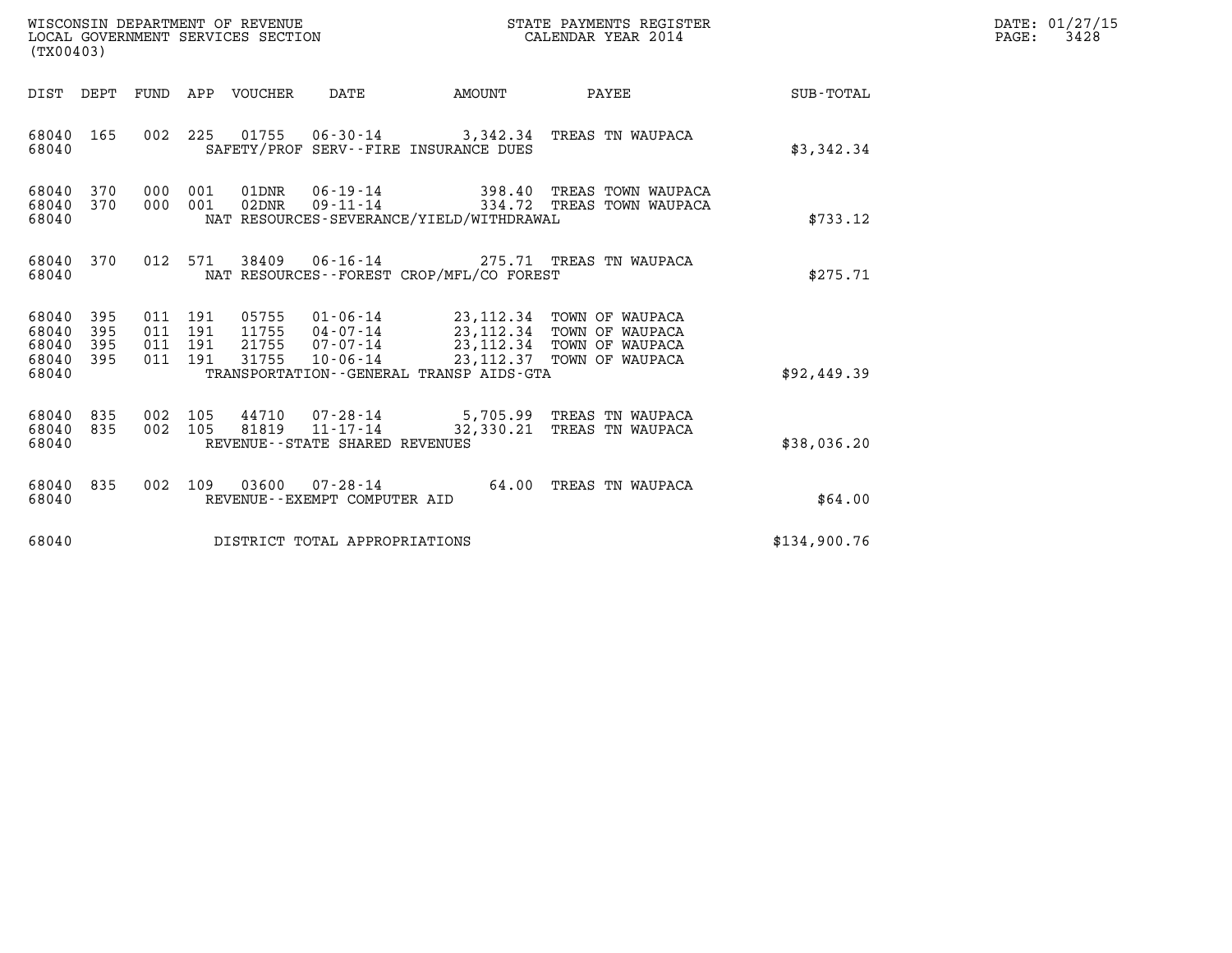WISCONSIN DEPARTMENT OF REVENUE
LOCAL GOVERNMENT SERVICES SECTION
(TX00403)

STATE PAYMENTS REGISTER
CALENDAR YEAR 2014

DATE: 01/27/15
PAGE: 3428

| DIST | DEPT | FUND | APP | VOUCHER | DATE | AMOUNT | PAYEE | SUB-TOTAL |
|---|---|---|---|---|---|---|---|---|
| 68040 | 165 | 002 | 225 | 01755 | 06-30-14 | 3,342.34 | TREAS TN WAUPACA | |
| 68040 | | | | SAFETY/PROF SERV--FIRE INSURANCE DUES | | | | $3,342.34 |
| 68040 | 370 | 000 | 001 | 01DNR | 06-19-14 | 398.40 | TREAS TOWN WAUPACA | |
| 68040 | 370 | 000 | 001 | 02DNR | 09-11-14 | 334.72 | TREAS TOWN WAUPACA | |
| 68040 | | | | NAT RESOURCES-SEVERANCE/YIELD/WITHDRAWAL | | | | $733.12 |
| 68040 | 370 | 012 | 571 | 38409 | 06-16-14 | 275.71 | TREAS TN WAUPACA | |
| 68040 | | | | NAT RESOURCES--FOREST CROP/MFL/CO FOREST | | | | $275.71 |
| 68040 | 395 | 011 | 191 | 05755 | 01-06-14 | 23,112.34 | TOWN OF WAUPACA | |
| 68040 | 395 | 011 | 191 | 11755 | 04-07-14 | 23,112.34 | TOWN OF WAUPACA | |
| 68040 | 395 | 011 | 191 | 21755 | 07-07-14 | 23,112.34 | TOWN OF WAUPACA | |
| 68040 | 395 | 011 | 191 | 31755 | 10-06-14 | 23,112.37 | TOWN OF WAUPACA | |
| 68040 | | | | TRANSPORTATION--GENERAL TRANSP AIDS-GTA | | | | $92,449.39 |
| 68040 | 835 | 002 | 105 | 44710 | 07-28-14 | 5,705.99 | TREAS TN WAUPACA | |
| 68040 | 835 | 002 | 105 | 81819 | 11-17-14 | 32,330.21 | TREAS TN WAUPACA | |
| 68040 | | | | REVENUE--STATE SHARED REVENUES | | | | $38,036.20 |
| 68040 | 835 | 002 | 109 | 03600 | 07-28-14 | 64.00 | TREAS TN WAUPACA | |
| 68040 | | | | REVENUE--EXEMPT COMPUTER AID | | | | $64.00 |
| 68040 | | | | DISTRICT TOTAL APPROPRIATIONS | | | | $134,900.76 |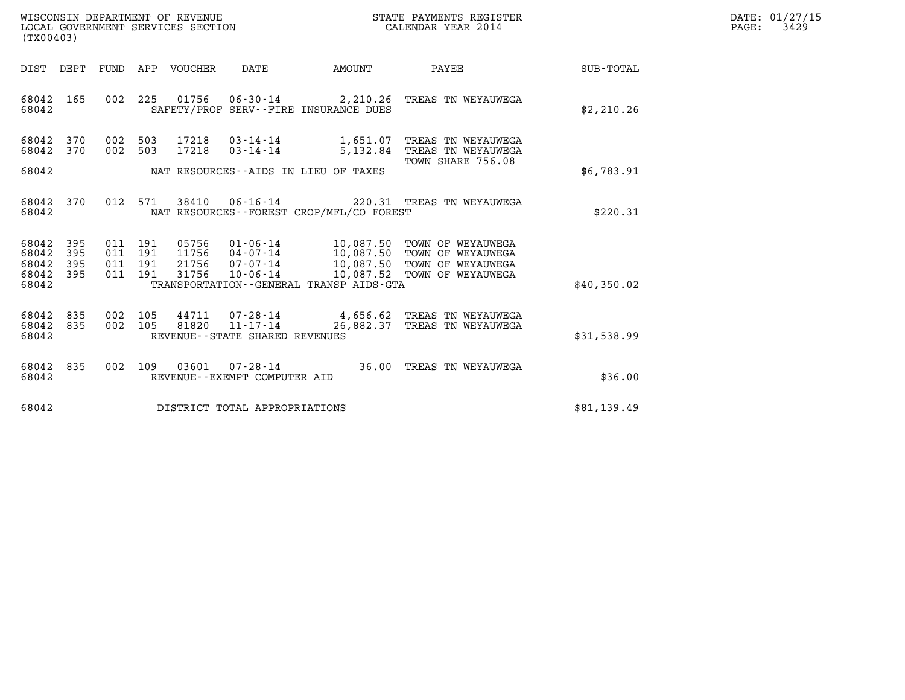WISCONSIN DEPARTMENT OF REVENUE
LOCAL GOVERNMENT SERVICES SECTION
(TX00403)

STATE PAYMENTS REGISTER
CALENDAR YEAR 2014

DATE: 01/27/15
PAGE: 3429

| DIST | DEPT | FUND | APP | VOUCHER | DATE | AMOUNT | PAYEE | SUB-TOTAL |
|---|---|---|---|---|---|---|---|---|
| 68042 | 165 | 002 | 225 | 01756 | 06-30-14 | 2,210.26 | TREAS TN WEYAUWEGA | |
| 68042 | | | | | SAFETY/PROF SERV--FIRE INSURANCE DUES | | | $2,210.26 |
| 68042 | 370 | 002 | 503 | 17218 | 03-14-14 | 1,651.07 | TREAS TN WEYAUWEGA | |
| 68042 | 370 | 002 | 503 | 17218 | 03-14-14 | 5,132.84 | TREAS TN WEYAUWEGA | |
| | | | | | | | TOWN SHARE 756.08 | |
| 68042 | | | | | NAT RESOURCES--AIDS IN LIEU OF TAXES | | | $6,783.91 |
| 68042 | 370 | 012 | 571 | 38410 | 06-16-14 | 220.31 | TREAS TN WEYAUWEGA | |
| 68042 | | | | | NAT RESOURCES--FOREST CROP/MFL/CO FOREST | | | $220.31 |
| 68042 | 395 | 011 | 191 | 05756 | 01-06-14 | 10,087.50 | TOWN OF WEYAUWEGA | |
| 68042 | 395 | 011 | 191 | 11756 | 04-07-14 | 10,087.50 | TOWN OF WEYAUWEGA | |
| 68042 | 395 | 011 | 191 | 21756 | 07-07-14 | 10,087.50 | TOWN OF WEYAUWEGA | |
| 68042 | 395 | 011 | 191 | 31756 | 10-06-14 | 10,087.52 | TOWN OF WEYAUWEGA | |
| 68042 | | | | | TRANSPORTATION--GENERAL TRANSP AIDS-GTA | | | $40,350.02 |
| 68042 | 835 | 002 | 105 | 44711 | 07-28-14 | 4,656.62 | TREAS TN WEYAUWEGA | |
| 68042 | 835 | 002 | 105 | 81820 | 11-17-14 | 26,882.37 | TREAS TN WEYAUWEGA | |
| 68042 | | | | | REVENUE--STATE SHARED REVENUES | | | $31,538.99 |
| 68042 | 835 | 002 | 109 | 03601 | 07-28-14 | 36.00 | TREAS TN WEYAUWEGA | |
| 68042 | | | | | REVENUE--EXEMPT COMPUTER AID | | | $36.00 |
| 68042 | | | | | DISTRICT TOTAL APPROPRIATIONS | | | $81,139.49 |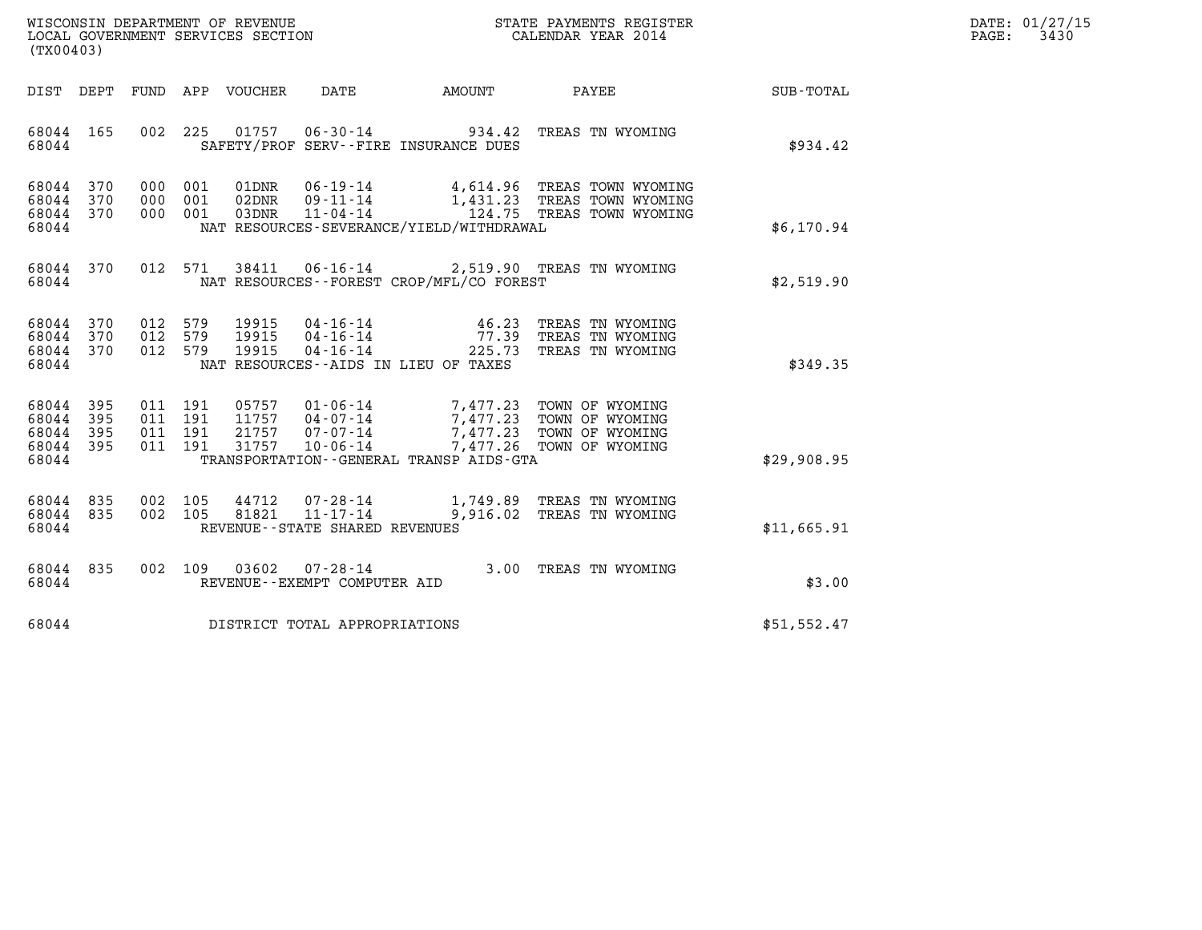WISCONSIN DEPARTMENT OF REVENUE
LOCAL GOVERNMENT SERVICES SECTION
(TX00403)

STATE PAYMENTS REGISTER
CALENDAR YEAR 2014

DATE: 01/27/15
PAGE: 3430

| DIST | DEPT | FUND | APP | VOUCHER | DATE | AMOUNT | PAYEE | SUB-TOTAL |
|---|---|---|---|---|---|---|---|---|
| 68044 | 165 | 002 | 225 | 01757 | 06-30-14 | 934.42 | TREAS TN WYOMING | |
| 68044 | | | | SAFETY/PROF SERV--FIRE INSURANCE DUES | | | | $934.42 |
| 68044 | 370 | 000 | 001 | 01DNR | 06-19-14 | 4,614.96 | TREAS TOWN WYOMING | |
| 68044 | 370 | 000 | 001 | 02DNR | 09-11-14 | 1,431.23 | TREAS TOWN WYOMING | |
| 68044 | 370 | 000 | 001 | 03DNR | 11-04-14 | 124.75 | TREAS TOWN WYOMING | |
| 68044 | | | | NAT RESOURCES-SEVERANCE/YIELD/WITHDRAWAL | | | | $6,170.94 |
| 68044 | 370 | 012 | 571 | 38411 | 06-16-14 | 2,519.90 | TREAS TN WYOMING | |
| 68044 | | | | NAT RESOURCES--FOREST CROP/MFL/CO FOREST | | | | $2,519.90 |
| 68044 | 370 | 012 | 579 | 19915 | 04-16-14 | 46.23 | TREAS TN WYOMING | |
| 68044 | 370 | 012 | 579 | 19915 | 04-16-14 | 77.39 | TREAS TN WYOMING | |
| 68044 | 370 | 012 | 579 | 19915 | 04-16-14 | 225.73 | TREAS TN WYOMING | |
| 68044 | | | | NAT RESOURCES--AIDS IN LIEU OF TAXES | | | | $349.35 |
| 68044 | 395 | 011 | 191 | 05757 | 01-06-14 | 7,477.23 | TOWN OF WYOMING | |
| 68044 | 395 | 011 | 191 | 11757 | 04-07-14 | 7,477.23 | TOWN OF WYOMING | |
| 68044 | 395 | 011 | 191 | 21757 | 07-07-14 | 7,477.23 | TOWN OF WYOMING | |
| 68044 | 395 | 011 | 191 | 31757 | 10-06-14 | 7,477.26 | TOWN OF WYOMING | |
| 68044 | | | | TRANSPORTATION--GENERAL TRANSP AIDS-GTA | | | | $29,908.95 |
| 68044 | 835 | 002 | 105 | 44712 | 07-28-14 | 1,749.89 | TREAS TN WYOMING | |
| 68044 | 835 | 002 | 105 | 81821 | 11-17-14 | 9,916.02 | TREAS TN WYOMING | |
| 68044 | | | | REVENUE--STATE SHARED REVENUES | | | | $11,665.91 |
| 68044 | 835 | 002 | 109 | 03602 | 07-28-14 | 3.00 | TREAS TN WYOMING | |
| 68044 | | | | REVENUE--EXEMPT COMPUTER AID | | | | $3.00 |
| 68044 | | | | DISTRICT TOTAL APPROPRIATIONS | | | | $51,552.47 |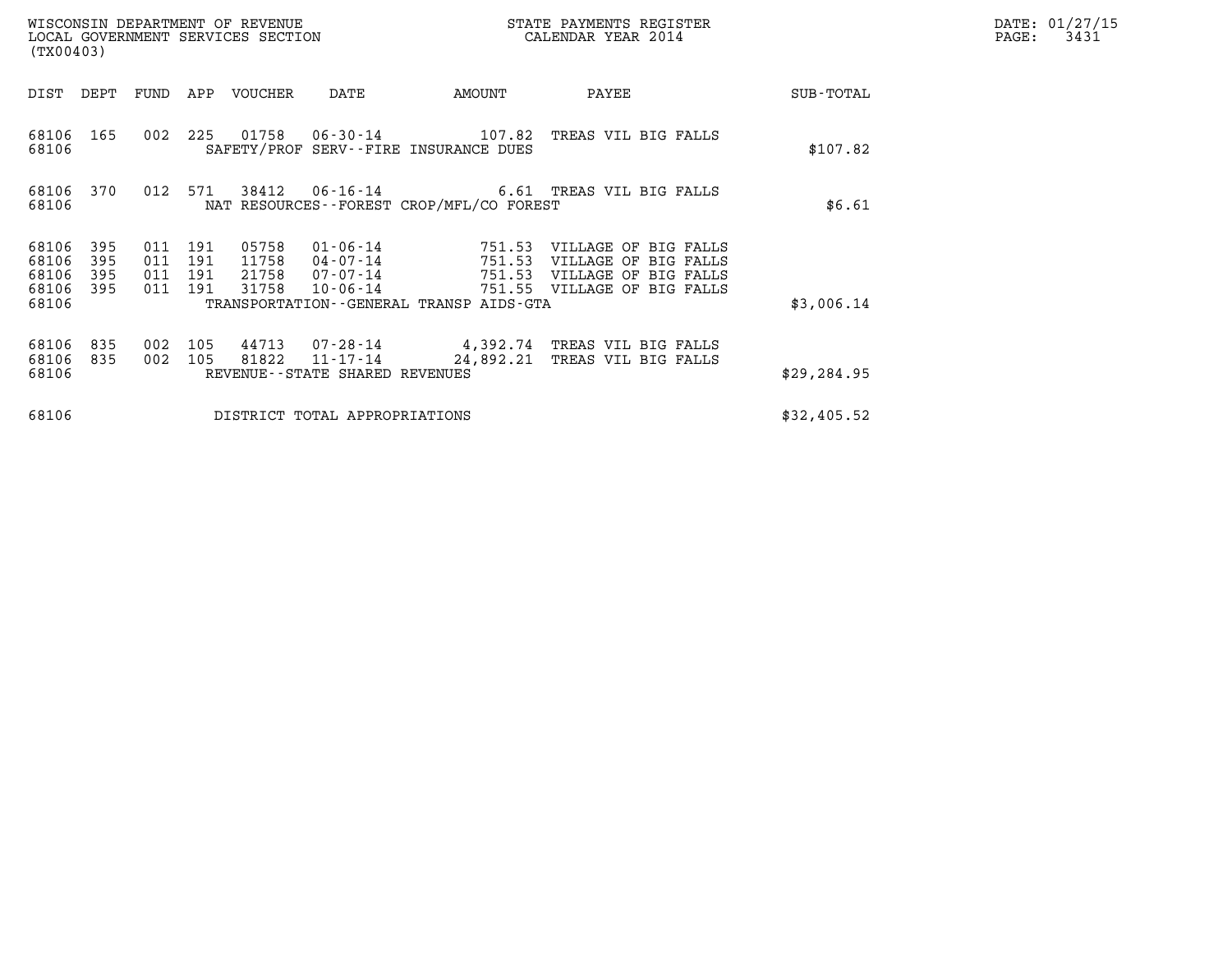WISCONSIN DEPARTMENT OF REVENUE
LOCAL GOVERNMENT SERVICES SECTION
(TX00403)

STATE PAYMENTS REGISTER
CALENDAR YEAR 2014

DATE: 01/27/15
PAGE: 3431

| DIST | DEPT | FUND | APP | VOUCHER | DATE | AMOUNT | PAYEE | SUB-TOTAL |
|---|---|---|---|---|---|---|---|---|
| 68106 | 165 | 002 | 225 | 01758 | 06-30-14 | 107.82 | TREAS VIL BIG FALLS | |
| 68106 | | | | SAFETY/PROF SERV--FIRE INSURANCE DUES | | | | $107.82 |
| 68106 | 370 | 012 | 571 | 38412 | 06-16-14 | 6.61 | TREAS VIL BIG FALLS | |
| 68106 | | | | NAT RESOURCES--FOREST CROP/MFL/CO FOREST | | | | $6.61 |
| 68106 | 395 | 011 | 191 | 05758 | 01-06-14 | 751.53 | VILLAGE OF BIG FALLS | |
| 68106 | 395 | 011 | 191 | 11758 | 04-07-14 | 751.53 | VILLAGE OF BIG FALLS | |
| 68106 | 395 | 011 | 191 | 21758 | 07-07-14 | 751.53 | VILLAGE OF BIG FALLS | |
| 68106 | 395 | 011 | 191 | 31758 | 10-06-14 | 751.55 | VILLAGE OF BIG FALLS | |
| 68106 | | | | TRANSPORTATION--GENERAL TRANSP AIDS-GTA | | | | $3,006.14 |
| 68106 | 835 | 002 | 105 | 44713 | 07-28-14 | 4,392.74 | TREAS VIL BIG FALLS | |
| 68106 | 835 | 002 | 105 | 81822 | 11-17-14 | 24,892.21 | TREAS VIL BIG FALLS | |
| 68106 | | | | REVENUE--STATE SHARED REVENUES | | | | $29,284.95 |
| 68106 | | | | DISTRICT TOTAL APPROPRIATIONS | | | | $32,405.52 |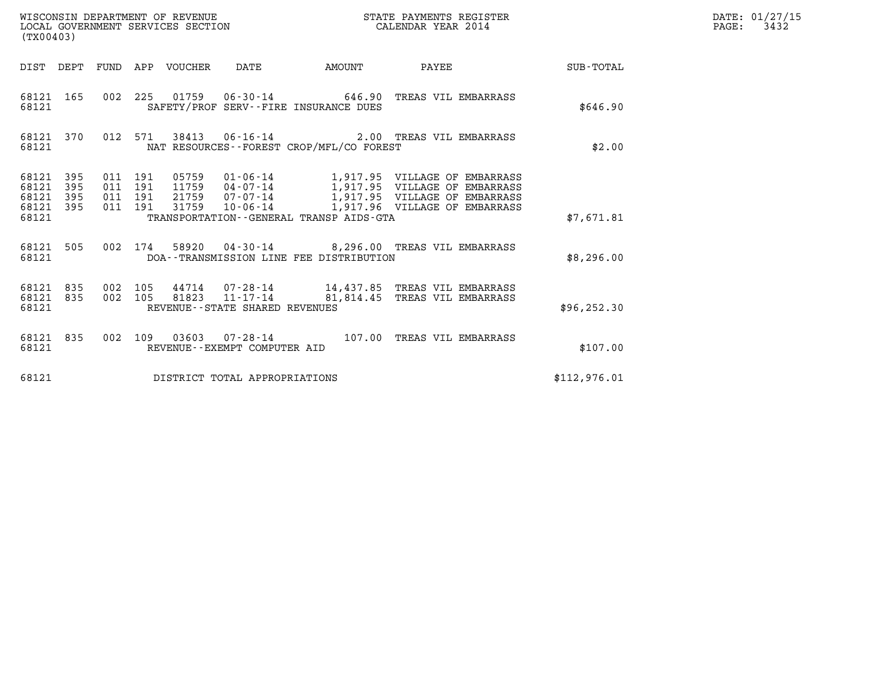WISCONSIN DEPARTMENT OF REVENUE
LOCAL GOVERNMENT SERVICES SECTION
(TX00403)

STATE PAYMENTS REGISTER
CALENDAR YEAR 2014

DATE: 01/27/15
PAGE: 3432

| DIST | DEPT | FUND | APP | VOUCHER | DATE | AMOUNT | PAYEE | SUB-TOTAL |
|---|---|---|---|---|---|---|---|---|
| 68121 | 165 | 002 | 225 | 01759 | 06-30-14 | 646.90 | TREAS VIL EMBARRASS | |
| 68121 | | | | SAFETY/PROF SERV--FIRE INSURANCE DUES | | | | $646.90 |
| 68121 | 370 | 012 | 571 | 38413 | 06-16-14 | 2.00 | TREAS VIL EMBARRASS | |
| 68121 | | | | NAT RESOURCES--FOREST CROP/MFL/CO FOREST | | | | $2.00 |
| 68121 | 395 | 011 | 191 | 05759 | 01-06-14 | 1,917.95 | VILLAGE OF EMBARRASS | |
| 68121 | 395 | 011 | 191 | 11759 | 04-07-14 | 1,917.95 | VILLAGE OF EMBARRASS | |
| 68121 | 395 | 011 | 191 | 21759 | 07-07-14 | 1,917.95 | VILLAGE OF EMBARRASS | |
| 68121 | 395 | 011 | 191 | 31759 | 10-06-14 | 1,917.96 | VILLAGE OF EMBARRASS | |
| 68121 | | | | TRANSPORTATION--GENERAL TRANSP AIDS-GTA | | | | $7,671.81 |
| 68121 | 505 | 002 | 174 | 58920 | 04-30-14 | 8,296.00 | TREAS VIL EMBARRASS | |
| 68121 | | | | DOA--TRANSMISSION LINE FEE DISTRIBUTION | | | | $8,296.00 |
| 68121 | 835 | 002 | 105 | 44714 | 07-28-14 | 14,437.85 | TREAS VIL EMBARRASS | |
| 68121 | 835 | 002 | 105 | 81823 | 11-17-14 | 81,814.45 | TREAS VIL EMBARRASS | |
| 68121 | | | | REVENUE--STATE SHARED REVENUES | | | | $96,252.30 |
| 68121 | 835 | 002 | 109 | 03603 | 07-28-14 | 107.00 | TREAS VIL EMBARRASS | |
| 68121 | | | | REVENUE--EXEMPT COMPUTER AID | | | | $107.00 |
| 68121 | | | | DISTRICT TOTAL APPROPRIATIONS | | | | $112,976.01 |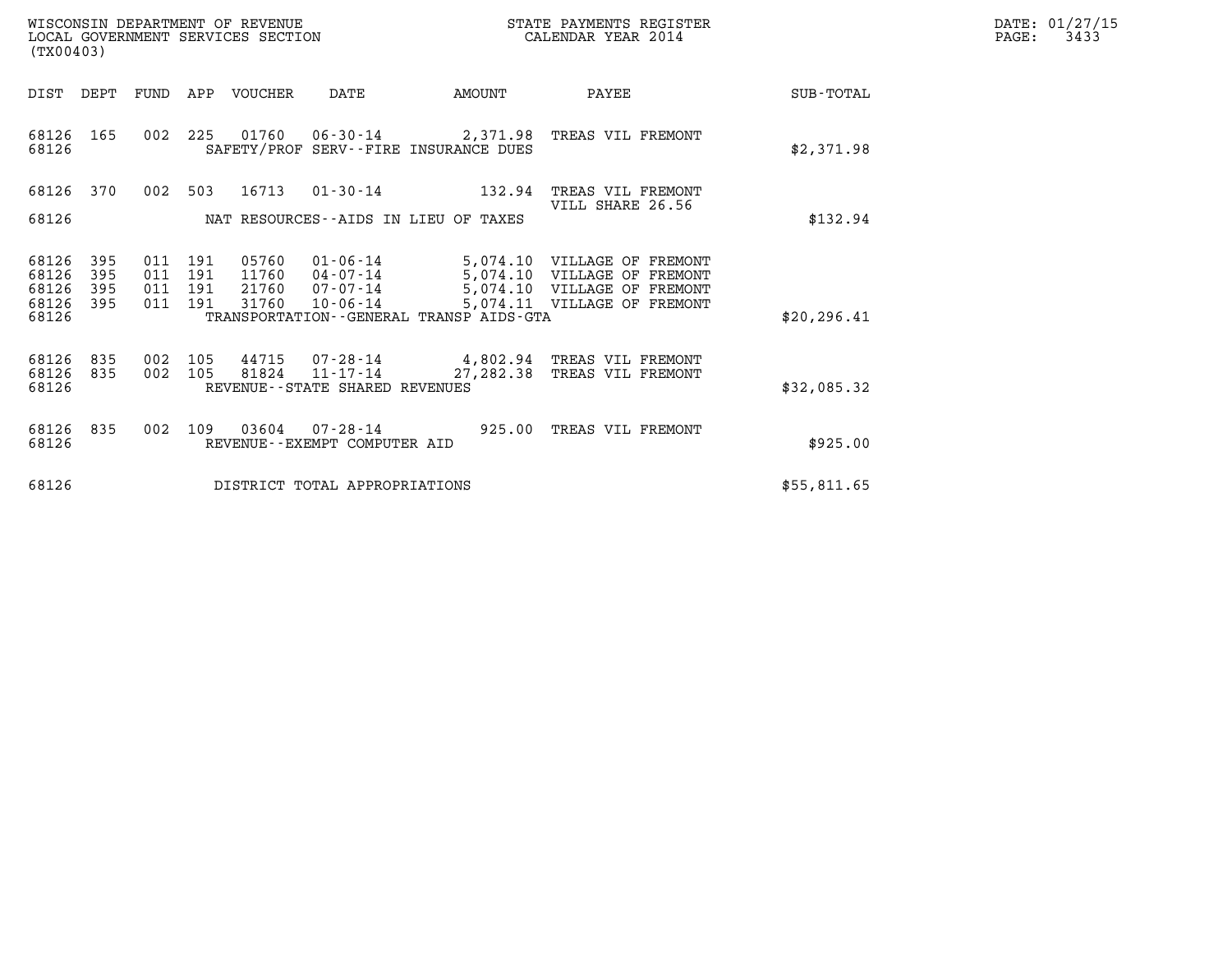WISCONSIN DEPARTMENT OF REVENUE
LOCAL GOVERNMENT SERVICES SECTION
(TX00403)

STATE PAYMENTS REGISTER
CALENDAR YEAR 2014

DATE: 01/27/15

| DIST | DEPT | FUND | APP | VOUCHER | DATE | AMOUNT | PAYEE | SUB-TOTAL |
|---|---|---|---|---|---|---|---|---|
| 68126 | 165 | 002 | 225 | 01760 | 06-30-14 | 2,371.98 | TREAS VIL FREMONT | |
| 68126 | | | | | SAFETY/PROF SERV--FIRE INSURANCE DUES | | | $2,371.98 |
| 68126 | 370 | 002 | 503 | 16713 | 01-30-14 | 132.94 | TREAS VIL FREMONT VILL SHARE 26.56 | |
| 68126 | | | | | NAT RESOURCES--AIDS IN LIEU OF TAXES | | | $132.94 |
| 68126 | 395 | 011 | 191 | 05760 | 01-06-14 | 5,074.10 | VILLAGE OF FREMONT | |
| 68126 | 395 | 011 | 191 | 11760 | 04-07-14 | 5,074.10 | VILLAGE OF FREMONT | |
| 68126 | 395 | 011 | 191 | 21760 | 07-07-14 | 5,074.10 | VILLAGE OF FREMONT | |
| 68126 | 395 | 011 | 191 | 31760 | 10-06-14 | 5,074.11 | VILLAGE OF FREMONT | |
| 68126 | | | | | TRANSPORTATION--GENERAL TRANSP AIDS-GTA | | | $20,296.41 |
| 68126 | 835 | 002 | 105 | 44715 | 07-28-14 | 4,802.94 | TREAS VIL FREMONT | |
| 68126 | 835 | 002 | 105 | 81824 | 11-17-14 | 27,282.38 | TREAS VIL FREMONT | |
| 68126 | | | | | REVENUE--STATE SHARED REVENUES | | | $32,085.32 |
| 68126 | 835 | 002 | 109 | 03604 | 07-28-14 | 925.00 | TREAS VIL FREMONT | |
| 68126 | | | | | REVENUE--EXEMPT COMPUTER AID | | | $925.00 |
| 68126 | | | | | DISTRICT TOTAL APPROPRIATIONS | | | $55,811.65 |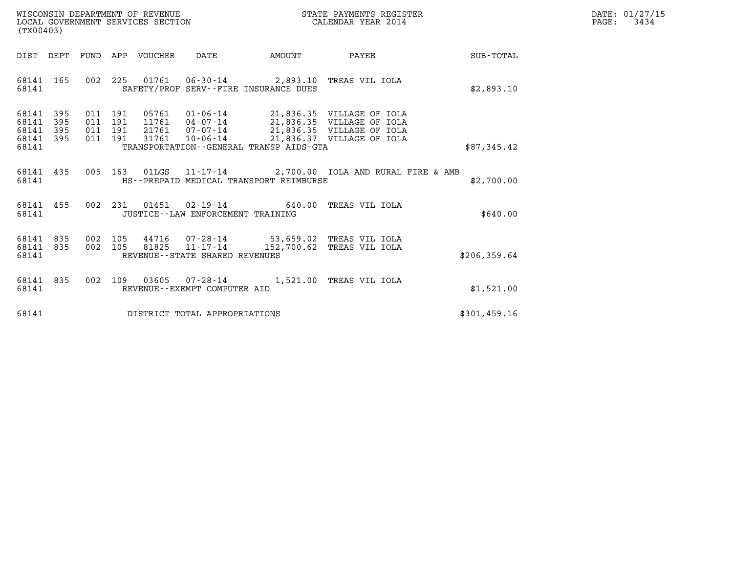WISCONSIN DEPARTMENT OF REVENUE
LOCAL GOVERNMENT SERVICES SECTION
(TX00403)

STATE PAYMENTS REGISTER
CALENDAR YEAR 2014

DATE: 01/27/15

| DIST | DEPT | FUND | APP | VOUCHER | DATE | AMOUNT | PAYEE | SUB-TOTAL |
|---|---|---|---|---|---|---|---|---|
| 68141 | 165 | 002 | 225 | 01761 | 06-30-14 | 2,893.10 | TREAS VIL IOLA | |
| 68141 | | | | | SAFETY/PROF SERV--FIRE INSURANCE DUES | | | $2,893.10 |
| 68141 | 395 | 011 | 191 | 05761 | 01-06-14 | 21,836.35 | VILLAGE OF IOLA | |
| 68141 | 395 | 011 | 191 | 11761 | 04-07-14 | 21,836.35 | VILLAGE OF IOLA | |
| 68141 | 395 | 011 | 191 | 21761 | 07-07-14 | 21,836.35 | VILLAGE OF IOLA | |
| 68141 | 395 | 011 | 191 | 31761 | 10-06-14 | 21,836.37 | VILLAGE OF IOLA | |
| 68141 | | | | | TRANSPORTATION--GENERAL TRANSP AIDS-GTA | | | $87,345.42 |
| 68141 | 435 | 005 | 163 | 01LGS | 11-17-14 | 2,700.00 | IOLA AND RURAL FIRE & AMB | |
| 68141 | | | | | HS--PREPAID MEDICAL TRANSPORT REIMBURSE | | | $2,700.00 |
| 68141 | 455 | 002 | 231 | 01451 | 02-19-14 | 640.00 | TREAS VIL IOLA | |
| 68141 | | | | | JUSTICE--LAW ENFORCEMENT TRAINING | | | $640.00 |
| 68141 | 835 | 002 | 105 | 44716 | 07-28-14 | 53,659.02 | TREAS VIL IOLA | |
| 68141 | 835 | 002 | 105 | 81825 | 11-17-14 | 152,700.62 | TREAS VIL IOLA | |
| 68141 | | | | | REVENUE--STATE SHARED REVENUES | | | $206,359.64 |
| 68141 | 835 | 002 | 109 | 03605 | 07-28-14 | 1,521.00 | TREAS VIL IOLA | |
| 68141 | | | | | REVENUE--EXEMPT COMPUTER AID | | | $1,521.00 |
| 68141 | | | | | DISTRICT TOTAL APPROPRIATIONS | | | $301,459.16 |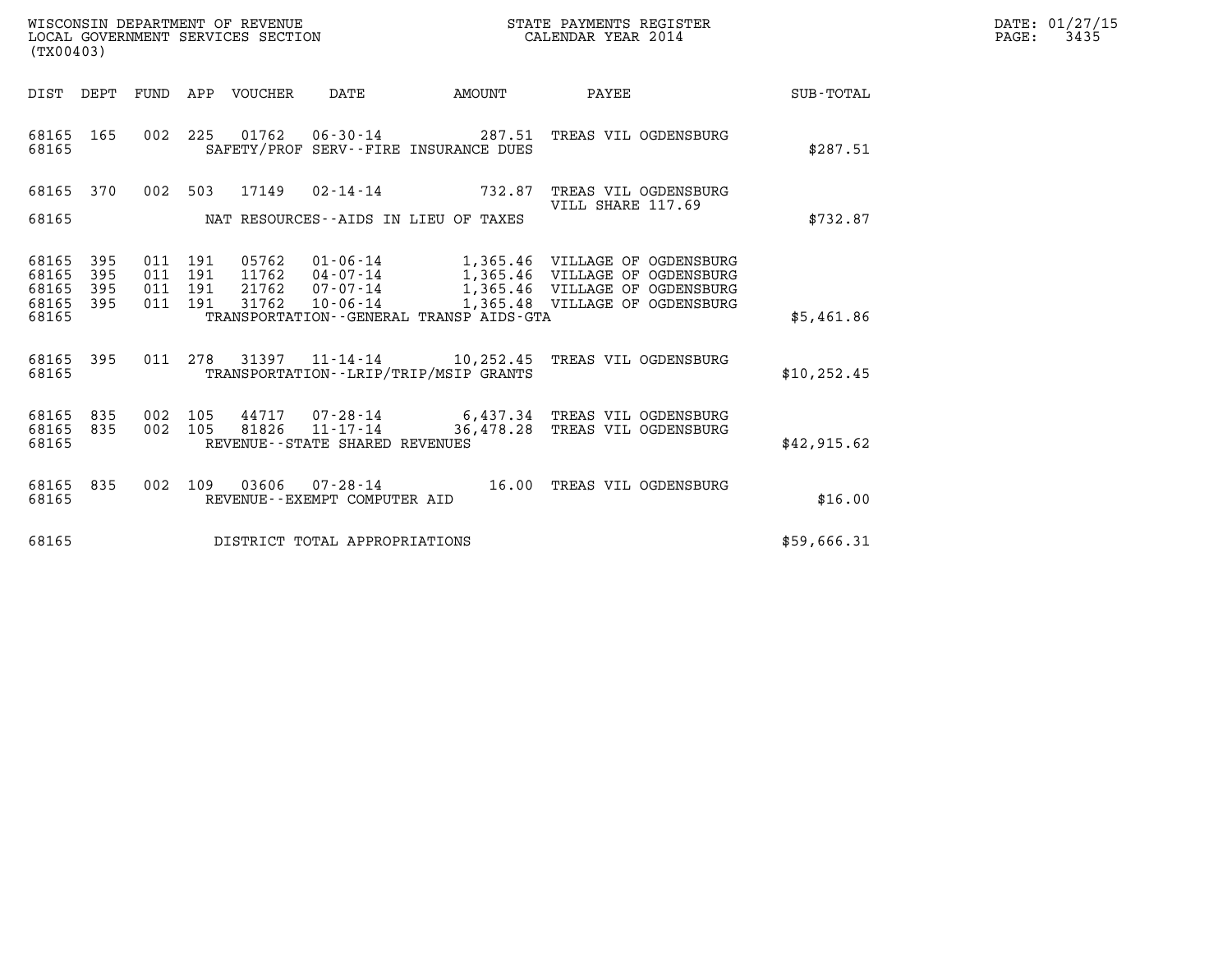WISCONSIN DEPARTMENT OF REVENUE
LOCAL GOVERNMENT SERVICES SECTION
(TX00403)

STATE PAYMENTS REGISTER
CALENDAR YEAR 2014

DATE: 01/27/15

| DIST | DEPT | FUND | APP | VOUCHER | DATE | AMOUNT | PAYEE | SUB-TOTAL |
|---|---|---|---|---|---|---|---|---|
| 68165 | 165 | 002 | 225 | 01762 | 06-30-14 | 287.51 | TREAS VIL OGDENSBURG | |
| 68165 | | | | | SAFETY/PROF SERV--FIRE INSURANCE DUES | | | $287.51 |
| 68165 | 370 | 002 | 503 | 17149 | 02-14-14 | 732.87 | TREAS VIL OGDENSBURG VILL SHARE 117.69 | |
| 68165 | | | | | NAT RESOURCES--AIDS IN LIEU OF TAXES | | | $732.87 |
| 68165 | 395 | 011 | 191 | 05762 | 01-06-14 | 1,365.46 | VILLAGE OF OGDENSBURG | |
| 68165 | 395 | 011 | 191 | 11762 | 04-07-14 | 1,365.46 | VILLAGE OF OGDENSBURG | |
| 68165 | 395 | 011 | 191 | 21762 | 07-07-14 | 1,365.46 | VILLAGE OF OGDENSBURG | |
| 68165 | 395 | 011 | 191 | 31762 | 10-06-14 | 1,365.48 | VILLAGE OF OGDENSBURG | |
| 68165 | | | | | TRANSPORTATION--GENERAL TRANSP AIDS-GTA | | | $5,461.86 |
| 68165 | 395 | 011 | 278 | 31397 | 11-14-14 | 10,252.45 | TREAS VIL OGDENSBURG | |
| 68165 | | | | | TRANSPORTATION--LRIP/TRIP/MSIP GRANTS | | | $10,252.45 |
| 68165 | 835 | 002 | 105 | 44717 | 07-28-14 | 6,437.34 | TREAS VIL OGDENSBURG | |
| 68165 | 835 | 002 | 105 | 81826 | 11-17-14 | 36,478.28 | TREAS VIL OGDENSBURG | |
| 68165 | | | | | REVENUE--STATE SHARED REVENUES | | | $42,915.62 |
| 68165 | 835 | 002 | 109 | 03606 | 07-28-14 | 16.00 | TREAS VIL OGDENSBURG | |
| 68165 | | | | | REVENUE--EXEMPT COMPUTER AID | | | $16.00 |
| 68165 | | | | | DISTRICT TOTAL APPROPRIATIONS | | | $59,666.31 |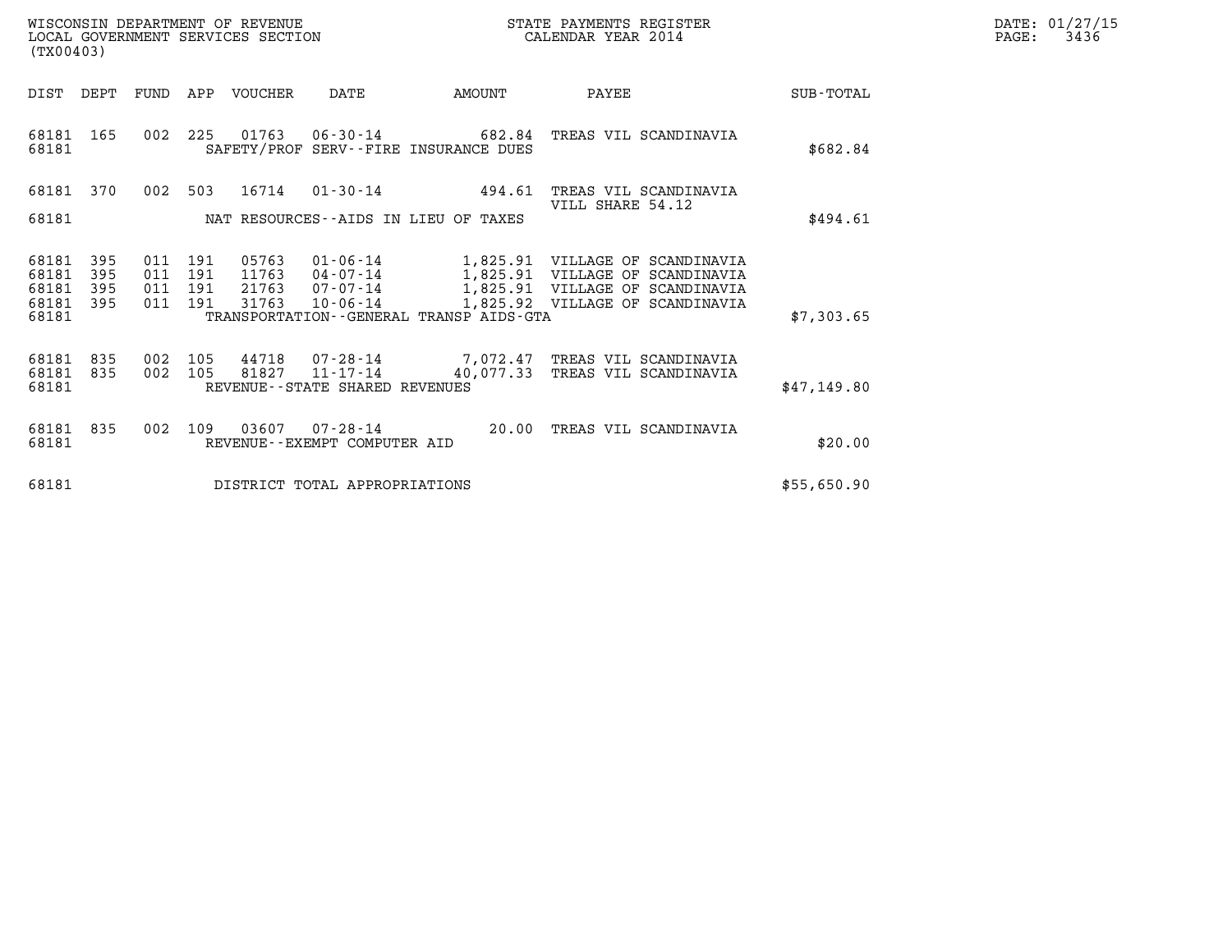WISCONSIN DEPARTMENT OF REVENUE
LOCAL GOVERNMENT SERVICES SECTION
(TX00403)

STATE PAYMENTS REGISTER
CALENDAR YEAR 2014

DATE: 01/27/15

| DIST | DEPT | FUND | APP | VOUCHER | DATE | AMOUNT | PAYEE | SUB-TOTAL |
|---|---|---|---|---|---|---|---|---|
| 68181 | 165 | 002 | 225 | 01763 | 06-30-14 | 682.84 | TREAS VIL SCANDINAVIA | |
| 68181 | | | | | SAFETY/PROF SERV--FIRE INSURANCE DUES | | | $682.84 |
| 68181 | 370 | 002 | 503 | 16714 | 01-30-14 | 494.61 | TREAS VIL SCANDINAVIA VILL SHARE 54.12 | |
| 68181 | | | | | NAT RESOURCES--AIDS IN LIEU OF TAXES | | | $494.61 |
| 68181 | 395 | 011 | 191 | 05763 | 01-06-14 | 1,825.91 | VILLAGE OF SCANDINAVIA | |
| 68181 | 395 | 011 | 191 | 11763 | 04-07-14 | 1,825.91 | VILLAGE OF SCANDINAVIA | |
| 68181 | 395 | 011 | 191 | 21763 | 07-07-14 | 1,825.91 | VILLAGE OF SCANDINAVIA | |
| 68181 | 395 | 011 | 191 | 31763 | 10-06-14 | 1,825.92 | VILLAGE OF SCANDINAVIA | |
| 68181 | | | | | TRANSPORTATION--GENERAL TRANSP AIDS-GTA | | | $7,303.65 |
| 68181 | 835 | 002 | 105 | 44718 | 07-28-14 | 7,072.47 | TREAS VIL SCANDINAVIA | |
| 68181 | 835 | 002 | 105 | 81827 | 11-17-14 | 40,077.33 | TREAS VIL SCANDINAVIA | |
| 68181 | | | | | REVENUE--STATE SHARED REVENUES | | | $47,149.80 |
| 68181 | 835 | 002 | 109 | 03607 | 07-28-14 | 20.00 | TREAS VIL SCANDINAVIA | |
| 68181 | | | | | REVENUE--EXEMPT COMPUTER AID | | | $20.00 |
| 68181 | | | | | DISTRICT TOTAL APPROPRIATIONS | | | $55,650.90 |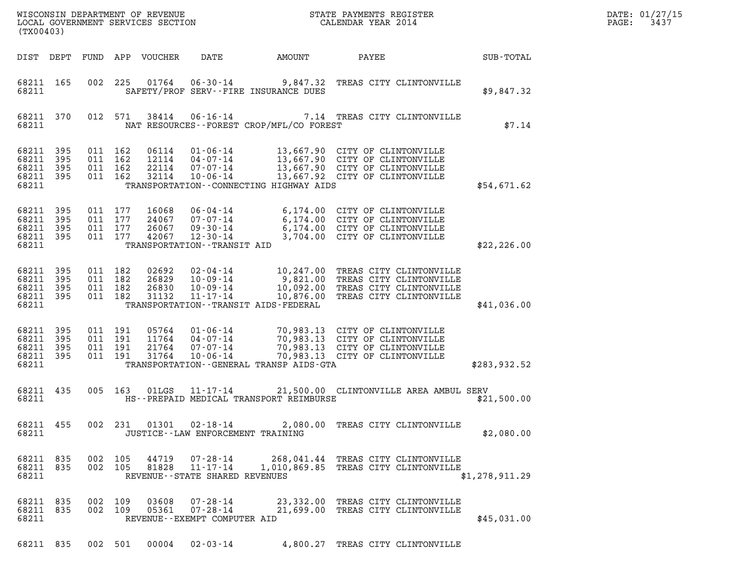| DIST | DEPT | FUND | APP | VOUCHER | DATE | AMOUNT | PAYEE | SUB-TOTAL |
|---|---|---|---|---|---|---|---|---|
| 68211 | 165 | 002 | 225 | 01764 | 06-30-14 | 9,847.32 | TREAS CITY CLINTONVILLE | |
| 68211 | | | | SAFETY/PROF SERV--FIRE INSURANCE DUES | | | | $9,847.32 |
| 68211 | 370 | 012 | 571 | 38414 | 06-16-14 | 7.14 | TREAS CITY CLINTONVILLE | |
| 68211 | | | | NAT RESOURCES--FOREST CROP/MFL/CO FOREST | | | | $7.14 |
| 68211 | 395 | 011 | 162 | 06114 | 01-06-14 | 13,667.90 | CITY OF CLINTONVILLE | |
| 68211 | 395 | 011 | 162 | 12114 | 04-07-14 | 13,667.90 | CITY OF CLINTONVILLE | |
| 68211 | 395 | 011 | 162 | 22114 | 07-07-14 | 13,667.90 | CITY OF CLINTONVILLE | |
| 68211 | 395 | 011 | 162 | 32114 | 10-06-14 | 13,667.92 | CITY OF CLINTONVILLE | |
| 68211 | | | | TRANSPORTATION--CONNECTING HIGHWAY AIDS | | | | $54,671.62 |
| 68211 | 395 | 011 | 177 | 16068 | 06-04-14 | 6,174.00 | CITY OF CLINTONVILLE | |
| 68211 | 395 | 011 | 177 | 24067 | 07-07-14 | 6,174.00 | CITY OF CLINTONVILLE | |
| 68211 | 395 | 011 | 177 | 26067 | 09-30-14 | 6,174.00 | CITY OF CLINTONVILLE | |
| 68211 | 395 | 011 | 177 | 42067 | 12-30-14 | 3,704.00 | CITY OF CLINTONVILLE | |
| 68211 | | | | TRANSPORTATION--TRANSIT AID | | | | $22,226.00 |
| 68211 | 395 | 011 | 182 | 02692 | 02-04-14 | 10,247.00 | TREAS CITY CLINTONVILLE | |
| 68211 | 395 | 011 | 182 | 26829 | 10-09-14 | 9,821.00 | TREAS CITY CLINTONVILLE | |
| 68211 | 395 | 011 | 182 | 26830 | 10-09-14 | 10,092.00 | TREAS CITY CLINTONVILLE | |
| 68211 | 395 | 011 | 182 | 31132 | 11-17-14 | 10,876.00 | TREAS CITY CLINTONVILLE | |
| 68211 | | | | TRANSPORTATION--TRANSIT AIDS-FEDERAL | | | | $41,036.00 |
| 68211 | 395 | 011 | 191 | 05764 | 01-06-14 | 70,983.13 | CITY OF CLINTONVILLE | |
| 68211 | 395 | 011 | 191 | 11764 | 04-07-14 | 70,983.13 | CITY OF CLINTONVILLE | |
| 68211 | 395 | 011 | 191 | 21764 | 07-07-14 | 70,983.13 | CITY OF CLINTONVILLE | |
| 68211 | 395 | 011 | 191 | 31764 | 10-06-14 | 70,983.13 | CITY OF CLINTONVILLE | |
| 68211 | | | | TRANSPORTATION--GENERAL TRANSP AIDS-GTA | | | | $283,932.52 |
| 68211 | 435 | 005 | 163 | 01LGS | 11-17-14 | 21,500.00 | CLINTONVILLE AREA AMBUL SERV | |
| 68211 | | | | HS--PREPAID MEDICAL TRANSPORT REIMBURSE | | | | $21,500.00 |
| 68211 | 455 | 002 | 231 | 01301 | 02-18-14 | 2,080.00 | TREAS CITY CLINTONVILLE | |
| 68211 | | | | JUSTICE--LAW ENFORCEMENT TRAINING | | | | $2,080.00 |
| 68211 | 835 | 002 | 105 | 44719 | 07-28-14 | 268,041.44 | TREAS CITY CLINTONVILLE | |
| 68211 | 835 | 002 | 105 | 81828 | 11-17-14 | 1,010,869.85 | TREAS CITY CLINTONVILLE | |
| 68211 | | | | REVENUE--STATE SHARED REVENUES | | | | $1,278,911.29 |
| 68211 | 835 | 002 | 109 | 03608 | 07-28-14 | 23,332.00 | TREAS CITY CLINTONVILLE | |
| 68211 | 835 | 002 | 109 | 05361 | 07-28-14 | 21,699.00 | TREAS CITY CLINTONVILLE | |
| 68211 | | | | REVENUE--EXEMPT COMPUTER AID | | | | $45,031.00 |
| 68211 | 835 | 002 | 501 | 00004 | 02-03-14 | 4,800.27 | TREAS CITY CLINTONVILLE | |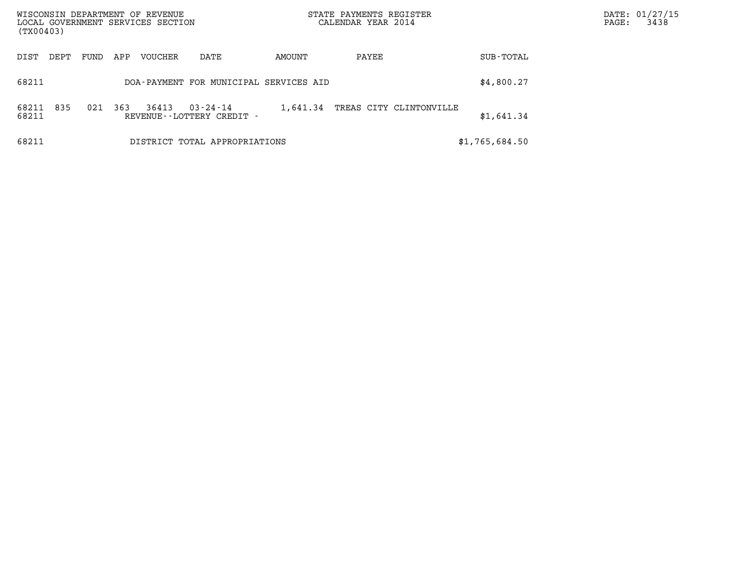WISCONSIN DEPARTMENT OF REVENUE
LOCAL GOVERNMENT SERVICES SECTION
(TX00403)

STATE PAYMENTS REGISTER
CALENDAR YEAR 2014

DATE: 01/27/15
PAGE: 3438

| DIST | DEPT | FUND | APP | VOUCHER | DATE | AMOUNT | PAYEE | SUB-TOTAL |
|---|---|---|---|---|---|---|---|---|
| 68211 | | | | DOA-PAYMENT FOR MUNICIPAL SERVICES AID | | | | $4,800.27 |
| 68211 | 835 | 021 | 363 | 36413 | 03-24-14 | 1,641.34 | TREAS CITY CLINTONVILLE | |
| 68211 | | | | REVENUE--LOTTERY CREDIT - | | | | $1,641.34 |
| 68211 | | | | DISTRICT TOTAL APPROPRIATIONS | | | | $1,765,684.50 |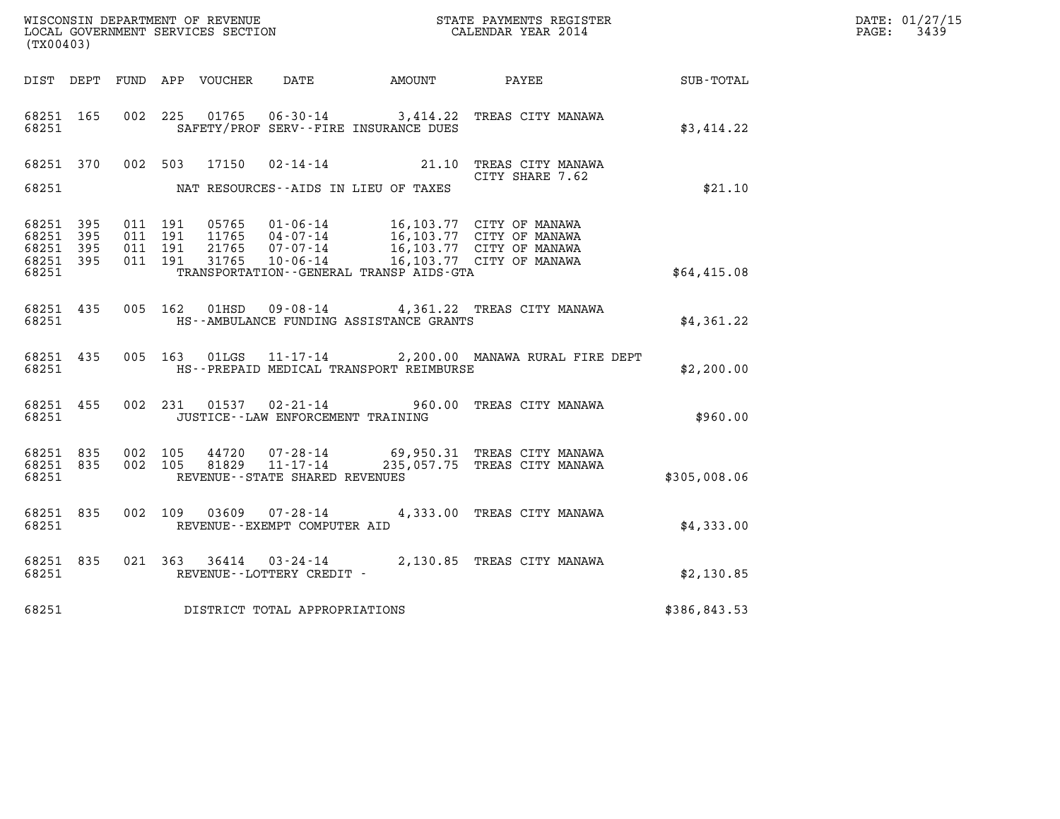WISCONSIN DEPARTMENT OF REVENUE
LOCAL GOVERNMENT SERVICES SECTION
(TX00403)

STATE PAYMENTS REGISTER
CALENDAR YEAR 2014

DATE: 01/27/15
PAGE: 3439

| DIST | DEPT | FUND | APP | VOUCHER | DATE | AMOUNT | PAYEE | SUB-TOTAL |
|---|---|---|---|---|---|---|---|---|
| 68251 | 165 | 002 | 225 | 01765 | 06-30-14 | 3,414.22 | TREAS CITY MANAWA | |
| 68251 | | | | | SAFETY/PROF SERV--FIRE INSURANCE DUES | | | $3,414.22 |
| 68251 | 370 | 002 | 503 | 17150 | 02-14-14 | 21.10 | TREAS CITY MANAWA CITY SHARE 7.62 | |
| 68251 | | | | | NAT RESOURCES--AIDS IN LIEU OF TAXES | | | $21.10 |
| 68251 | 395 | 011 | 191 | 05765 | 01-06-14 | 16,103.77 | CITY OF MANAWA | |
| 68251 | 395 | 011 | 191 | 11765 | 04-07-14 | 16,103.77 | CITY OF MANAWA | |
| 68251 | 395 | 011 | 191 | 21765 | 07-07-14 | 16,103.77 | CITY OF MANAWA | |
| 68251 | 395 | 011 | 191 | 31765 | 10-06-14 | 16,103.77 | CITY OF MANAWA | |
| 68251 | | | | | TRANSPORTATION--GENERAL TRANSP AIDS-GTA | | | $64,415.08 |
| 68251 | 435 | 005 | 162 | 01HSD | 09-08-14 | 4,361.22 | TREAS CITY MANAWA | |
| 68251 | | | | | HS--AMBULANCE FUNDING ASSISTANCE GRANTS | | | $4,361.22 |
| 68251 | 435 | 005 | 163 | 01LGS | 11-17-14 | 2,200.00 | MANAWA RURAL FIRE DEPT | |
| 68251 | | | | | HS--PREPAID MEDICAL TRANSPORT REIMBURSE | | | $2,200.00 |
| 68251 | 455 | 002 | 231 | 01537 | 02-21-14 | 960.00 | TREAS CITY MANAWA | |
| 68251 | | | | | JUSTICE--LAW ENFORCEMENT TRAINING | | | $960.00 |
| 68251 | 835 | 002 | 105 | 44720 | 07-28-14 | 69,950.31 | TREAS CITY MANAWA | |
| 68251 | 835 | 002 | 105 | 81829 | 11-17-14 | 235,057.75 | TREAS CITY MANAWA | |
| 68251 | | | | | REVENUE--STATE SHARED REVENUES | | | $305,008.06 |
| 68251 | 835 | 002 | 109 | 03609 | 07-28-14 | 4,333.00 | TREAS CITY MANAWA | |
| 68251 | | | | | REVENUE--EXEMPT COMPUTER AID | | | $4,333.00 |
| 68251 | 835 | 021 | 363 | 36414 | 03-24-14 | 2,130.85 | TREAS CITY MANAWA | |
| 68251 | | | | | REVENUE--LOTTERY CREDIT - | | | $2,130.85 |
| 68251 | | | | | DISTRICT TOTAL APPROPRIATIONS | | | $386,843.53 |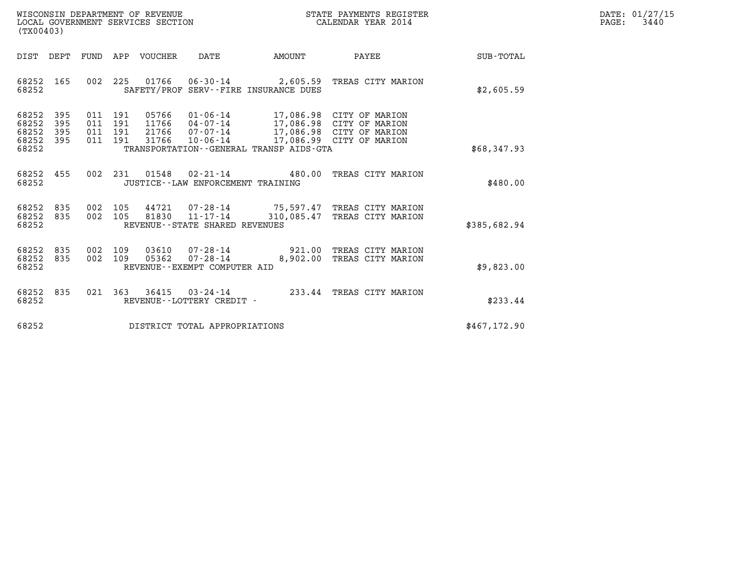WISCONSIN DEPARTMENT OF REVENUE
LOCAL GOVERNMENT SERVICES SECTION
(TX00403)

STATE PAYMENTS REGISTER
CALENDAR YEAR 2014

DATE: 01/27/15
PAGE: 3440

| DIST | DEPT | FUND | APP | VOUCHER | DATE | AMOUNT | PAYEE | SUB-TOTAL |
|---|---|---|---|---|---|---|---|---|
| 68252 | 165 | 002 | 225 | 01766 | 06-30-14 | 2,605.59 | TREAS CITY MARION | |
| 68252 | | | | SAFETY/PROF SERV--FIRE INSURANCE DUES | | | | $2,605.59 |
| 68252 | 395 | 011 | 191 | 05766 | 01-06-14 | 17,086.98 | CITY OF MARION | |
| 68252 | 395 | 011 | 191 | 11766 | 04-07-14 | 17,086.98 | CITY OF MARION | |
| 68252 | 395 | 011 | 191 | 21766 | 07-07-14 | 17,086.98 | CITY OF MARION | |
| 68252 | 395 | 011 | 191 | 31766 | 10-06-14 | 17,086.99 | CITY OF MARION | |
| 68252 | | | | TRANSPORTATION--GENERAL TRANSP AIDS-GTA | | | | $68,347.93 |
| 68252 | 455 | 002 | 231 | 01548 | 02-21-14 | 480.00 | TREAS CITY MARION | |
| 68252 | | | | JUSTICE--LAW ENFORCEMENT TRAINING | | | | $480.00 |
| 68252 | 835 | 002 | 105 | 44721 | 07-28-14 | 75,597.47 | TREAS CITY MARION | |
| 68252 | 835 | 002 | 105 | 81830 | 11-17-14 | 310,085.47 | TREAS CITY MARION | |
| 68252 | | | | REVENUE--STATE SHARED REVENUES | | | | $385,682.94 |
| 68252 | 835 | 002 | 109 | 03610 | 07-28-14 | 921.00 | TREAS CITY MARION | |
| 68252 | 835 | 002 | 109 | 05362 | 07-28-14 | 8,902.00 | TREAS CITY MARION | |
| 68252 | | | | REVENUE--EXEMPT COMPUTER AID | | | | $9,823.00 |
| 68252 | 835 | 021 | 363 | 36415 | 03-24-14 | 233.44 | TREAS CITY MARION | |
| 68252 | | | | REVENUE--LOTTERY CREDIT - | | | | $233.44 |
| 68252 | | | | DISTRICT TOTAL APPROPRIATIONS | | | | $467,172.90 |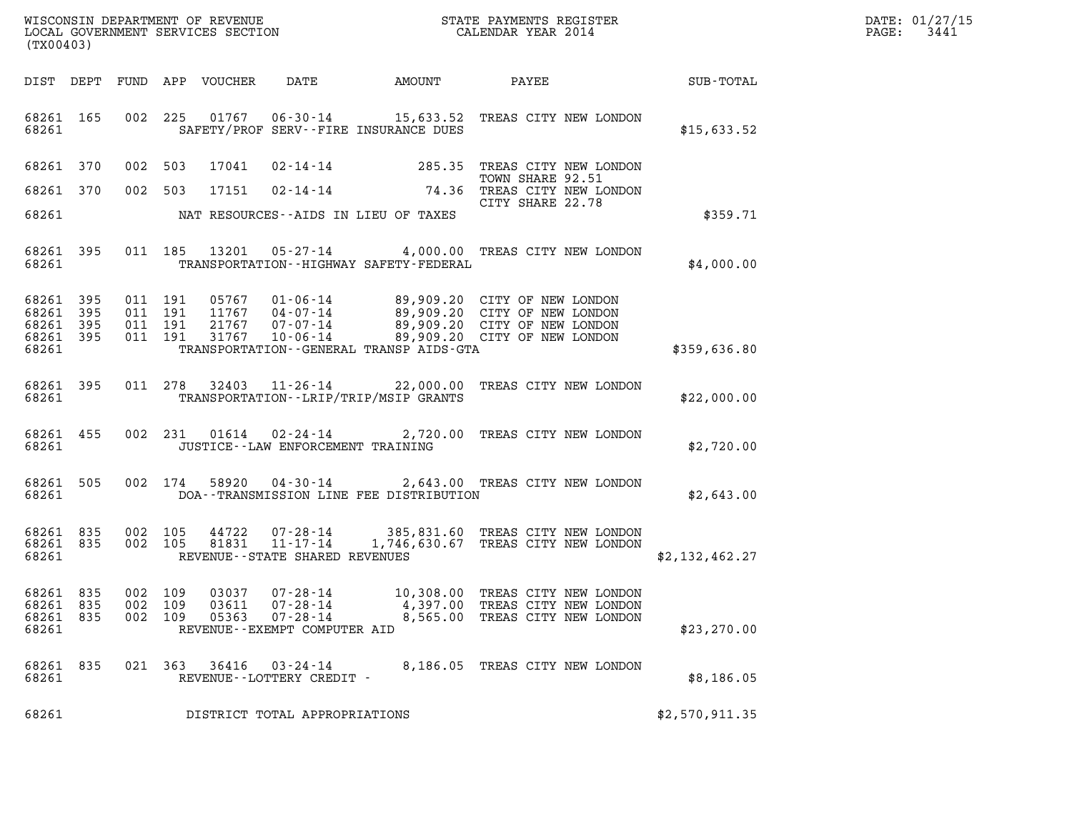WISCONSIN DEPARTMENT OF REVENUE
LOCAL GOVERNMENT SERVICES SECTION
(TX00403)

STATE PAYMENTS REGISTER
CALENDAR YEAR 2014

DATE: 01/27/15
PAGE: 3441

| DIST | DEPT | FUND | APP | VOUCHER | DATE | AMOUNT | PAYEE | SUB-TOTAL |
|---|---|---|---|---|---|---|---|---|
| 68261 | 165 | 002 | 225 | 01767 | 06-30-14 | 15,633.52 | TREAS CITY NEW LONDON | |
| 68261 | | | | | SAFETY/PROF SERV--FIRE INSURANCE DUES | | | $15,633.52 |
| 68261 | 370 | 002 | 503 | 17041 | 02-14-14 | 285.35 | TREAS CITY NEW LONDON TOWN SHARE 92.51 | |
| 68261 | 370 | 002 | 503 | 17151 | 02-14-14 | 74.36 | TREAS CITY NEW LONDON CITY SHARE 22.78 | |
| 68261 | | | | | NAT RESOURCES--AIDS IN LIEU OF TAXES | | | $359.71 |
| 68261 | 395 | 011 | 185 | 13201 | 05-27-14 | 4,000.00 | TREAS CITY NEW LONDON | |
| 68261 | | | | | TRANSPORTATION--HIGHWAY SAFETY-FEDERAL | | | $4,000.00 |
| 68261 | 395 | 011 | 191 | 05767 | 01-06-14 | 89,909.20 | CITY OF NEW LONDON | |
| 68261 | 395 | 011 | 191 | 11767 | 04-07-14 | 89,909.20 | CITY OF NEW LONDON | |
| 68261 | 395 | 011 | 191 | 21767 | 07-07-14 | 89,909.20 | CITY OF NEW LONDON | |
| 68261 | 395 | 011 | 191 | 31767 | 10-06-14 | 89,909.20 | CITY OF NEW LONDON | |
| 68261 | | | | | TRANSPORTATION--GENERAL TRANSP AIDS-GTA | | | $359,636.80 |
| 68261 | 395 | 011 | 278 | 32403 | 11-26-14 | 22,000.00 | TREAS CITY NEW LONDON | |
| 68261 | | | | | TRANSPORTATION--LRIP/TRIP/MSIP GRANTS | | | $22,000.00 |
| 68261 | 455 | 002 | 231 | 01614 | 02-24-14 | 2,720.00 | TREAS CITY NEW LONDON | |
| 68261 | | | | | JUSTICE--LAW ENFORCEMENT TRAINING | | | $2,720.00 |
| 68261 | 505 | 002 | 174 | 58920 | 04-30-14 | 2,643.00 | TREAS CITY NEW LONDON | |
| 68261 | | | | | DOA--TRANSMISSION LINE FEE DISTRIBUTION | | | $2,643.00 |
| 68261 | 835 | 002 | 105 | 44722 | 07-28-14 | 385,831.60 | TREAS CITY NEW LONDON | |
| 68261 | 835 | 002 | 105 | 81831 | 11-17-14 | 1,746,630.67 | TREAS CITY NEW LONDON | |
| 68261 | | | | | REVENUE--STATE SHARED REVENUES | | | $2,132,462.27 |
| 68261 | 835 | 002 | 109 | 03037 | 07-28-14 | 10,308.00 | TREAS CITY NEW LONDON | |
| 68261 | 835 | 002 | 109 | 03611 | 07-28-14 | 4,397.00 | TREAS CITY NEW LONDON | |
| 68261 | 835 | 002 | 109 | 05363 | 07-28-14 | 8,565.00 | TREAS CITY NEW LONDON | |
| 68261 | | | | | REVENUE--EXEMPT COMPUTER AID | | | $23,270.00 |
| 68261 | 835 | 021 | 363 | 36416 | 03-24-14 | 8,186.05 | TREAS CITY NEW LONDON | |
| 68261 | | | | | REVENUE--LOTTERY CREDIT - | | | $8,186.05 |
| 68261 | | | | | DISTRICT TOTAL APPROPRIATIONS | | | $2,570,911.35 |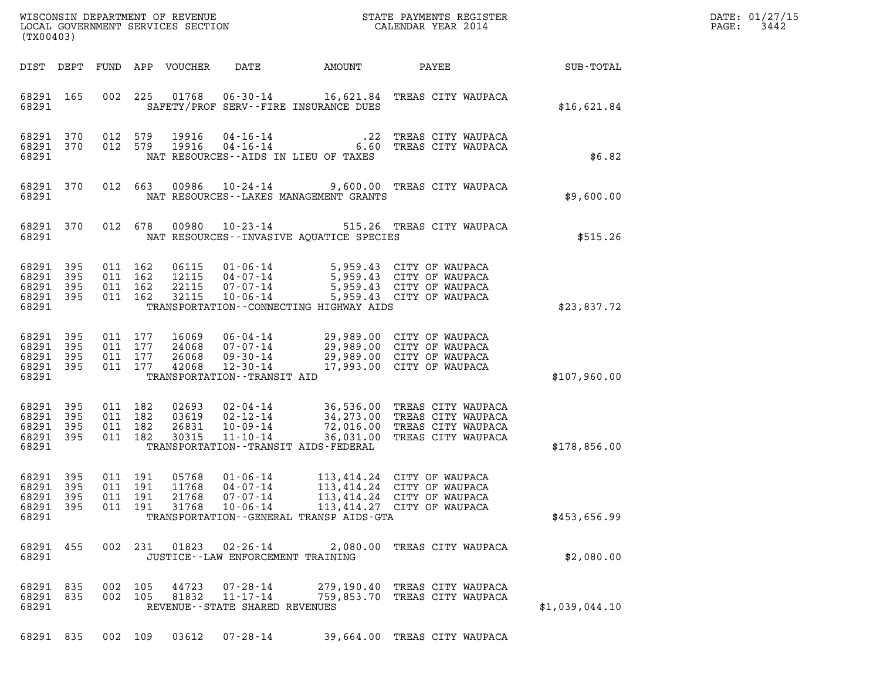WISCONSIN DEPARTMENT OF REVENUE
LOCAL GOVERNMENT SERVICES SECTION
(TX00403)

STATE PAYMENTS REGISTER
CALENDAR YEAR 2014

DATE: 01/27/15
PAGE: 3442

| DIST | DEPT | FUND | APP | VOUCHER | DATE | AMOUNT | PAYEE | SUB-TOTAL |
|---|---|---|---|---|---|---|---|---|
| 68291 | 165 | 002 | 225 | 01768 | 06-30-14 | 16,621.84 | TREAS CITY WAUPACA | |
| 68291 | | | | | SAFETY/PROF SERV--FIRE INSURANCE DUES | | | $16,621.84 |
| 68291 | 370 | 012 | 579 | 19916 | 04-16-14 | .22 | TREAS CITY WAUPACA | |
| 68291 | 370 | 012 | 579 | 19916 | 04-16-14 | 6.60 | TREAS CITY WAUPACA | |
| 68291 | | | | | NAT RESOURCES--AIDS IN LIEU OF TAXES | | | $6.82 |
| 68291 | 370 | 012 | 663 | 00986 | 10-24-14 | 9,600.00 | TREAS CITY WAUPACA | |
| 68291 | | | | | NAT RESOURCES--LAKES MANAGEMENT GRANTS | | | $9,600.00 |
| 68291 | 370 | 012 | 678 | 00980 | 10-23-14 | 515.26 | TREAS CITY WAUPACA | |
| 68291 | | | | | NAT RESOURCES--INVASIVE AQUATICE SPECIES | | | $515.26 |
| 68291 | 395 | 011 | 162 | 06115 | 01-06-14 | 5,959.43 | CITY OF WAUPACA | |
| 68291 | 395 | 011 | 162 | 12115 | 04-07-14 | 5,959.43 | CITY OF WAUPACA | |
| 68291 | 395 | 011 | 162 | 22115 | 07-07-14 | 5,959.43 | CITY OF WAUPACA | |
| 68291 | 395 | 011 | 162 | 32115 | 10-06-14 | 5,959.43 | CITY OF WAUPACA | |
| 68291 | | | | | TRANSPORTATION--CONNECTING HIGHWAY AIDS | | | $23,837.72 |
| 68291 | 395 | 011 | 177 | 16069 | 06-04-14 | 29,989.00 | CITY OF WAUPACA | |
| 68291 | 395 | 011 | 177 | 24068 | 07-07-14 | 29,989.00 | CITY OF WAUPACA | |
| 68291 | 395 | 011 | 177 | 26068 | 09-30-14 | 29,989.00 | CITY OF WAUPACA | |
| 68291 | 395 | 011 | 177 | 42068 | 12-30-14 | 17,993.00 | CITY OF WAUPACA | |
| 68291 | | | | | TRANSPORTATION--TRANSIT AID | | | $107,960.00 |
| 68291 | 395 | 011 | 182 | 02693 | 02-04-14 | 36,536.00 | TREAS CITY WAUPACA | |
| 68291 | 395 | 011 | 182 | 03619 | 02-12-14 | 34,273.00 | TREAS CITY WAUPACA | |
| 68291 | 395 | 011 | 182 | 26831 | 10-09-14 | 72,016.00 | TREAS CITY WAUPACA | |
| 68291 | 395 | 011 | 182 | 30315 | 11-10-14 | 36,031.00 | TREAS CITY WAUPACA | |
| 68291 | | | | | TRANSPORTATION--TRANSIT AIDS-FEDERAL | | | $178,856.00 |
| 68291 | 395 | 011 | 191 | 05768 | 01-06-14 | 113,414.24 | CITY OF WAUPACA | |
| 68291 | 395 | 011 | 191 | 11768 | 04-07-14 | 113,414.24 | CITY OF WAUPACA | |
| 68291 | 395 | 011 | 191 | 21768 | 07-07-14 | 113,414.24 | CITY OF WAUPACA | |
| 68291 | 395 | 011 | 191 | 31768 | 10-06-14 | 113,414.27 | CITY OF WAUPACA | |
| 68291 | | | | | TRANSPORTATION--GENERAL TRANSP AIDS-GTA | | | $453,656.99 |
| 68291 | 455 | 002 | 231 | 01823 | 02-26-14 | 2,080.00 | TREAS CITY WAUPACA | |
| 68291 | | | | | JUSTICE--LAW ENFORCEMENT TRAINING | | | $2,080.00 |
| 68291 | 835 | 002 | 105 | 44723 | 07-28-14 | 279,190.40 | TREAS CITY WAUPACA | |
| 68291 | 835 | 002 | 105 | 81832 | 11-17-14 | 759,853.70 | TREAS CITY WAUPACA | |
| 68291 | | | | | REVENUE--STATE SHARED REVENUES | | | $1,039,044.10 |
| 68291 | 835 | 002 | 109 | 03612 | 07-28-14 | 39,664.00 | TREAS CITY WAUPACA | |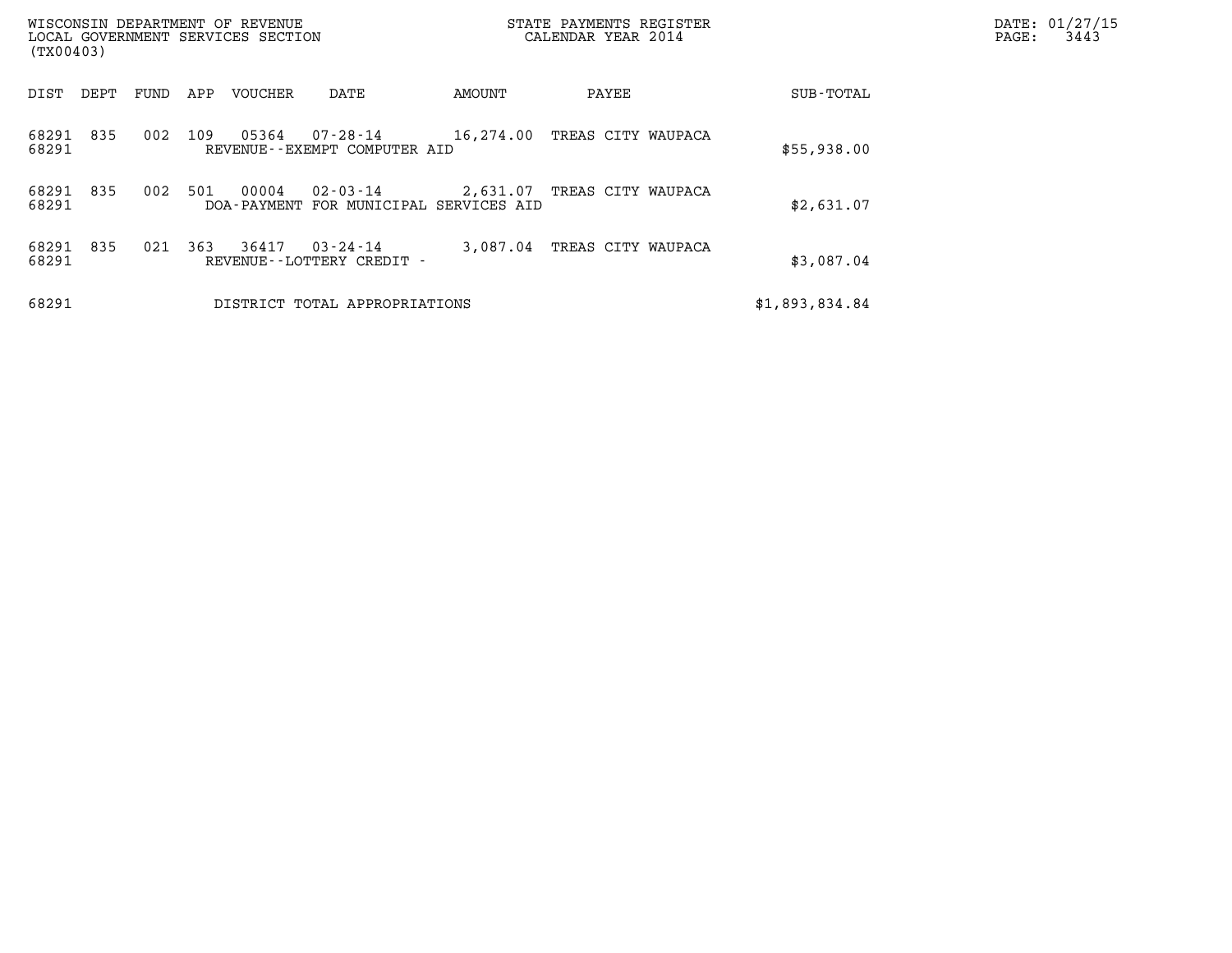WISCONSIN DEPARTMENT OF REVENUE
LOCAL GOVERNMENT SERVICES SECTION
(TX00403)

STATE PAYMENTS REGISTER
CALENDAR YEAR 2014

DATE: 01/27/15

| DIST | DEPT | FUND | APP | VOUCHER | DATE | AMOUNT | PAYEE | SUB-TOTAL |
|---|---|---|---|---|---|---|---|---|
| 68291 | 835 | 002 | 109 | 05364 | 07-28-14 | 16,274.00 | TREAS CITY WAUPACA | |
| 68291 | | | | REVENUE--EXEMPT COMPUTER AID | | | | $55,938.00 |
| 68291 | 835 | 002 | 501 | 00004 | 02-03-14 | 2,631.07 | TREAS CITY WAUPACA | |
| 68291 | | | | DOA-PAYMENT FOR MUNICIPAL SERVICES AID | | | | $2,631.07 |
| 68291 | 835 | 021 | 363 | 36417 | 03-24-14 | 3,087.04 | TREAS CITY WAUPACA | |
| 68291 | | | | REVENUE--LOTTERY CREDIT - | | | | $3,087.04 |
| 68291 | | | | DISTRICT TOTAL APPROPRIATIONS | | | | $1,893,834.84 |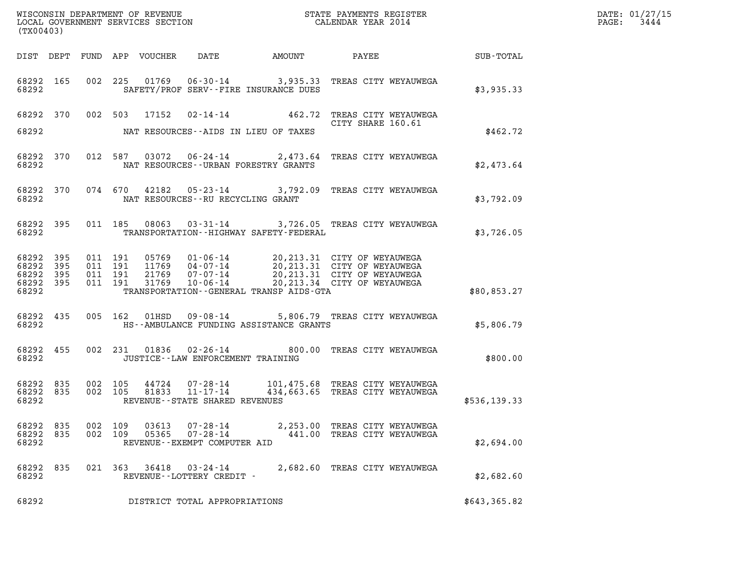WISCONSIN DEPARTMENT OF REVENUE
LOCAL GOVERNMENT SERVICES SECTION
(TX00403)

STATE PAYMENTS REGISTER
CALENDAR YEAR 2014

DATE: 01/27/15
PAGE: 3444

| DIST | DEPT | FUND | APP | VOUCHER | DATE | AMOUNT | PAYEE | SUB-TOTAL |
|---|---|---|---|---|---|---|---|---|
| 68292 | 165 | 002 | 225 | 01769 | 06-30-14 | 3,935.33 | TREAS CITY WEYAUWEGA | |
| 68292 | | | | | SAFETY/PROF SERV--FIRE INSURANCE DUES | | | $3,935.33 |
| 68292 | 370 | 002 | 503 | 17152 | 02-14-14 | 462.72 | TREAS CITY WEYAUWEGA CITY SHARE 160.61 | |
| 68292 | | | | | NAT RESOURCES--AIDS IN LIEU OF TAXES | | | $462.72 |
| 68292 | 370 | 012 | 587 | 03072 | 06-24-14 | 2,473.64 | TREAS CITY WEYAUWEGA | |
| 68292 | | | | | NAT RESOURCES--URBAN FORESTRY GRANTS | | | $2,473.64 |
| 68292 | 370 | 074 | 670 | 42182 | 05-23-14 | 3,792.09 | TREAS CITY WEYAUWEGA | |
| 68292 | | | | | NAT RESOURCES--RU RECYCLING GRANT | | | $3,792.09 |
| 68292 | 395 | 011 | 185 | 08063 | 03-31-14 | 3,726.05 | TREAS CITY WEYAUWEGA | |
| 68292 | | | | | TRANSPORTATION--HIGHWAY SAFETY-FEDERAL | | | $3,726.05 |
| 68292 | 395 | 011 | 191 | 05769 | 01-06-14 | 20,213.31 | CITY OF WEYAUWEGA | |
| 68292 | 395 | 011 | 191 | 11769 | 04-07-14 | 20,213.31 | CITY OF WEYAUWEGA | |
| 68292 | 395 | 011 | 191 | 21769 | 07-07-14 | 20,213.31 | CITY OF WEYAUWEGA | |
| 68292 | 395 | 011 | 191 | 31769 | 10-06-14 | 20,213.34 | CITY OF WEYAUWEGA | |
| 68292 | | | | | TRANSPORTATION--GENERAL TRANSP AIDS-GTA | | | $80,853.27 |
| 68292 | 435 | 005 | 162 | 01HSD | 09-08-14 | 5,806.79 | TREAS CITY WEYAUWEGA | |
| 68292 | | | | | HS--AMBULANCE FUNDING ASSISTANCE GRANTS | | | $5,806.79 |
| 68292 | 455 | 002 | 231 | 01836 | 02-26-14 | 800.00 | TREAS CITY WEYAUWEGA | |
| 68292 | | | | | JUSTICE--LAW ENFORCEMENT TRAINING | | | $800.00 |
| 68292 | 835 | 002 | 105 | 44724 | 07-28-14 | 101,475.68 | TREAS CITY WEYAUWEGA | |
| 68292 | 835 | 002 | 105 | 81833 | 11-17-14 | 434,663.65 | TREAS CITY WEYAUWEGA | |
| 68292 | | | | | REVENUE--STATE SHARED REVENUES | | | $536,139.33 |
| 68292 | 835 | 002 | 109 | 03613 | 07-28-14 | 2,253.00 | TREAS CITY WEYAUWEGA | |
| 68292 | 835 | 002 | 109 | 05365 | 07-28-14 | 441.00 | TREAS CITY WEYAUWEGA | |
| 68292 | | | | | REVENUE--EXEMPT COMPUTER AID | | | $2,694.00 |
| 68292 | 835 | 021 | 363 | 36418 | 03-24-14 | 2,682.60 | TREAS CITY WEYAUWEGA | |
| 68292 | | | | | REVENUE--LOTTERY CREDIT - | | | $2,682.60 |
| 68292 | | | | | DISTRICT TOTAL APPROPRIATIONS | | | $643,365.82 |